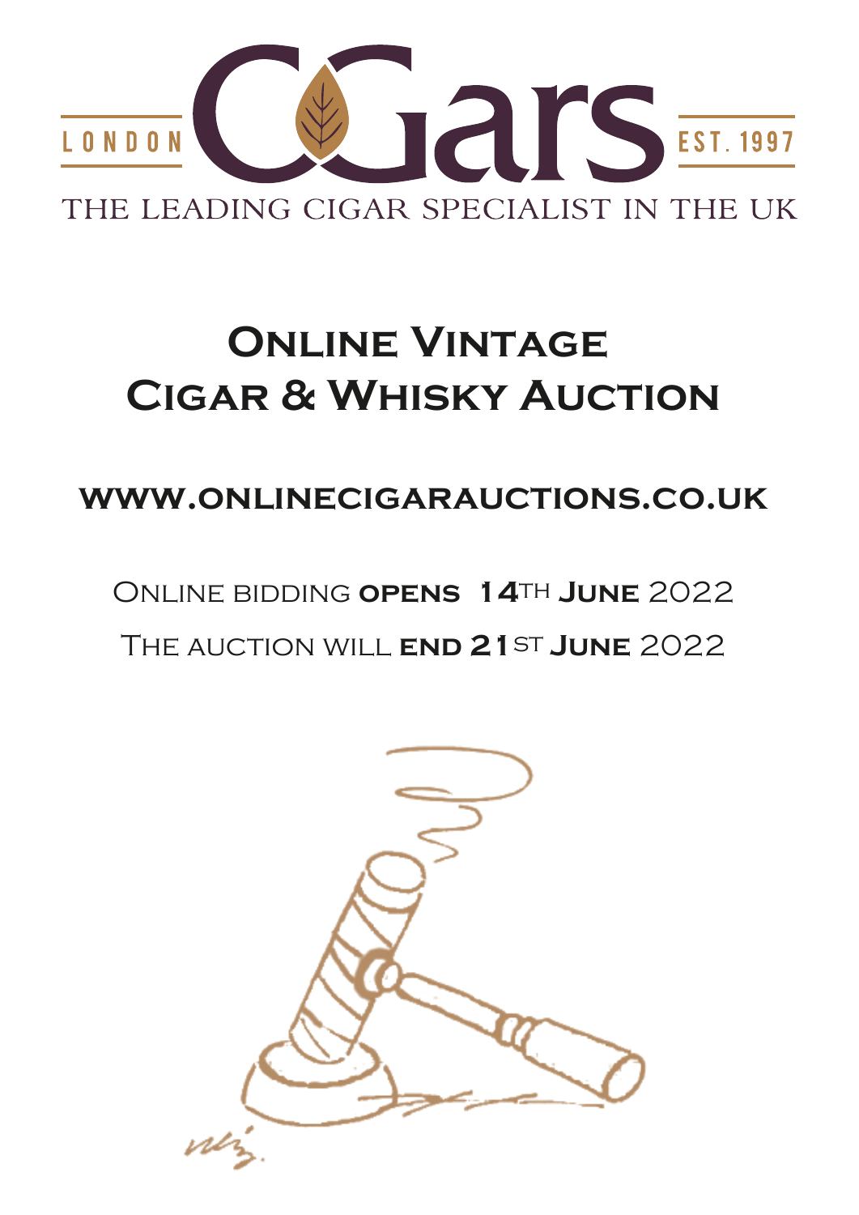LONDON **CGars** EST. 1997

THE LEADING CIGAR SPECIALIST IN THE UK

# Online Vintage Cigar & Whisky Auction

## www.onlinecigarauctions.co.uk

Online bidding **opens 14th June** 2022

The auction will **end 21st June** 2022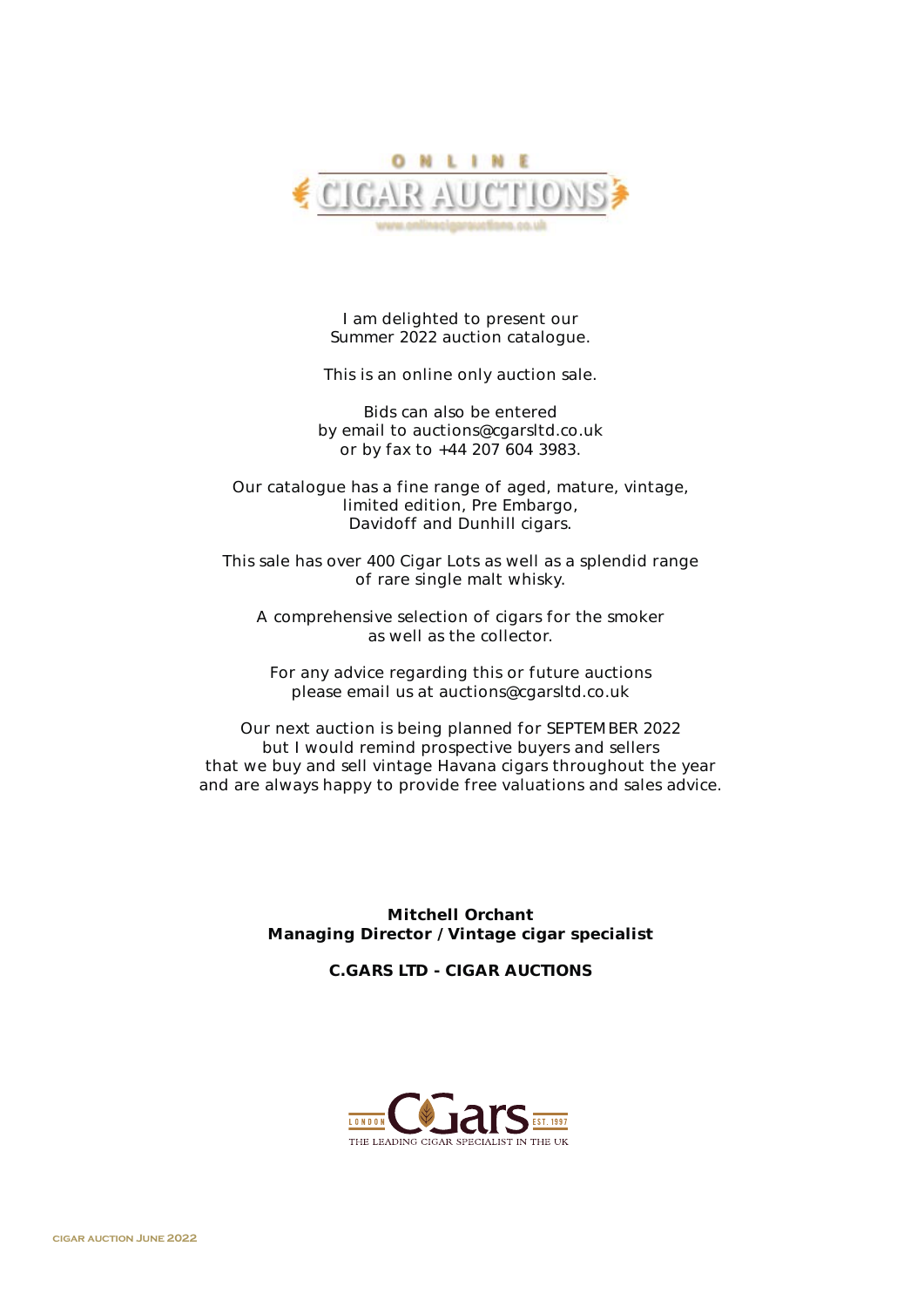ONLINE

CIGAR AUCTIONS

www.onlinecigarauctions.co.uk

I am delighted to present our
Summer 2022 auction catalogue.

This is an online only auction sale.

Bids can also be entered
by email to auctions@cgarsltd.co.uk
or by fax to +44 207 604 3983.

Our catalogue has a fine range of aged, mature, vintage,
limited edition, Pre Embargo,
Davidoff and Dunhill cigars.

This sale has over 400 Cigar Lots as well as a splendid range
of rare single malt whisky.

A comprehensive selection of cigars for the smoker
as well as the collector.

For any advice regarding this or future auctions
please email us at auctions@cgarsltd.co.uk

Our next auction is being planned for SEPTEMBER 2022
but I would remind prospective buyers and sellers
that we buy and sell vintage Havana cigars throughout the year
and are always happy to provide free valuations and sales advice.

**Mitchell Orchant**
**Managing Director / Vintage cigar specialist**

**C.GARS LTD - CIGAR AUCTIONS**

LONDON CGars EST. 1997
THE LEADING CIGAR SPECIALIST IN THE UK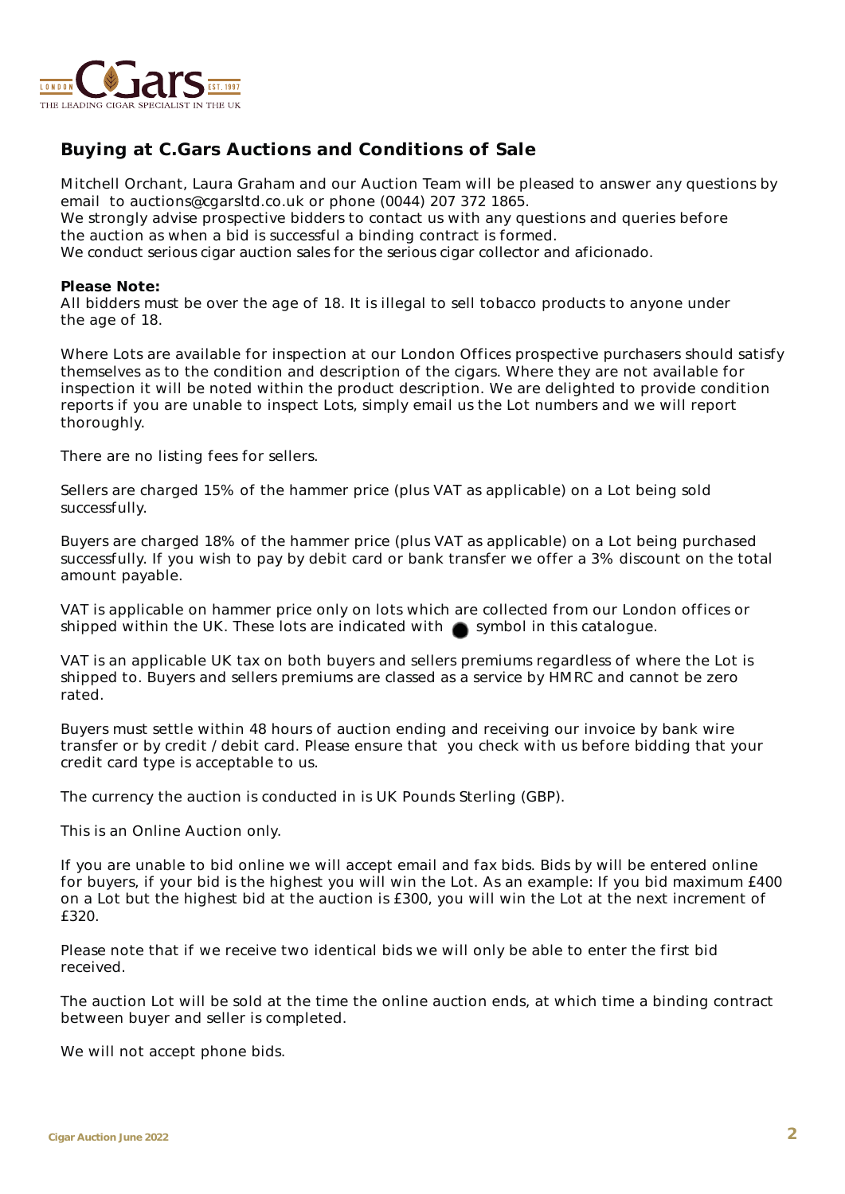## Buying at C.Gars Auctions and Conditions of Sale

Mitchell Orchant, Laura Graham and our Auction Team will be pleased to answer any questions by email to auctions@cgarsltd.co.uk or phone (0044) 207 372 1865.
We strongly advise prospective bidders to contact us with any questions and queries before the auction as when a bid is successful a binding contract is formed.
We conduct serious cigar auction sales for the serious cigar collector and aficionado.

**Please Note:**
All bidders must be over the age of 18. It is illegal to sell tobacco products to anyone under the age of 18.

Where Lots are available for inspection at our London Offices prospective purchasers should satisfy themselves as to the condition and description of the cigars. Where they are not available for inspection it will be noted within the product description. We are delighted to provide condition reports if you are unable to inspect Lots, simply email us the Lot numbers and we will report thoroughly.

There are no listing fees for sellers.

Sellers are charged 15% of the hammer price (plus VAT as applicable) on a Lot being sold successfully.

Buyers are charged 18% of the hammer price (plus VAT as applicable) on a Lot being purchased successfully. If you wish to pay by debit card or bank transfer we offer a 3% discount on the total amount payable.

VAT is applicable on hammer price only on lots which are collected from our London offices or shipped within the UK. These lots are indicated with ● symbol in this catalogue.

VAT is an applicable UK tax on both buyers and sellers premiums regardless of where the Lot is shipped to. Buyers and sellers premiums are classed as a service by HMRC and cannot be zero rated.

Buyers must settle within 48 hours of auction ending and receiving our invoice by bank wire transfer or by credit / debit card. Please ensure that you check with us before bidding that your credit card type is acceptable to us.

The currency the auction is conducted in is UK Pounds Sterling (GBP).

This is an Online Auction only.

If you are unable to bid online we will accept email and fax bids. Bids by will be entered online for buyers, if your bid is the highest you will win the Lot. As an example: If you bid maximum £400 on a Lot but the highest bid at the auction is £300, you will win the Lot at the next increment of £320.

Please note that if we receive two identical bids we will only be able to enter the first bid received.

The auction Lot will be sold at the time the online auction ends, at which time a binding contract between buyer and seller is completed.

We will not accept phone bids.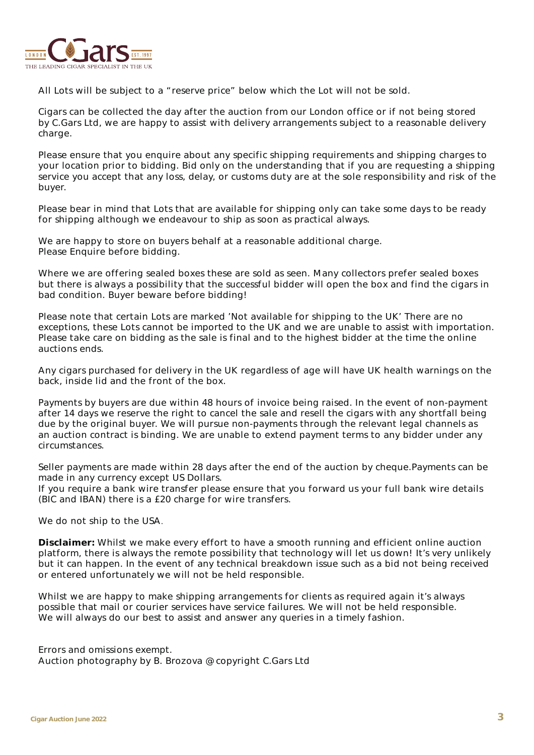All Lots will be subject to a "reserve price" below which the Lot will not be sold.

Cigars can be collected the day after the auction from our London office or if not being stored by C.Gars Ltd, we are happy to assist with delivery arrangements subject to a reasonable delivery charge.

Please ensure that you enquire about any specific shipping requirements and shipping charges to your location prior to bidding. Bid only on the understanding that if you are requesting a shipping service you accept that any loss, delay, or customs duty are at the sole responsibility and risk of the buyer.

Please bear in mind that Lots that are available for shipping only can take some days to be ready for shipping although we endeavour to ship as soon as practical always.

We are happy to store on buyers behalf at a reasonable additional charge.
Please Enquire before bidding.

Where we are offering sealed boxes these are sold as seen. Many collectors prefer sealed boxes but there is always a possibility that the successful bidder will open the box and find the cigars in bad condition. Buyer beware before bidding!

Please note that certain Lots are marked 'Not available for shipping to the UK' There are no exceptions, these Lots cannot be imported to the UK and we are unable to assist with importation. Please take care on bidding as the sale is final and to the highest bidder at the time the online auctions ends.

Any cigars purchased for delivery in the UK regardless of age will have UK health warnings on the back, inside lid and the front of the box.

Payments by buyers are due within 48 hours of invoice being raised. In the event of non-payment after 14 days we reserve the right to cancel the sale and resell the cigars with any shortfall being due by the original buyer. We will pursue non-payments through the relevant legal channels as an auction contract is binding. We are unable to extend payment terms to any bidder under any circumstances.

Seller payments are made within 28 days after the end of the auction by cheque.Payments can be made in any currency except US Dollars.
If you require a bank wire transfer please ensure that you forward us your full bank wire details (BIC and IBAN) there is a £20 charge for wire transfers.

We do not ship to the USA.

**Disclaimer:** Whilst we make every effort to have a smooth running and efficient online auction platform, there is always the remote possibility that technology will let us down! It's very unlikely but it can happen. In the event of any technical breakdown issue such as a bid not being received or entered unfortunately we will not be held responsible.

Whilst we are happy to make shipping arrangements for clients as required again it's always possible that mail or courier services have service failures. We will not be held responsible.
We will always do our best to assist and answer any queries in a timely fashion.

Errors and omissions exempt.
Auction photography by B. Brozova @copyright C.Gars Ltd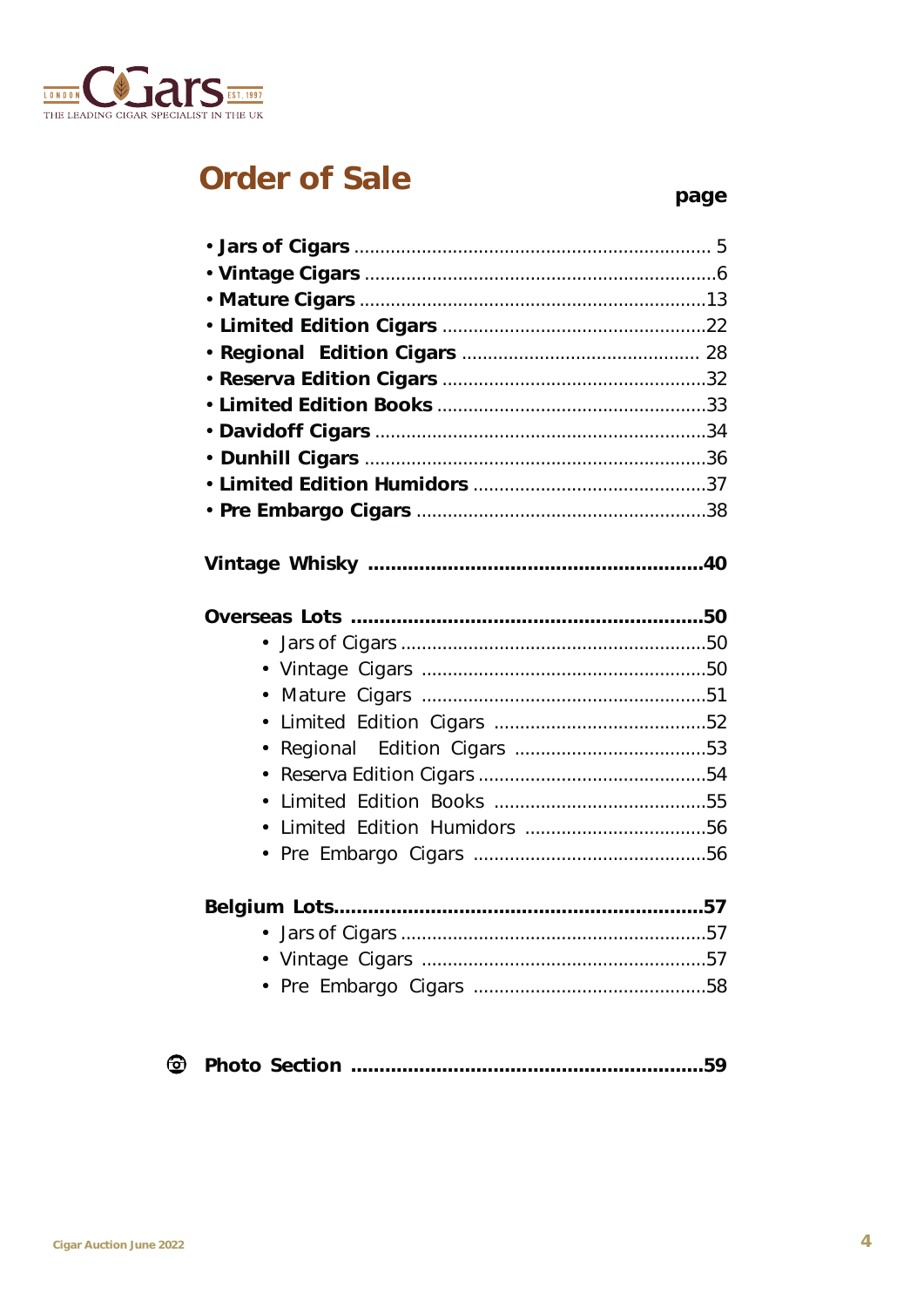# Order of Sale

**page**

- **Jars of Cigars** .................................................................... 5
- **Vintage Cigars** ....................................................................6
- **Mature Cigars** ....................................................................13
- **Limited Edition Cigars** ...................................................22
- **Regional Edition Cigars** ............................................. 28
- **Reserva Edition Cigars** ..................................................32
- **Limited Edition Books** ...................................................33
- **Davidoff Cigars** ...............................................................34
- **Dunhill Cigars** .................................................................36
- **Limited Edition Humidors** .............................................37
- **Pre Embargo Cigars** .......................................................38

**Vintage Whisky ..........................................................40**

**Overseas Lots ............................................................50**

- Jars of Cigars ..........................................................50
- Vintage Cigars ......................................................50
- Mature Cigars ......................................................51
- Limited Edition Cigars .........................................52
- Regional Edition Cigars .....................................53
- Reserva Edition Cigars ............................................54
- Limited Edition Books .........................................55
- Limited Edition Humidors ...................................56
- Pre Embargo Cigars ............................................56

**Belgium Lots................................................................57**

- Jars of Cigars ..........................................................57
- Vintage Cigars ......................................................57
- Pre Embargo Cigars ............................................58

**Photo Section ............................................................59**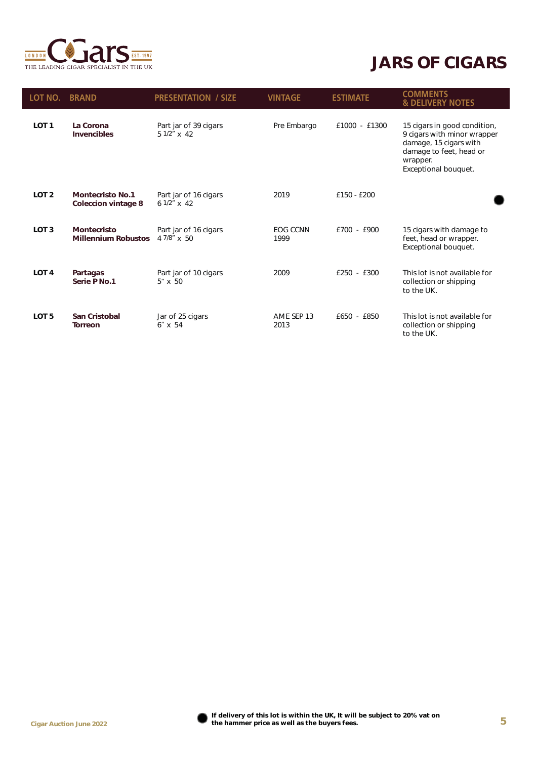# JARS OF CIGARS

| LOT NO. | BRAND | PRESENTATION / SIZE | VINTAGE | ESTIMATE | COMMENTS & DELIVERY NOTES |
|---|---|---|---|---|---|
| LOT 1 | **La Corona Invencibles** | Part jar of 39 cigars 5 1/2" x 42 | Pre Embargo | £1000 - £1300 | 15 cigars in good condition, 9 cigars with minor wrapper damage, 15 cigars with damage to feet, head or wrapper. Exceptional bouquet. |
| LOT 2 | **Montecristo No.1 Coleccion vintage 8** | Part jar of 16 cigars 6 1/2" x 42 | 2019 | £150 - £200 | ● |
| LOT 3 | **Montecristo Millennium Robustos** | Part jar of 16 cigars 4 7/8" x 50 | EOG CCNN 1999 | £700 - £900 | 15 cigars with damage to feet, head or wrapper. Exceptional bouquet. |
| LOT 4 | **Partagas Serie P No.1** | Part jar of 10 cigars 5" x 50 | 2009 | £250 - £300 | This lot is not available for collection or shipping to the UK. |
| LOT 5 | **San Cristobal Torreon** | Jar of 25 cigars 6" x 54 | AME SEP 13 2013 | £650 - £850 | This lot is not available for collection or shipping to the UK. |

● **If delivery of this lot is within the UK, It will be subject to 20% vat on the hammer price as well as the buyers fees.**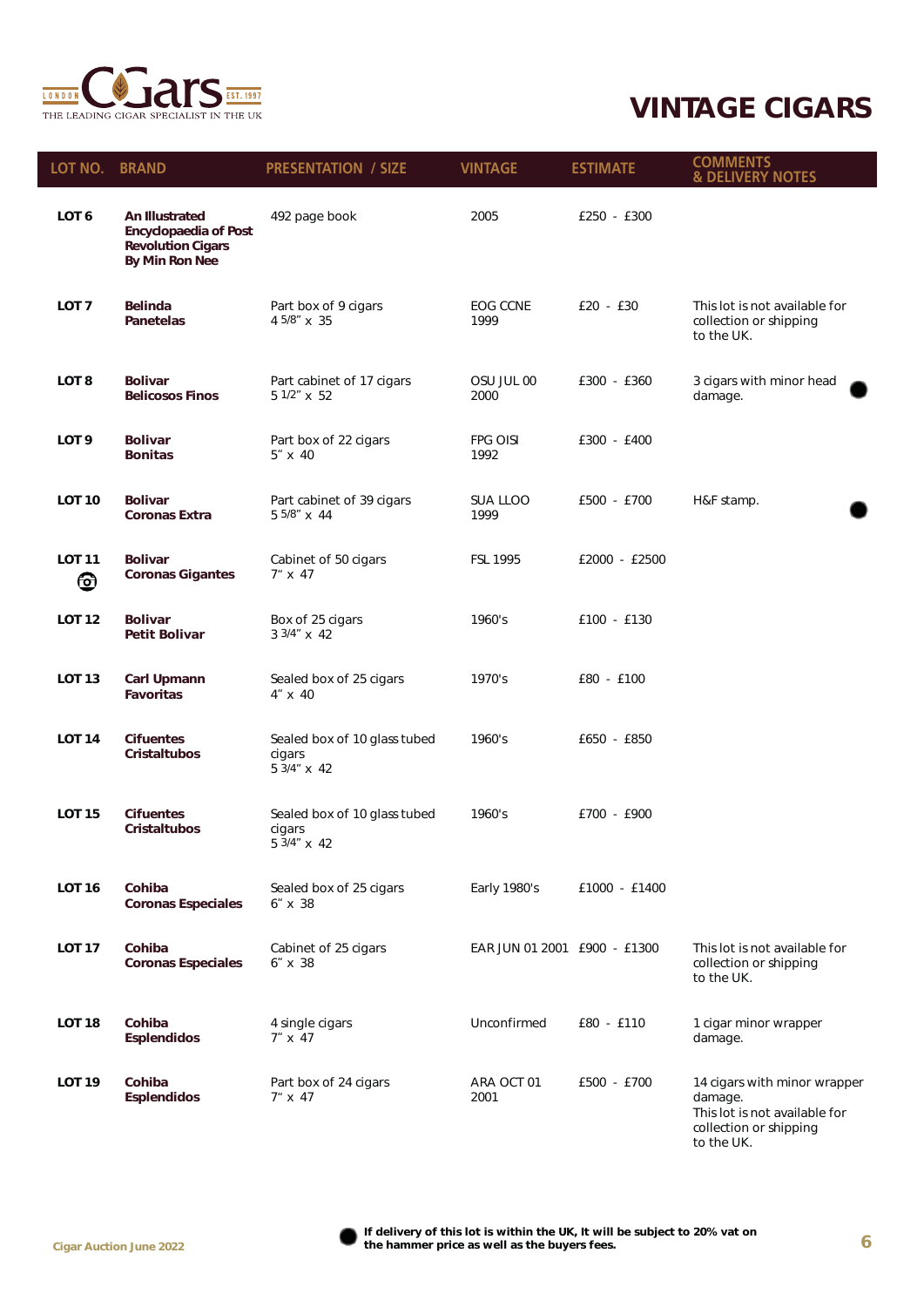LONDON CGars EST. 1997
THE LEADING CIGAR SPECIALIST IN THE UK

# VINTAGE CIGARS

| LOT NO. | BRAND | PRESENTATION / SIZE | VINTAGE | ESTIMATE | COMMENTS & DELIVERY NOTES |
|---|---|---|---|---|---|
| **LOT 6** | **An Illustrated Encyclopaedia of Post Revolution Cigars By Min Ron Nee** | 492 page book | 2005 | £250 - £300 | |
| **LOT 7** | **Belinda Panetelas** | Part box of 9 cigars 4 5/8" x 35 | EOG CCNE 1999 | £20 - £30 | This lot is not available for collection or shipping to the UK. |
| **LOT 8** | **Bolivar Belicosos Finos** | Part cabinet of 17 cigars 5 1/2" x 52 | OSU JUL 00 2000 | £300 - £360 | 3 cigars with minor head damage. ● |
| **LOT 9** | **Bolivar Bonitas** | Part box of 22 cigars 5" x 40 | FPG OISI 1992 | £300 - £400 | |
| **LOT 10** | **Bolivar Coronas Extra** | Part cabinet of 39 cigars 5 5/8" x 44 | SUA LLOO 1999 | £500 - £700 | H&F stamp. ● |
| **LOT 11** | **Bolivar Coronas Gigantes** | Cabinet of 50 cigars 7" x 47 | FSL 1995 | £2000 - £2500 | |
| **LOT 12** | **Bolivar Petit Bolivar** | Box of 25 cigars 3 3/4" x 42 | 1960's | £100 - £130 | |
| **LOT 13** | **Carl Upmann Favoritas** | Sealed box of 25 cigars 4" x 40 | 1970's | £80 - £100 | |
| **LOT 14** | **Cifuentes Cristaltubos** | Sealed box of 10 glass tubed cigars 5 3/4" x 42 | 1960's | £650 - £850 | |
| **LOT 15** | **Cifuentes Cristaltubos** | Sealed box of 10 glass tubed cigars 5 3/4" x 42 | 1960's | £700 - £900 | |
| **LOT 16** | **Cohiba Coronas Especiales** | Sealed box of 25 cigars 6" x 38 | Early 1980's | £1000 - £1400 | |
| **LOT 17** | **Cohiba Coronas Especiales** | Cabinet of 25 cigars 6" x 38 | EAR JUN 01 2001 | £900 - £1300 | This lot is not available for collection or shipping to the UK. |
| **LOT 18** | **Cohiba Esplendidos** | 4 single cigars 7" x 47 | Unconfirmed | £80 - £110 | 1 cigar minor wrapper damage. |
| **LOT 19** | **Cohiba Esplendidos** | Part box of 24 cigars 7" x 47 | ARA OCT 01 2001 | £500 - £700 | 14 cigars with minor wrapper damage. This lot is not available for collection or shipping to the UK. |

● **If delivery of this lot is within the UK, It will be subject to 20% vat on the hammer price as well as the buyers fees.**

Cigar Auction June 2022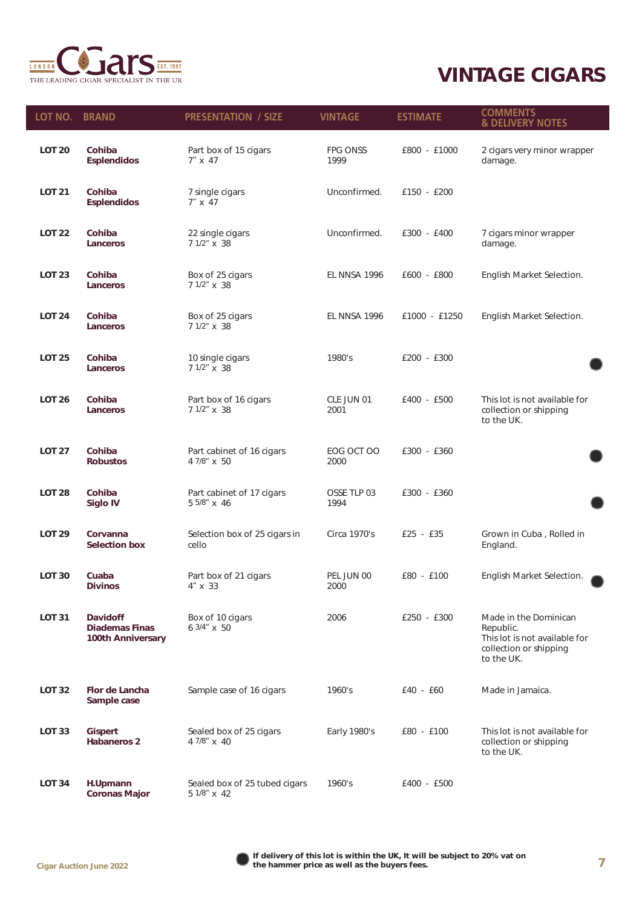# VINTAGE CIGARS

| LOT NO. | BRAND | PRESENTATION / SIZE | VINTAGE | ESTIMATE | COMMENTS & DELIVERY NOTES |
|---|---|---|---|---|---|
| **LOT 20** | **Cohiba Esplendidos** | Part box of 15 cigars 7" x 47 | FPG ONSS 1999 | £800 - £1000 | 2 cigars very minor wrapper damage. |
| **LOT 21** | **Cohiba Esplendidos** | 7 single cigars 7" x 47 | Unconfirmed. | £150 - £200 | |
| **LOT 22** | **Cohiba Lanceros** | 22 single cigars 7 1/2" x 38 | Unconfirmed. | £300 - £400 | 7 cigars minor wrapper damage. |
| **LOT 23** | **Cohiba Lanceros** | Box of 25 cigars 7 1/2" x 38 | EL NNSA 1996 | £600 - £800 | English Market Selection. |
| **LOT 24** | **Cohiba Lanceros** | Box of 25 cigars 7 1/2" x 38 | EL NNSA 1996 | £1000 - £1250 | English Market Selection. |
| **LOT 25** | **Cohiba Lanceros** | 10 single cigars 7 1/2" x 38 | 1980's | £200 - £300 | ● |
| **LOT 26** | **Cohiba Lanceros** | Part box of 16 cigars 7 1/2" x 38 | CLE JUN 01 2001 | £400 - £500 | This lot is not available for collection or shipping to the UK. |
| **LOT 27** | **Cohiba Robustos** | Part cabinet of 16 cigars 4 7/8" x 50 | EOG OCT OO 2000 | £300 - £360 | ● |
| **LOT 28** | **Cohiba Siglo IV** | Part cabinet of 17 cigars 5 5/8" x 46 | OSSE TLP 03 1994 | £300 - £360 | ● |
| **LOT 29** | **Corvanna Selection box** | Selection box of 25 cigars in cello | Circa 1970's | £25 - £35 | Grown in Cuba , Rolled in England. |
| **LOT 30** | **Cuaba Divinos** | Part box of 21 cigars 4" x 33 | PEL JUN 00 2000 | £80 - £100 | English Market Selection. ● |
| **LOT 31** | **Davidoff Diademas Finas 100th Anniversary** | Box of 10 cigars 6 3/4" x 50 | 2006 | £250 - £300 | Made in the Dominican Republic. This lot is not available for collection or shipping to the UK. |
| **LOT 32** | **Flor de Lancha Sample case** | Sample case of 16 cigars | 1960's | £40 - £60 | Made in Jamaica. |
| **LOT 33** | **Gispert Habaneros 2** | Sealed box of 25 cigars 4 7/8" x 40 | Early 1980's | £80 - £100 | This lot is not available for collection or shipping to the UK. |
| **LOT 34** | **H.Upmann Coronas Major** | Sealed box of 25 tubed cigars 5 1/8" x 42 | 1960's | £400 - £500 | |

● **If delivery of this lot is within the UK, It will be subject to 20% vat on the hammer price as well as the buyers fees.**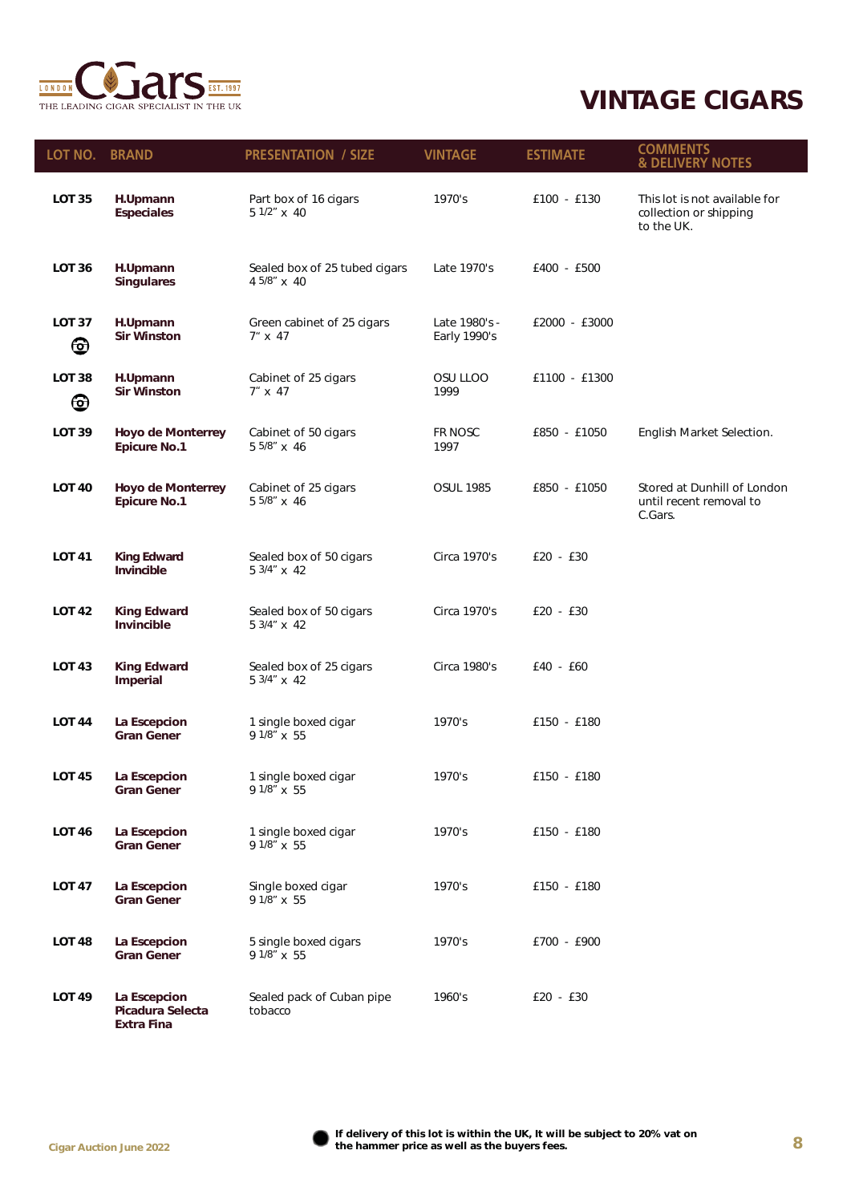# VINTAGE CIGARS

| LOT NO. | BRAND | PRESENTATION / SIZE | VINTAGE | ESTIMATE | COMMENTS & DELIVERY NOTES |
|---|---|---|---|---|---|
| **LOT 35** | **H.Upmann Especiales** | Part box of 16 cigars 5 1/2" x 40 | 1970's | £100 - £130 | This lot is not available for collection or shipping to the UK. |
| **LOT 36** | **H.Upmann Singulares** | Sealed box of 25 tubed cigars 4 5/8" x 40 | Late 1970's | £400 - £500 | |
| **LOT 37** ● | **H.Upmann Sir Winston** | Green cabinet of 25 cigars 7" x 47 | Late 1980's - Early 1990's | £2000 - £3000 | |
| **LOT 38** ● | **H.Upmann Sir Winston** | Cabinet of 25 cigars 7" x 47 | OSU LLOO 1999 | £1100 - £1300 | |
| **LOT 39** | **Hoyo de Monterrey Epicure No.1** | Cabinet of 50 cigars 5 5/8" x 46 | FR NOSC 1997 | £850 - £1050 | English Market Selection. |
| **LOT 40** | **Hoyo de Monterrey Epicure No.1** | Cabinet of 25 cigars 5 5/8" x 46 | OSUL 1985 | £850 - £1050 | Stored at Dunhill of London until recent removal to C.Gars. |
| **LOT 41** | **King Edward Invincible** | Sealed box of 50 cigars 5 3/4" x 42 | Circa 1970's | £20 - £30 | |
| **LOT 42** | **King Edward Invincible** | Sealed box of 50 cigars 5 3/4" x 42 | Circa 1970's | £20 - £30 | |
| **LOT 43** | **King Edward Imperial** | Sealed box of 25 cigars 5 3/4" x 42 | Circa 1980's | £40 - £60 | |
| **LOT 44** | **La Escepcion Gran Gener** | 1 single boxed cigar 9 1/8" x 55 | 1970's | £150 - £180 | |
| **LOT 45** | **La Escepcion Gran Gener** | 1 single boxed cigar 9 1/8" x 55 | 1970's | £150 - £180 | |
| **LOT 46** | **La Escepcion Gran Gener** | 1 single boxed cigar 9 1/8" x 55 | 1970's | £150 - £180 | |
| **LOT 47** | **La Escepcion Gran Gener** | Single boxed cigar 9 1/8" x 55 | 1970's | £150 - £180 | |
| **LOT 48** | **La Escepcion Gran Gener** | 5 single boxed cigars 9 1/8" x 55 | 1970's | £700 - £900 | |
| **LOT 49** | **La Escepcion Picadura Selecta Extra Fina** | Sealed pack of Cuban pipe tobacco | 1960's | £20 - £30 | |

● **If delivery of this lot is within the UK, It will be subject to 20% vat on the hammer price as well as the buyers fees.**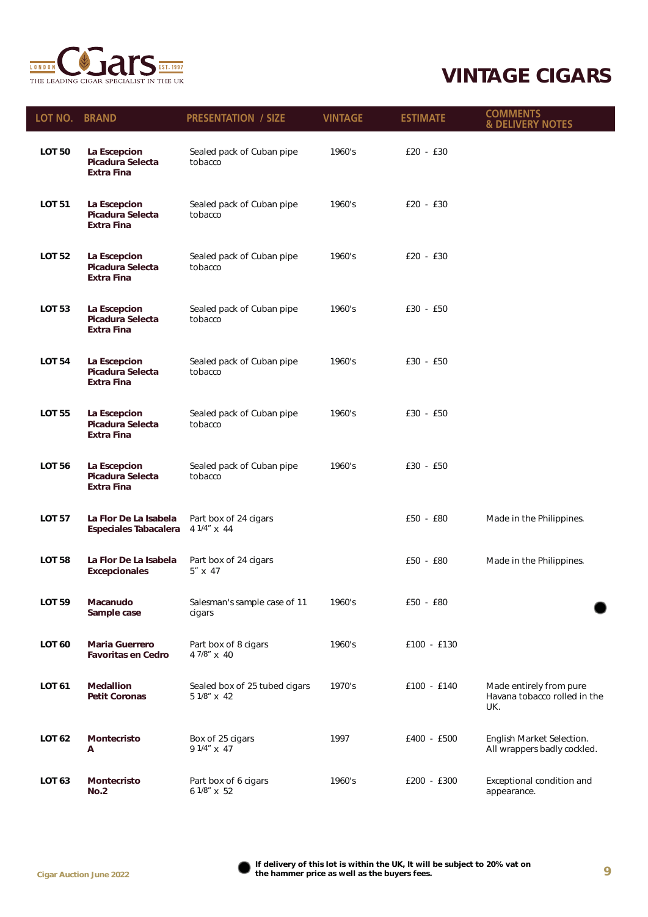# VINTAGE CIGARS

| LOT NO. | BRAND | PRESENTATION / SIZE | VINTAGE | ESTIMATE | COMMENTS & DELIVERY NOTES |
|---|---|---|---|---|---|
| **LOT 50** | **La Escepcion Picadura Selecta Extra Fina** | Sealed pack of Cuban pipe tobacco | 1960's | £20 - £30 | |
| **LOT 51** | **La Escepcion Picadura Selecta Extra Fina** | Sealed pack of Cuban pipe tobacco | 1960's | £20 - £30 | |
| **LOT 52** | **La Escepcion Picadura Selecta Extra Fina** | Sealed pack of Cuban pipe tobacco | 1960's | £20 - £30 | |
| **LOT 53** | **La Escepcion Picadura Selecta Extra Fina** | Sealed pack of Cuban pipe tobacco | 1960's | £30 - £50 | |
| **LOT 54** | **La Escepcion Picadura Selecta Extra Fina** | Sealed pack of Cuban pipe tobacco | 1960's | £30 - £50 | |
| **LOT 55** | **La Escepcion Picadura Selecta Extra Fina** | Sealed pack of Cuban pipe tobacco | 1960's | £30 - £50 | |
| **LOT 56** | **La Escepcion Picadura Selecta Extra Fina** | Sealed pack of Cuban pipe tobacco | 1960's | £30 - £50 | |
| **LOT 57** | **La Flor De La Isabela Especiales Tabacalera** | Part box of 24 cigars 4 1/4" x 44 | | £50 - £80 | Made in the Philippines. |
| **LOT 58** | **La Flor De La Isabela Excepcionales** | Part box of 24 cigars 5" x 47 | | £50 - £80 | Made in the Philippines. |
| **LOT 59** | **Macanudo Sample case** | Salesman's sample case of 11 cigars | 1960's | £50 - £80 | ● |
| **LOT 60** | **Maria Guerrero Favoritas en Cedro** | Part box of 8 cigars 4 7/8" x 40 | 1960's | £100 - £130 | |
| **LOT 61** | **Medallion Petit Coronas** | Sealed box of 25 tubed cigars 5 1/8" x 42 | 1970's | £100 - £140 | Made entirely from pure Havana tobacco rolled in the UK. |
| **LOT 62** | **Montecristo A** | Box of 25 cigars 9 1/4" x 47 | 1997 | £400 - £500 | English Market Selection. All wrappers badly cockled. |
| **LOT 63** | **Montecristo No.2** | Part box of 6 cigars 6 1/8" x 52 | 1960's | £200 - £300 | Exceptional condition and appearance. |

● **If delivery of this lot is within the UK, It will be subject to 20% vat on the hammer price as well as the buyers fees.**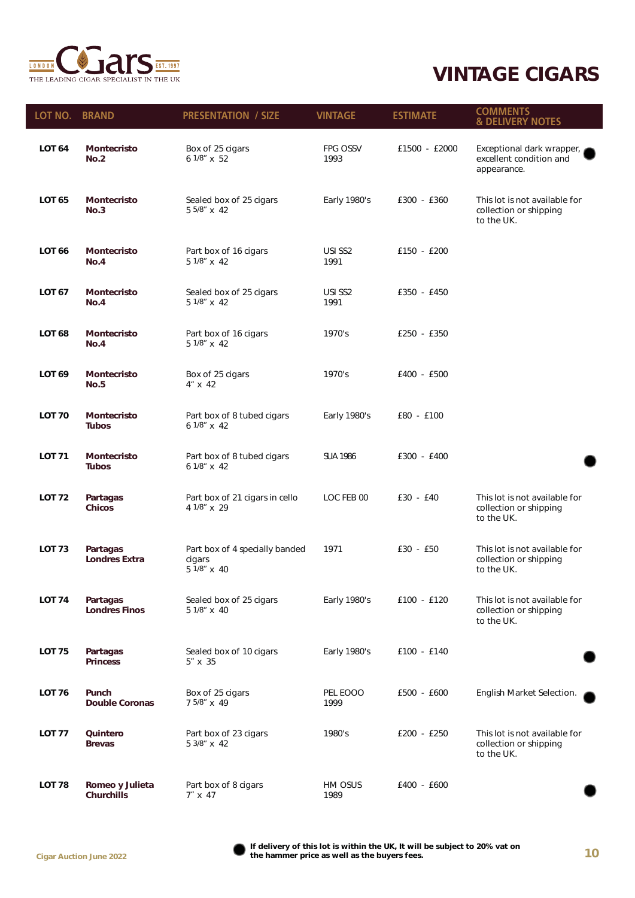# VINTAGE CIGARS

| LOT NO. | BRAND | PRESENTATION / SIZE | VINTAGE | ESTIMATE | COMMENTS & DELIVERY NOTES |
|---|---|---|---|---|---|
| **LOT 64** | **Montecristo No.2** | Box of 25 cigars 6 1/8" x 52 | FPG OSSV 1993 | £1500 - £2000 | Exceptional dark wrapper, excellent condition and appearance. ● |
| **LOT 65** | **Montecristo No.3** | Sealed box of 25 cigars 5 5/8" x 42 | Early 1980's | £300 - £360 | This lot is not available for collection or shipping to the UK. |
| **LOT 66** | **Montecristo No.4** | Part box of 16 cigars 5 1/8" x 42 | USI SS2 1991 | £150 - £200 | |
| **LOT 67** | **Montecristo No.4** | Sealed box of 25 cigars 5 1/8" x 42 | USI SS2 1991 | £350 - £450 | |
| **LOT 68** | **Montecristo No.4** | Part box of 16 cigars 5 1/8" x 42 | 1970's | £250 - £350 | |
| **LOT 69** | **Montecristo No.5** | Box of 25 cigars 4" x 42 | 1970's | £400 - £500 | |
| **LOT 70** | **Montecristo Tubos** | Part box of 8 tubed cigars 6 1/8" x 42 | Early 1980's | £80 - £100 | |
| **LOT 71** | **Montecristo Tubos** | Part box of 8 tubed cigars 6 1/8" x 42 | SUA 1986 | £300 - £400 | ● |
| **LOT 72** | **Partagas Chicos** | Part box of 21 cigars in cello 4 1/8" x 29 | LOC FEB 00 | £30 - £40 | This lot is not available for collection or shipping to the UK. |
| **LOT 73** | **Partagas Londres Extra** | Part box of 4 specially banded cigars 5 1/8" x 40 | 1971 | £30 - £50 | This lot is not available for collection or shipping to the UK. |
| **LOT 74** | **Partagas Londres Finos** | Sealed box of 25 cigars 5 1/8" x 40 | Early 1980's | £100 - £120 | This lot is not available for collection or shipping to the UK. |
| **LOT 75** | **Partagas Princess** | Sealed box of 10 cigars 5" x 35 | Early 1980's | £100 - £140 | ● |
| **LOT 76** | **Punch Double Coronas** | Box of 25 cigars 7 5/8" x 49 | PEL EOOO 1999 | £500 - £600 | English Market Selection. ● |
| **LOT 77** | **Quintero Brevas** | Part box of 23 cigars 5 3/8" x 42 | 1980's | £200 - £250 | This lot is not available for collection or shipping to the UK. |
| **LOT 78** | **Romeo y Julieta Churchills** | Part box of 8 cigars 7" x 47 | HM OSUS 1989 | £400 - £600 | ● |

● **If delivery of this lot is within the UK, It will be subject to 20% vat on the hammer price as well as the buyers fees.**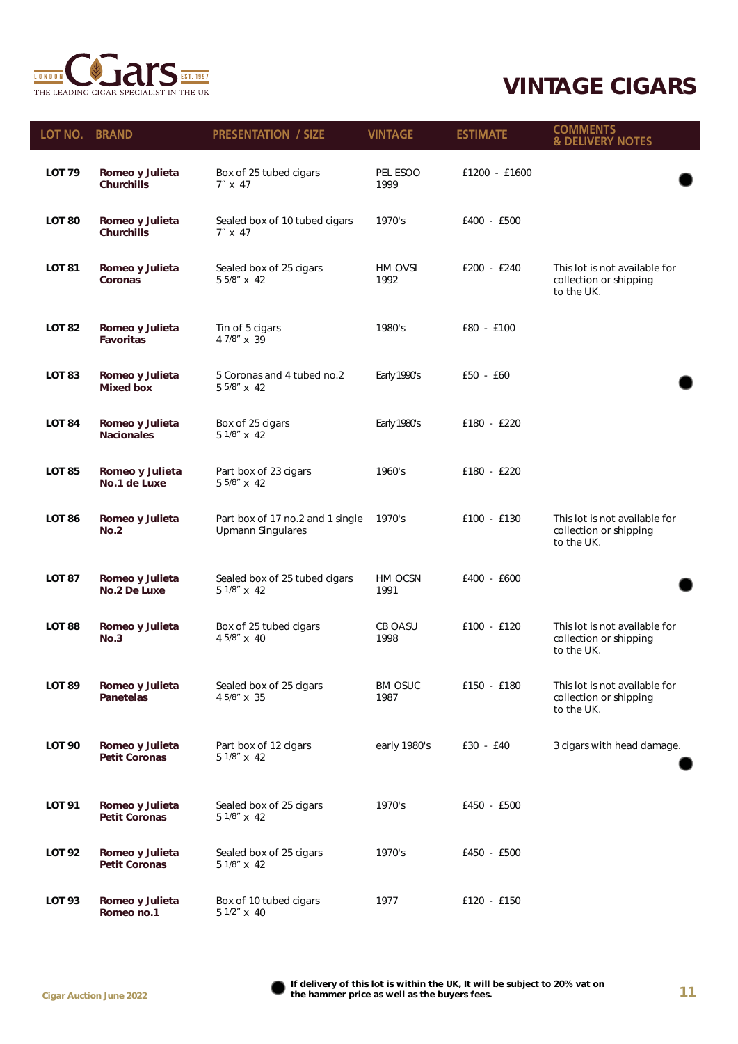# VINTAGE CIGARS

| LOT NO. | BRAND | PRESENTATION / SIZE | VINTAGE | ESTIMATE | COMMENTS & DELIVERY NOTES |
|---|---|---|---|---|---|
| **LOT 79** | **Romeo y Julieta Churchills** | Box of 25 tubed cigars 7" x 47 | PEL ESOO 1999 | £1200 - £1600 | ● |
| **LOT 80** | **Romeo y Julieta Churchills** | Sealed box of 10 tubed cigars 7" x 47 | 1970's | £400 - £500 | |
| **LOT 81** | **Romeo y Julieta Coronas** | Sealed box of 25 cigars 5 5/8" x 42 | HM OVSI 1992 | £200 - £240 | This lot is not available for collection or shipping to the UK. |
| **LOT 82** | **Romeo y Julieta Favoritas** | Tin of 5 cigars 4 7/8" x 39 | 1980's | £80 - £100 | |
| **LOT 83** | **Romeo y Julieta Mixed box** | 5 Coronas and 4 tubed no.2 5 5/8" x 42 | Early 1990's | £50 - £60 | ● |
| **LOT 84** | **Romeo y Julieta Nacionales** | Box of 25 cigars 5 1/8" x 42 | Early 1980's | £180 - £220 | |
| **LOT 85** | **Romeo y Julieta No.1 de Luxe** | Part box of 23 cigars 5 5/8" x 42 | 1960's | £180 - £220 | |
| **LOT 86** | **Romeo y Julieta No.2** | Part box of 17 no.2 and 1 single Upmann Singulares | 1970's | £100 - £130 | This lot is not available for collection or shipping to the UK. |
| **LOT 87** | **Romeo y Julieta No.2 De Luxe** | Sealed box of 25 tubed cigars 5 1/8" x 42 | HM OCSN 1991 | £400 - £600 | ● |
| **LOT 88** | **Romeo y Julieta No.3** | Box of 25 tubed cigars 4 5/8" x 40 | CB OASU 1998 | £100 - £120 | This lot is not available for collection or shipping to the UK. |
| **LOT 89** | **Romeo y Julieta Panetelas** | Sealed box of 25 cigars 4 5/8" x 35 | BM OSUC 1987 | £150 - £180 | This lot is not available for collection or shipping to the UK. |
| **LOT 90** | **Romeo y Julieta Petit Coronas** | Part box of 12 cigars 5 1/8" x 42 | early 1980's | £30 - £40 | 3 cigars with head damage. ● |
| **LOT 91** | **Romeo y Julieta Petit Coronas** | Sealed box of 25 cigars 5 1/8" x 42 | 1970's | £450 - £500 | |
| **LOT 92** | **Romeo y Julieta Petit Coronas** | Sealed box of 25 cigars 5 1/8" x 42 | 1970's | £450 - £500 | |
| **LOT 93** | **Romeo y Julieta Romeo no.1** | Box of 10 tubed cigars 5 1/2" x 40 | 1977 | £120 - £150 | |

● **If delivery of this lot is within the UK, It will be subject to 20% vat on the hammer price as well as the buyers fees.**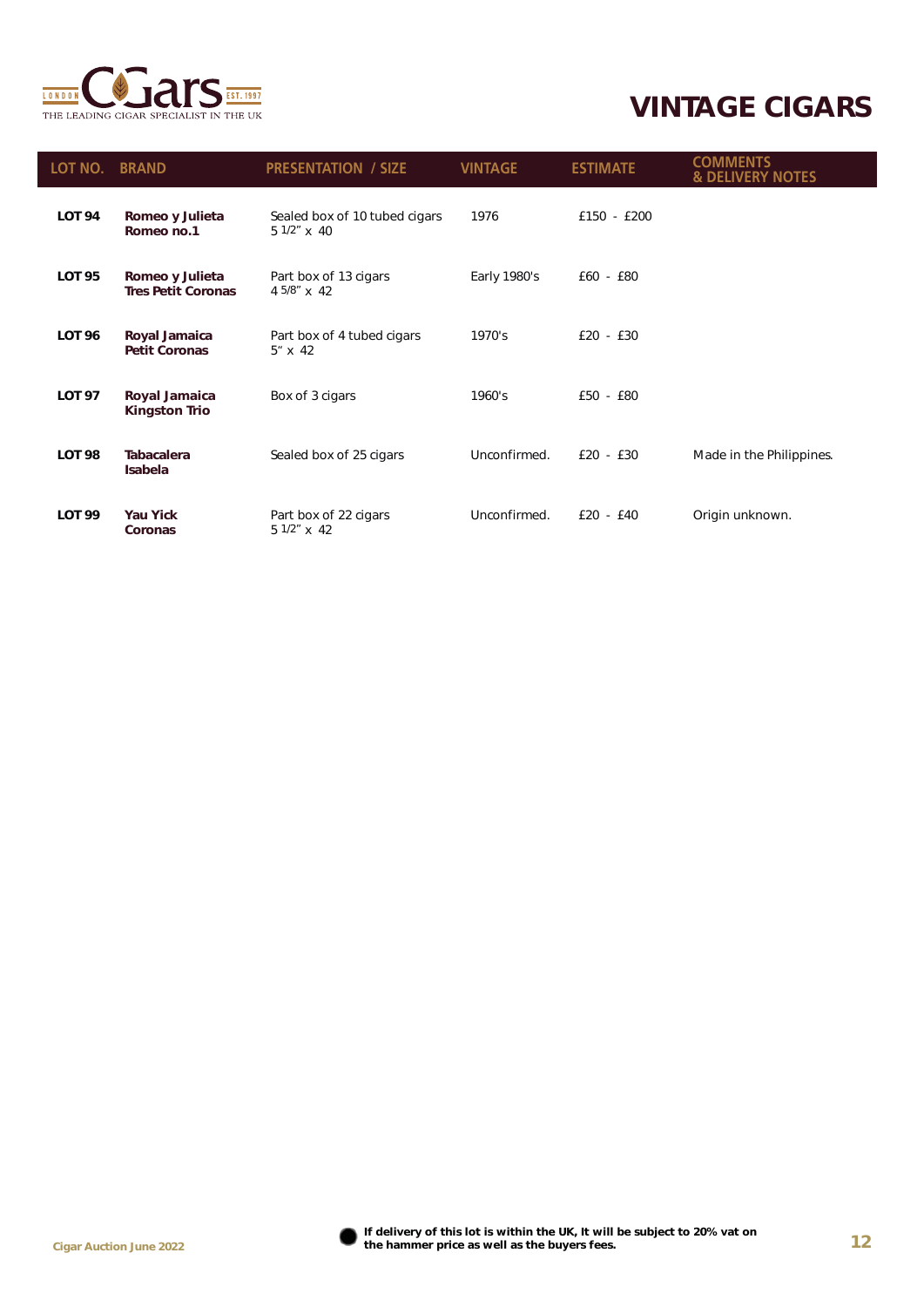# VINTAGE CIGARS

| LOT NO. | BRAND | PRESENTATION / SIZE | VINTAGE | ESTIMATE | COMMENTS & DELIVERY NOTES |
|---|---|---|---|---|---|
| **LOT 94** | **Romeo y Julieta Romeo no.1** | Sealed box of 10 tubed cigars 5 1/2" x 40 | 1976 | £150 - £200 | |
| **LOT 95** | **Romeo y Julieta Tres Petit Coronas** | Part box of 13 cigars 4 5/8" x 42 | Early 1980's | £60 - £80 | |
| **LOT 96** | **Royal Jamaica Petit Coronas** | Part box of 4 tubed cigars 5" x 42 | 1970's | £20 - £30 | |
| **LOT 97** | **Royal Jamaica Kingston Trio** | Box of 3 cigars | 1960's | £50 - £80 | |
| **LOT 98** | **Tabacalera Isabela** | Sealed box of 25 cigars | Unconfirmed. | £20 - £30 | Made in the Philippines. |
| **LOT 99** | **Yau Yick Coronas** | Part box of 22 cigars 5 1/2" x 42 | Unconfirmed. | £20 - £40 | Origin unknown. |

**If delivery of this lot is within the UK, It will be subject to 20% vat on the hammer price as well as the buyers fees.**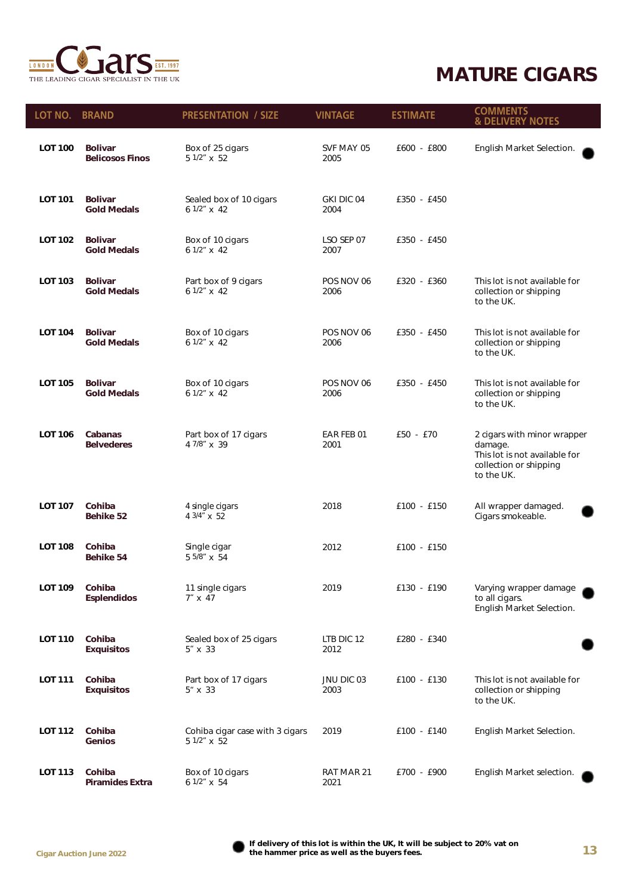# MATURE CIGARS

| LOT NO. | BRAND | PRESENTATION / SIZE | VINTAGE | ESTIMATE | COMMENTS & DELIVERY NOTES |
|---|---|---|---|---|---|
| **LOT 100** | **Bolivar Belicosos Finos** | Box of 25 cigars 5 1/2" x 52 | SVF MAY 05 2005 | £600 - £800 | English Market Selection. ● |
| **LOT 101** | **Bolivar Gold Medals** | Sealed box of 10 cigars 6 1/2" x 42 | GKI DIC 04 2004 | £350 - £450 | |
| **LOT 102** | **Bolivar Gold Medals** | Box of 10 cigars 6 1/2" x 42 | LSO SEP 07 2007 | £350 - £450 | |
| **LOT 103** | **Bolivar Gold Medals** | Part box of 9 cigars 6 1/2" x 42 | POS NOV 06 2006 | £320 - £360 | This lot is not available for collection or shipping to the UK. |
| **LOT 104** | **Bolivar Gold Medals** | Box of 10 cigars 6 1/2" x 42 | POS NOV 06 2006 | £350 - £450 | This lot is not available for collection or shipping to the UK. |
| **LOT 105** | **Bolivar Gold Medals** | Box of 10 cigars 6 1/2" x 42 | POS NOV 06 2006 | £350 - £450 | This lot is not available for collection or shipping to the UK. |
| **LOT 106** | **Cabanas Belvederes** | Part box of 17 cigars 4 7/8" x 39 | EAR FEB 01 2001 | £50 - £70 | 2 cigars with minor wrapper damage. This lot is not available for collection or shipping to the UK. |
| **LOT 107** | **Cohiba Behike 52** | 4 single cigars 4 3/4" x 52 | 2018 | £100 - £150 | All wrapper damaged. Cigars smokeable. ● |
| **LOT 108** | **Cohiba Behike 54** | Single cigar 5 5/8" x 54 | 2012 | £100 - £150 | |
| **LOT 109** | **Cohiba Esplendidos** | 11 single cigars 7" x 47 | 2019 | £130 - £190 | Varying wrapper damage to all cigars. English Market Selection. ● |
| **LOT 110** | **Cohiba Exquisitos** | Sealed box of 25 cigars 5" x 33 | LTB DIC 12 2012 | £280 - £340 | ● |
| **LOT 111** | **Cohiba Exquisitos** | Part box of 17 cigars 5" x 33 | JNU DIC 03 2003 | £100 - £130 | This lot is not available for collection or shipping to the UK. |
| **LOT 112** | **Cohiba Genios** | Cohiba cigar case with 3 cigars 5 1/2" x 52 | 2019 | £100 - £140 | English Market Selection. |
| **LOT 113** | **Cohiba Piramides Extra** | Box of 10 cigars 6 1/2" x 54 | RAT MAR 21 2021 | £700 - £900 | English Market selection. ● |

● **If delivery of this lot is within the UK, It will be subject to 20% vat on the hammer price as well as the buyers fees.**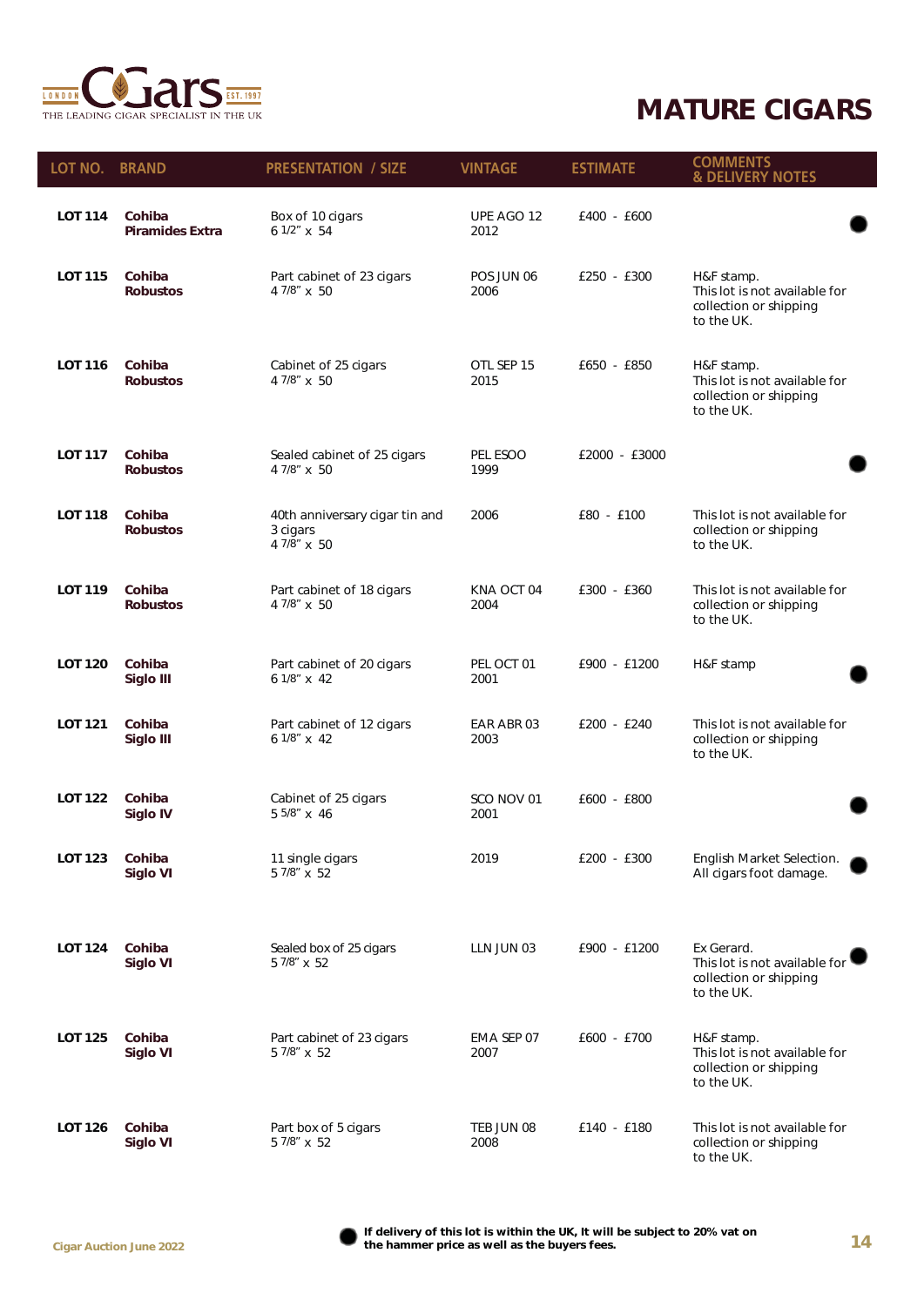# MATURE CIGARS

| LOT NO. | BRAND | PRESENTATION / SIZE | VINTAGE | ESTIMATE | COMMENTS & DELIVERY NOTES |
|---|---|---|---|---|---|
| **LOT 114** | **Cohiba Piramides Extra** | Box of 10 cigars 6 1/2" x 54 | UPE AGO 12 2012 | £400 - £600 | ● |
| **LOT 115** | **Cohiba Robustos** | Part cabinet of 23 cigars 4 7/8" x 50 | POS JUN 06 2006 | £250 - £300 | H&F stamp. This lot is not available for collection or shipping to the UK. |
| **LOT 116** | **Cohiba Robustos** | Cabinet of 25 cigars 4 7/8" x 50 | OTL SEP 15 2015 | £650 - £850 | H&F stamp. This lot is not available for collection or shipping to the UK. |
| **LOT 117** | **Cohiba Robustos** | Sealed cabinet of 25 cigars 4 7/8" x 50 | PEL ESOO 1999 | £2000 - £3000 | ● |
| **LOT 118** | **Cohiba Robustos** | 40th anniversary cigar tin and 3 cigars 4 7/8" x 50 | 2006 | £80 - £100 | This lot is not available for collection or shipping to the UK. |
| **LOT 119** | **Cohiba Robustos** | Part cabinet of 18 cigars 4 7/8" x 50 | KNA OCT 04 2004 | £300 - £360 | This lot is not available for collection or shipping to the UK. |
| **LOT 120** | **Cohiba Siglo III** | Part cabinet of 20 cigars 6 1/8" x 42 | PEL OCT 01 2001 | £900 - £1200 | H&F stamp ● |
| **LOT 121** | **Cohiba Siglo III** | Part cabinet of 12 cigars 6 1/8" x 42 | EAR ABR 03 2003 | £200 - £240 | This lot is not available for collection or shipping to the UK. |
| **LOT 122** | **Cohiba Siglo IV** | Cabinet of 25 cigars 5 5/8" x 46 | SCO NOV 01 2001 | £600 - £800 | ● |
| **LOT 123** | **Cohiba Siglo VI** | 11 single cigars 5 7/8" x 52 | 2019 | £200 - £300 | English Market Selection. All cigars foot damage. ● |
| **LOT 124** | **Cohiba Siglo VI** | Sealed box of 25 cigars 5 7/8" x 52 | LLN JUN 03 | £900 - £1200 | Ex Gerard. This lot is not available for collection or shipping to the UK. ● |
| **LOT 125** | **Cohiba Siglo VI** | Part cabinet of 23 cigars 5 7/8" x 52 | EMA SEP 07 2007 | £600 - £700 | H&F stamp. This lot is not available for collection or shipping to the UK. |
| **LOT 126** | **Cohiba Siglo VI** | Part box of 5 cigars 5 7/8" x 52 | TEB JUN 08 2008 | £140 - £180 | This lot is not available for collection or shipping to the UK. |

● **If delivery of this lot is within the UK, It will be subject to 20% vat on the hammer price as well as the buyers fees.**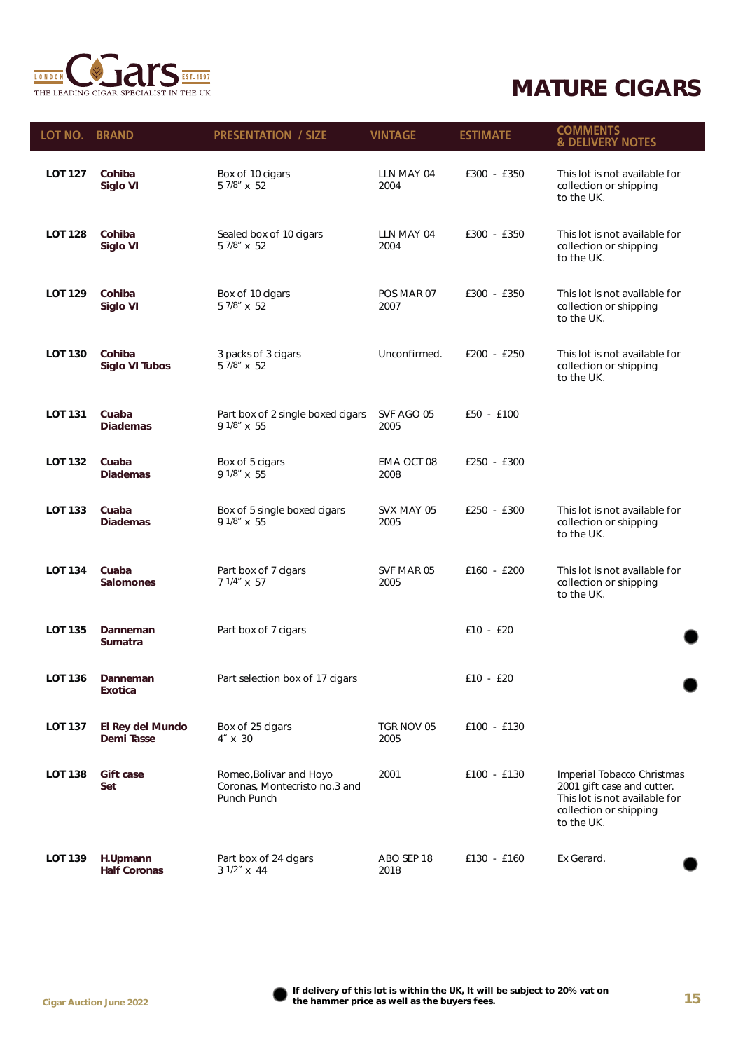# MATURE CIGARS

| LOT NO. | BRAND | PRESENTATION / SIZE | VINTAGE | ESTIMATE | COMMENTS & DELIVERY NOTES |
|---|---|---|---|---|---|
| **LOT 127** | **Cohiba Siglo VI** | Box of 10 cigars 5 7/8" x 52 | LLN MAY 04 2004 | £300 - £350 | This lot is not available for collection or shipping to the UK. |
| **LOT 128** | **Cohiba Siglo VI** | Sealed box of 10 cigars 5 7/8" x 52 | LLN MAY 04 2004 | £300 - £350 | This lot is not available for collection or shipping to the UK. |
| **LOT 129** | **Cohiba Siglo VI** | Box of 10 cigars 5 7/8" x 52 | POS MAR 07 2007 | £300 - £350 | This lot is not available for collection or shipping to the UK. |
| **LOT 130** | **Cohiba Siglo VI Tubos** | 3 packs of 3 cigars 5 7/8" x 52 | Unconfirmed. | £200 - £250 | This lot is not available for collection or shipping to the UK. |
| **LOT 131** | **Cuaba Diademas** | Part box of 2 single boxed cigars 9 1/8" x 55 | SVF AGO 05 2005 | £50 - £100 | |
| **LOT 132** | **Cuaba Diademas** | Box of 5 cigars 9 1/8" x 55 | EMA OCT 08 2008 | £250 - £300 | |
| **LOT 133** | **Cuaba Diademas** | Box of 5 single boxed cigars 9 1/8" x 55 | SVX MAY 05 2005 | £250 - £300 | This lot is not available for collection or shipping to the UK. |
| **LOT 134** | **Cuaba Salomones** | Part box of 7 cigars 7 1/4" x 57 | SVF MAR 05 2005 | £160 - £200 | This lot is not available for collection or shipping to the UK. |
| **LOT 135** | **Danneman Sumatra** | Part box of 7 cigars | | £10 - £20 | ● |
| **LOT 136** | **Danneman Exotica** | Part selection box of 17 cigars | | £10 - £20 | ● |
| **LOT 137** | **El Rey del Mundo Demi Tasse** | Box of 25 cigars 4" x 30 | TGR NOV 05 2005 | £100 - £130 | |
| **LOT 138** | **Gift case Set** | Romeo,Bolivar and Hoyo Coronas, Montecristo no.3 and Punch Punch | 2001 | £100 - £130 | Imperial Tobacco Christmas 2001 gift case and cutter. This lot is not available for collection or shipping to the UK. |
| **LOT 139** | **H.Upmann Half Coronas** | Part box of 24 cigars 3 1/2" x 44 | ABO SEP 18 2018 | £130 - £160 | Ex Gerard. ● |

● **If delivery of this lot is within the UK, It will be subject to 20% vat on the hammer price as well as the buyers fees.**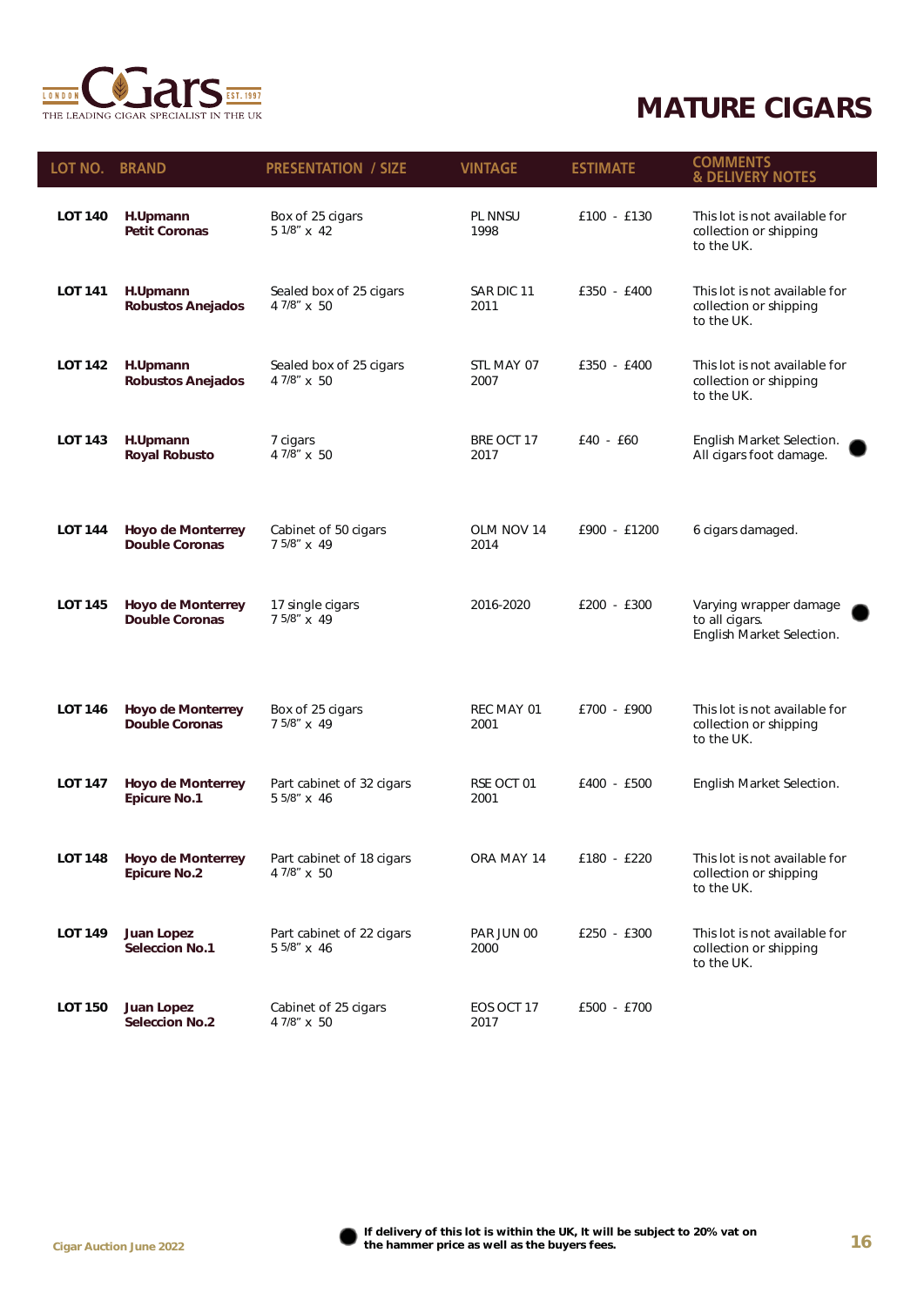LONDON CGars EST. 1997
THE LEADING CIGAR SPECIALIST IN THE UK

# MATURE CIGARS

| LOT NO. | BRAND | PRESENTATION / SIZE | VINTAGE | ESTIMATE | COMMENTS & DELIVERY NOTES |
|---|---|---|---|---|---|
| **LOT 140** | **H.Upmann Petit Coronas** | Box of 25 cigars 5 1/8" x 42 | PL NNSU 1998 | £100 - £130 | This lot is not available for collection or shipping to the UK. |
| **LOT 141** | **H.Upmann Robustos Anejados** | Sealed box of 25 cigars 4 7/8" x 50 | SAR DIC 11 2011 | £350 - £400 | This lot is not available for collection or shipping to the UK. |
| **LOT 142** | **H.Upmann Robustos Anejados** | Sealed box of 25 cigars 4 7/8" x 50 | STL MAY 07 2007 | £350 - £400 | This lot is not available for collection or shipping to the UK. |
| **LOT 143** | **H.Upmann Royal Robusto** | 7 cigars 4 7/8" x 50 | BRE OCT 17 2017 | £40 - £60 | English Market Selection. All cigars foot damage. ● |
| **LOT 144** | **Hoyo de Monterrey Double Coronas** | Cabinet of 50 cigars 7 5/8" x 49 | OLM NOV 14 2014 | £900 - £1200 | 6 cigars damaged. |
| **LOT 145** | **Hoyo de Monterrey Double Coronas** | 17 single cigars 7 5/8" x 49 | 2016-2020 | £200 - £300 | Varying wrapper damage to all cigars. English Market Selection. ● |
| **LOT 146** | **Hoyo de Monterrey Double Coronas** | Box of 25 cigars 7 5/8" x 49 | REC MAY 01 2001 | £700 - £900 | This lot is not available for collection or shipping to the UK. |
| **LOT 147** | **Hoyo de Monterrey Epicure No.1** | Part cabinet of 32 cigars 5 5/8" x 46 | RSE OCT 01 2001 | £400 - £500 | English Market Selection. |
| **LOT 148** | **Hoyo de Monterrey Epicure No.2** | Part cabinet of 18 cigars 4 7/8" x 50 | ORA MAY 14 | £180 - £220 | This lot is not available for collection or shipping to the UK. |
| **LOT 149** | **Juan Lopez Seleccion No.1** | Part cabinet of 22 cigars 5 5/8" x 46 | PAR JUN 00 2000 | £250 - £300 | This lot is not available for collection or shipping to the UK. |
| **LOT 150** | **Juan Lopez Seleccion No.2** | Cabinet of 25 cigars 4 7/8" x 50 | EOS OCT 17 2017 | £500 - £700 | |

● **If delivery of this lot is within the UK, It will be subject to 20% vat on the hammer price as well as the buyers fees.**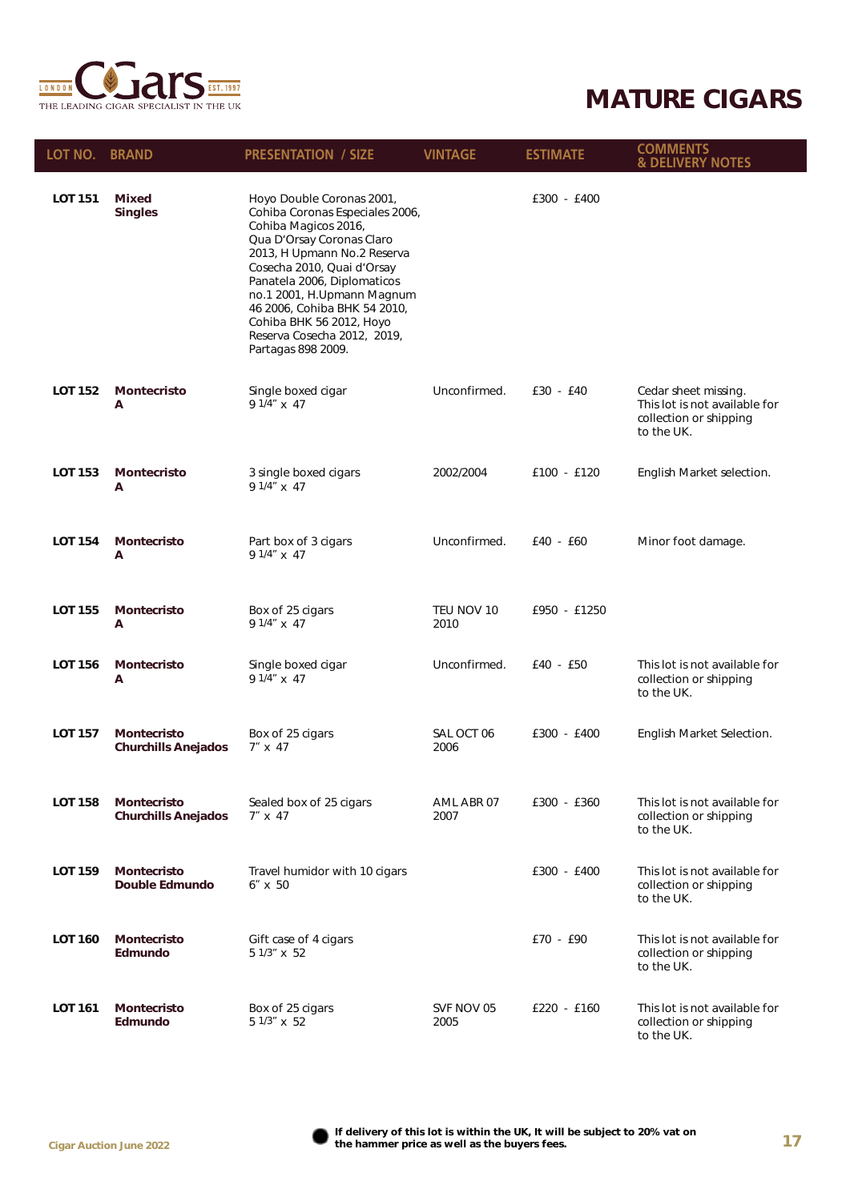C.Gars LONDON EST. 1997
THE LEADING CIGAR SPECIALIST IN THE UK

# MATURE CIGARS

| LOT NO. | BRAND | PRESENTATION / SIZE | VINTAGE | ESTIMATE | COMMENTS & DELIVERY NOTES |
|---|---|---|---|---|---|
| **LOT 151** | **Mixed Singles** | Hoyo Double Coronas 2001, Cohiba Coronas Especiales 2006, Cohiba Magicos 2016, Qua D'Orsay Coronas Claro 2013, H Upmann No.2 Reserva Cosecha 2010, Quai d'Orsay Panatela 2006, Diplomaticos no.1 2001, H.Upmann Magnum 46 2006, Cohiba BHK 54 2010, Cohiba BHK 56 2012, Hoyo Reserva Cosecha 2012, 2019, Partagas 898 2009. | | £300 - £400 | |
| **LOT 152** | **Montecristo A** | Single boxed cigar 9 1/4" x 47 | Unconfirmed. | £30 - £40 | Cedar sheet missing. This lot is not available for collection or shipping to the UK. |
| **LOT 153** | **Montecristo A** | 3 single boxed cigars 9 1/4" x 47 | 2002/2004 | £100 - £120 | English Market selection. |
| **LOT 154** | **Montecristo A** | Part box of 3 cigars 9 1/4" x 47 | Unconfirmed. | £40 - £60 | Minor foot damage. |
| **LOT 155** | **Montecristo A** | Box of 25 cigars 9 1/4" x 47 | TEU NOV 10 2010 | £950 - £1250 | |
| **LOT 156** | **Montecristo A** | Single boxed cigar 9 1/4" x 47 | Unconfirmed. | £40 - £50 | This lot is not available for collection or shipping to the UK. |
| **LOT 157** | **Montecristo Churchills Anejados** | Box of 25 cigars 7" x 47 | SAL OCT 06 2006 | £300 - £400 | English Market Selection. |
| **LOT 158** | **Montecristo Churchills Anejados** | Sealed box of 25 cigars 7" x 47 | AML ABR 07 2007 | £300 - £360 | This lot is not available for collection or shipping to the UK. |
| **LOT 159** | **Montecristo Double Edmundo** | Travel humidor with 10 cigars 6" x 50 | | £300 - £400 | This lot is not available for collection or shipping to the UK. |
| **LOT 160** | **Montecristo Edmundo** | Gift case of 4 cigars 5 1/3" x 52 | | £70 - £90 | This lot is not available for collection or shipping to the UK. |
| **LOT 161** | **Montecristo Edmundo** | Box of 25 cigars 5 1/3" x 52 | SVF NOV 05 2005 | £220 - £160 | This lot is not available for collection or shipping to the UK. |

**If delivery of this lot is within the UK, It will be subject to 20% vat on the hammer price as well as the buyers fees.**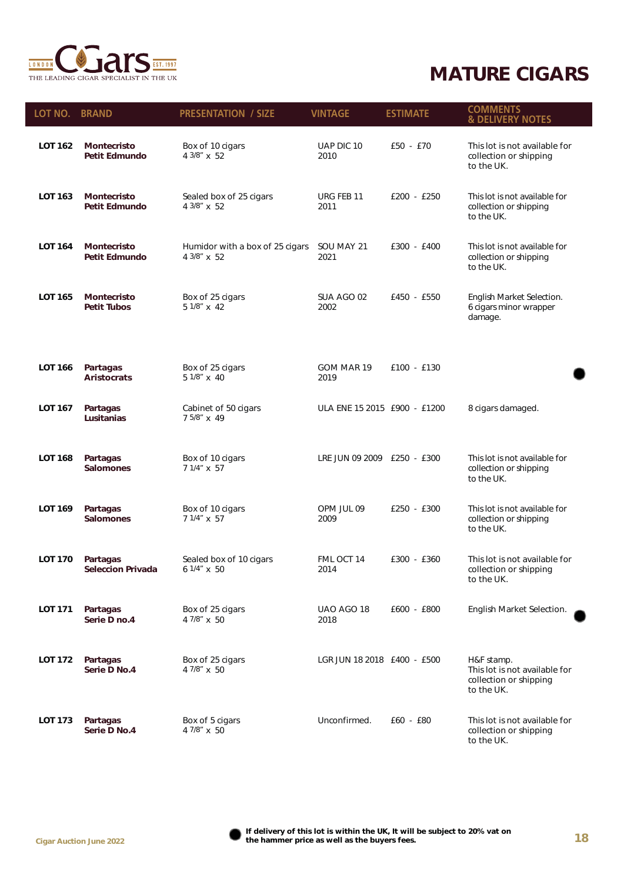# MATURE CIGARS

| LOT NO. | BRAND | PRESENTATION / SIZE | VINTAGE | ESTIMATE | COMMENTS & DELIVERY NOTES |
|---|---|---|---|---|---|
| **LOT 162** | **Montecristo Petit Edmundo** | Box of 10 cigars 4 3/8" x 52 | UAP DIC 10 2010 | £50 - £70 | This lot is not available for collection or shipping to the UK. |
| **LOT 163** | **Montecristo Petit Edmundo** | Sealed box of 25 cigars 4 3/8" x 52 | URG FEB 11 2011 | £200 - £250 | This lot is not available for collection or shipping to the UK. |
| **LOT 164** | **Montecristo Petit Edmundo** | Humidor with a box of 25 cigars 4 3/8" x 52 | SOU MAY 21 2021 | £300 - £400 | This lot is not available for collection or shipping to the UK. |
| **LOT 165** | **Montecristo Petit Tubos** | Box of 25 cigars 5 1/8" x 42 | SUA AGO 02 2002 | £450 - £550 | English Market Selection. 6 cigars minor wrapper damage. |
| **LOT 166** | **Partagas Aristocrats** | Box of 25 cigars 5 1/8" x 40 | GOM MAR 19 2019 | £100 - £130 | ● |
| **LOT 167** | **Partagas Lusitanias** | Cabinet of 50 cigars 7 5/8" x 49 | ULA ENE 15 2015 | £900 - £1200 | 8 cigars damaged. |
| **LOT 168** | **Partagas Salomones** | Box of 10 cigars 7 1/4" x 57 | LRE JUN 09 2009 | £250 - £300 | This lot is not available for collection or shipping to the UK. |
| **LOT 169** | **Partagas Salomones** | Box of 10 cigars 7 1/4" x 57 | OPM JUL 09 2009 | £250 - £300 | This lot is not available for collection or shipping to the UK. |
| **LOT 170** | **Partagas Seleccion Privada** | Sealed box of 10 cigars 6 1/4" x 50 | FML OCT 14 2014 | £300 - £360 | This lot is not available for collection or shipping to the UK. |
| **LOT 171** | **Partagas Serie D no.4** | Box of 25 cigars 4 7/8" x 50 | UAO AGO 18 2018 | £600 - £800 | English Market Selection. ● |
| **LOT 172** | **Partagas Serie D No.4** | Box of 25 cigars 4 7/8" x 50 | LGR JUN 18 2018 | £400 - £500 | H&F stamp. This lot is not available for collection or shipping to the UK. |
| **LOT 173** | **Partagas Serie D No.4** | Box of 5 cigars 4 7/8" x 50 | Unconfirmed. | £60 - £80 | This lot is not available for collection or shipping to the UK. |

● **If delivery of this lot is within the UK, It will be subject to 20% vat on the hammer price as well as the buyers fees.**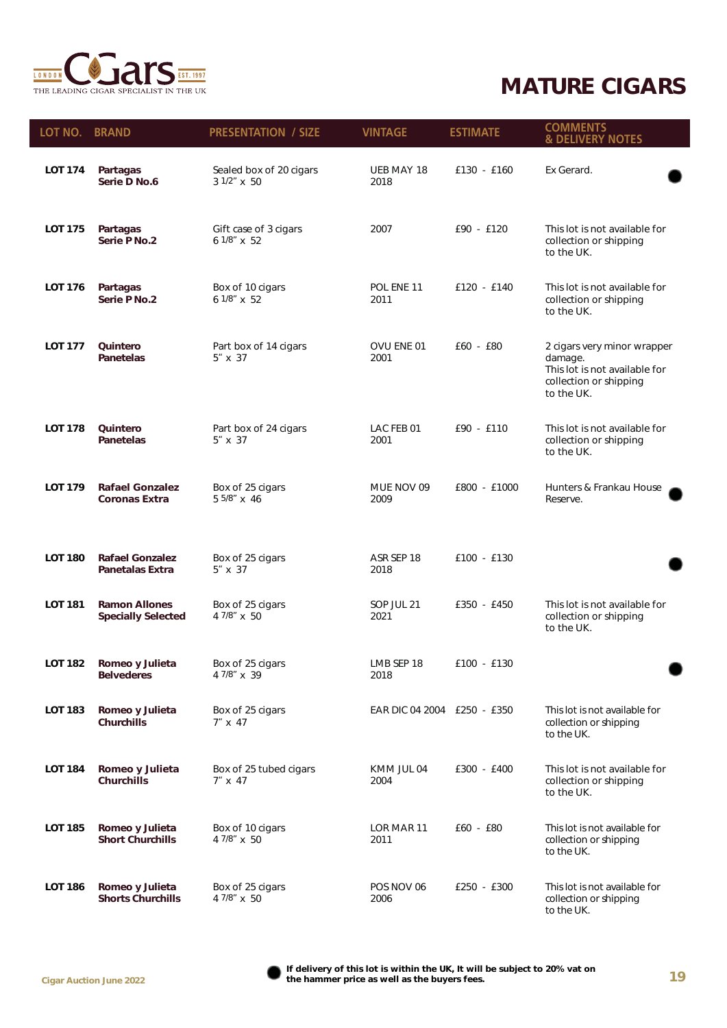# MATURE CIGARS

| LOT NO. | BRAND | PRESENTATION / SIZE | VINTAGE | ESTIMATE | COMMENTS & DELIVERY NOTES |
|---|---|---|---|---|---|
| **LOT 174** | **Partagas Serie D No.6** | Sealed box of 20 cigars 3 1/2" x 50 | UEB MAY 18 2018 | £130 - £160 | Ex Gerard. ● |
| **LOT 175** | **Partagas Serie P No.2** | Gift case of 3 cigars 6 1/8" x 52 | 2007 | £90 - £120 | This lot is not available for collection or shipping to the UK. |
| **LOT 176** | **Partagas Serie P No.2** | Box of 10 cigars 6 1/8" x 52 | POL ENE 11 2011 | £120 - £140 | This lot is not available for collection or shipping to the UK. |
| **LOT 177** | **Quintero Panetelas** | Part box of 14 cigars 5" x 37 | OVU ENE 01 2001 | £60 - £80 | 2 cigars very minor wrapper damage. This lot is not available for collection or shipping to the UK. |
| **LOT 178** | **Quintero Panetelas** | Part box of 24 cigars 5" x 37 | LAC FEB 01 2001 | £90 - £110 | This lot is not available for collection or shipping to the UK. |
| **LOT 179** | **Rafael Gonzalez Coronas Extra** | Box of 25 cigars 5 5/8" x 46 | MUE NOV 09 2009 | £800 - £1000 | Hunters & Frankau House Reserve. ● |
| **LOT 180** | **Rafael Gonzalez Panetalas Extra** | Box of 25 cigars 5" x 37 | ASR SEP 18 2018 | £100 - £130 | ● |
| **LOT 181** | **Ramon Allones Specially Selected** | Box of 25 cigars 4 7/8" x 50 | SOP JUL 21 2021 | £350 - £450 | This lot is not available for collection or shipping to the UK. |
| **LOT 182** | **Romeo y Julieta Belvederes** | Box of 25 cigars 4 7/8" x 39 | LMB SEP 18 2018 | £100 - £130 | ● |
| **LOT 183** | **Romeo y Julieta Churchills** | Box of 25 cigars 7" x 47 | EAR DIC 04 2004 | £250 - £350 | This lot is not available for collection or shipping to the UK. |
| **LOT 184** | **Romeo y Julieta Churchills** | Box of 25 tubed cigars 7" x 47 | KMM JUL 04 2004 | £300 - £400 | This lot is not available for collection or shipping to the UK. |
| **LOT 185** | **Romeo y Julieta Short Churchills** | Box of 10 cigars 4 7/8" x 50 | LOR MAR 11 2011 | £60 - £80 | This lot is not available for collection or shipping to the UK. |
| **LOT 186** | **Romeo y Julieta Shorts Churchills** | Box of 25 cigars 4 7/8" x 50 | POS NOV 06 2006 | £250 - £300 | This lot is not available for collection or shipping to the UK. |

● **If delivery of this lot is within the UK, It will be subject to 20% vat on the hammer price as well as the buyers fees.**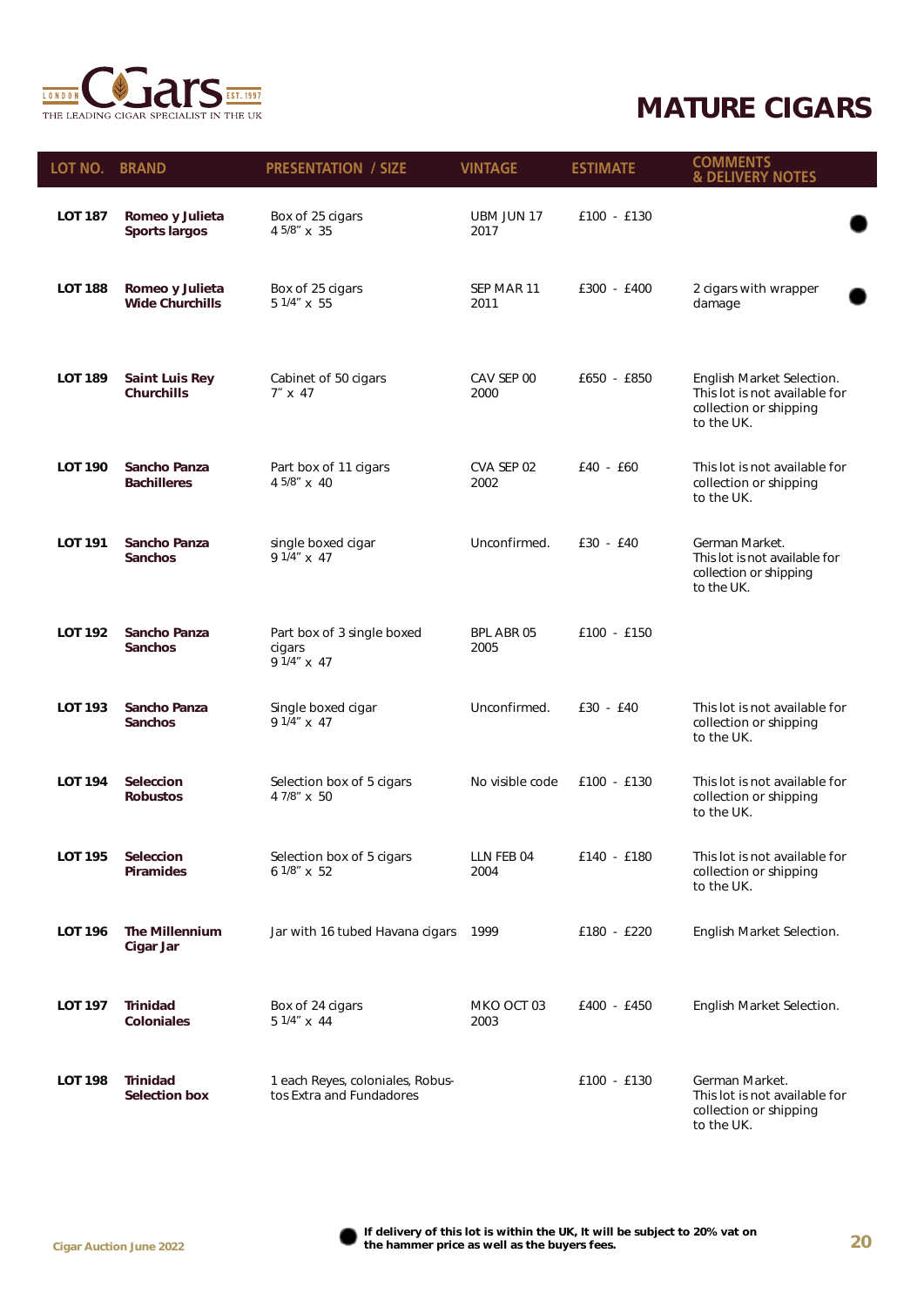C.Gars LONDON EST. 1997
THE LEADING CIGAR SPECIALIST IN THE UK

# MATURE CIGARS

| LOT NO. | BRAND | PRESENTATION / SIZE | VINTAGE | ESTIMATE | COMMENTS & DELIVERY NOTES |
|---|---|---|---|---|---|
| **LOT 187** | **Romeo y Julieta Sports largos** | Box of 25 cigars 4 5/8" x 35 | UBM JUN 17 2017 | £100 - £130 | ● |
| **LOT 188** | **Romeo y Julieta Wide Churchills** | Box of 25 cigars 5 1/4" x 55 | SEP MAR 11 2011 | £300 - £400 | 2 cigars with wrapper damage ● |
| **LOT 189** | **Saint Luis Rey Churchills** | Cabinet of 50 cigars 7" x 47 | CAV SEP 00 2000 | £650 - £850 | English Market Selection. This lot is not available for collection or shipping to the UK. |
| **LOT 190** | **Sancho Panza Bachilleres** | Part box of 11 cigars 4 5/8" x 40 | CVA SEP 02 2002 | £40 - £60 | This lot is not available for collection or shipping to the UK. |
| **LOT 191** | **Sancho Panza Sanchos** | single boxed cigar 9 1/4" x 47 | Unconfirmed. | £30 - £40 | German Market. This lot is not available for collection or shipping to the UK. |
| **LOT 192** | **Sancho Panza Sanchos** | Part box of 3 single boxed cigars 9 1/4" x 47 | BPL ABR 05 2005 | £100 - £150 | |
| **LOT 193** | **Sancho Panza Sanchos** | Single boxed cigar 9 1/4" x 47 | Unconfirmed. | £30 - £40 | This lot is not available for collection or shipping to the UK. |
| **LOT 194** | **Seleccion Robustos** | Selection box of 5 cigars 4 7/8" x 50 | No visible code | £100 - £130 | This lot is not available for collection or shipping to the UK. |
| **LOT 195** | **Seleccion Piramides** | Selection box of 5 cigars 6 1/8" x 52 | LLN FEB 04 2004 | £140 - £180 | This lot is not available for collection or shipping to the UK. |
| **LOT 196** | **The Millennium Cigar Jar** | Jar with 16 tubed Havana cigars | 1999 | £180 - £220 | English Market Selection. |
| **LOT 197** | **Trinidad Coloniales** | Box of 24 cigars 5 1/4" x 44 | MKO OCT 03 2003 | £400 - £450 | English Market Selection. |
| **LOT 198** | **Trinidad Selection box** | 1 each Reyes, coloniales, Robustos Extra and Fundadores | | £100 - £130 | German Market. This lot is not available for collection or shipping to the UK. |

● **If delivery of this lot is within the UK, It will be subject to 20% vat on the hammer price as well as the buyers fees.**

Cigar Auction June 2022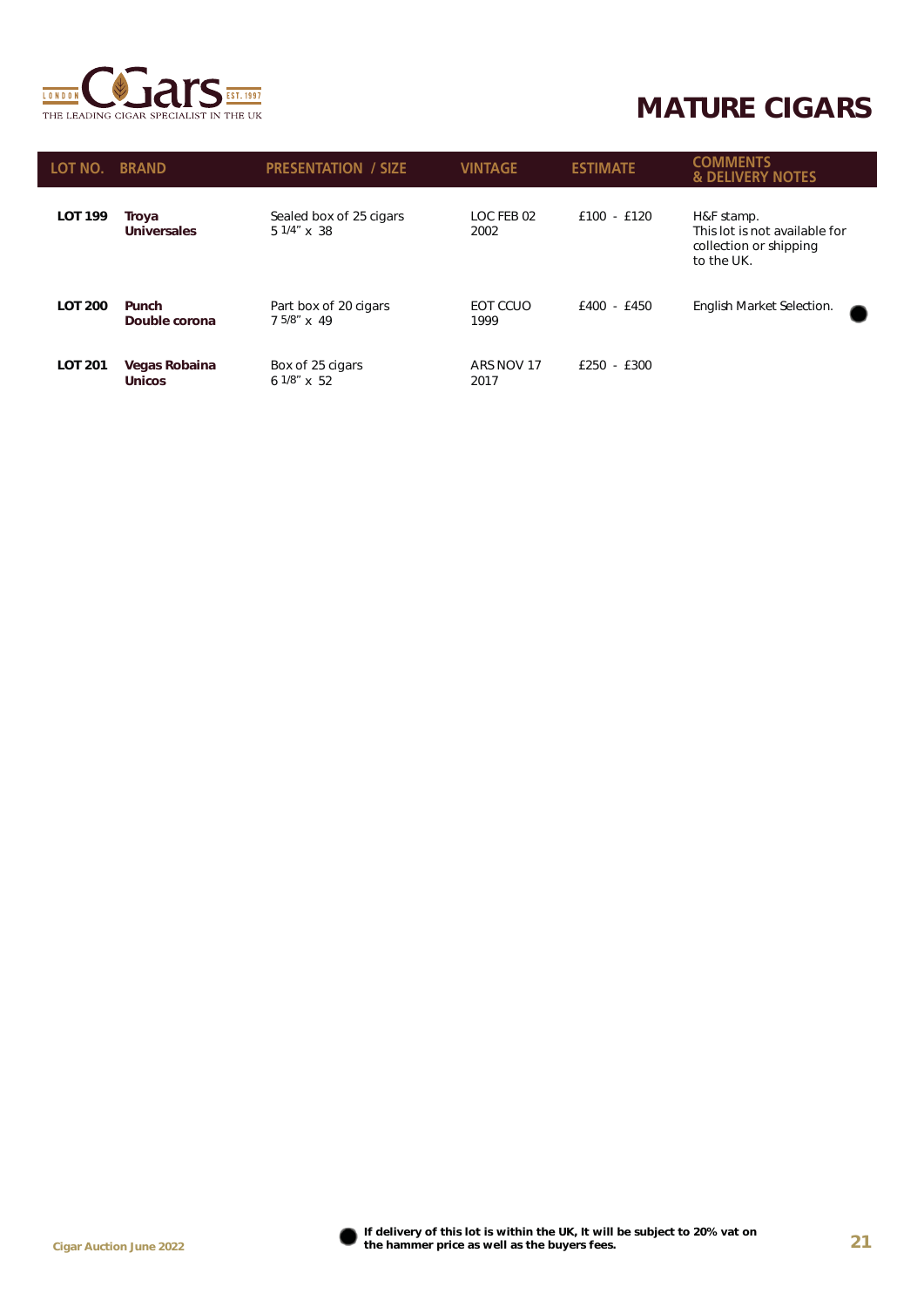# MATURE CIGARS

| LOT NO. | BRAND | PRESENTATION / SIZE | VINTAGE | ESTIMATE | COMMENTS & DELIVERY NOTES |
|---|---|---|---|---|---|
| **LOT 199** | **Troya Universales** | Sealed box of 25 cigars 5 1/4" x 38 | LOC FEB 02 2002 | £100 - £120 | H&F stamp. This lot is not available for collection or shipping to the UK. |
| **LOT 200** | **Punch Double corona** | Part box of 20 cigars 7 5/8" x 49 | EOT CCUO 1999 | £400 - £450 | English Market Selection. ● |
| **LOT 201** | **Vegas Robaina Unicos** | Box of 25 cigars 6 1/8" x 52 | ARS NOV 17 2017 | £250 - £300 | |

● **If delivery of this lot is within the UK, It will be subject to 20% vat on the hammer price as well as the buyers fees.**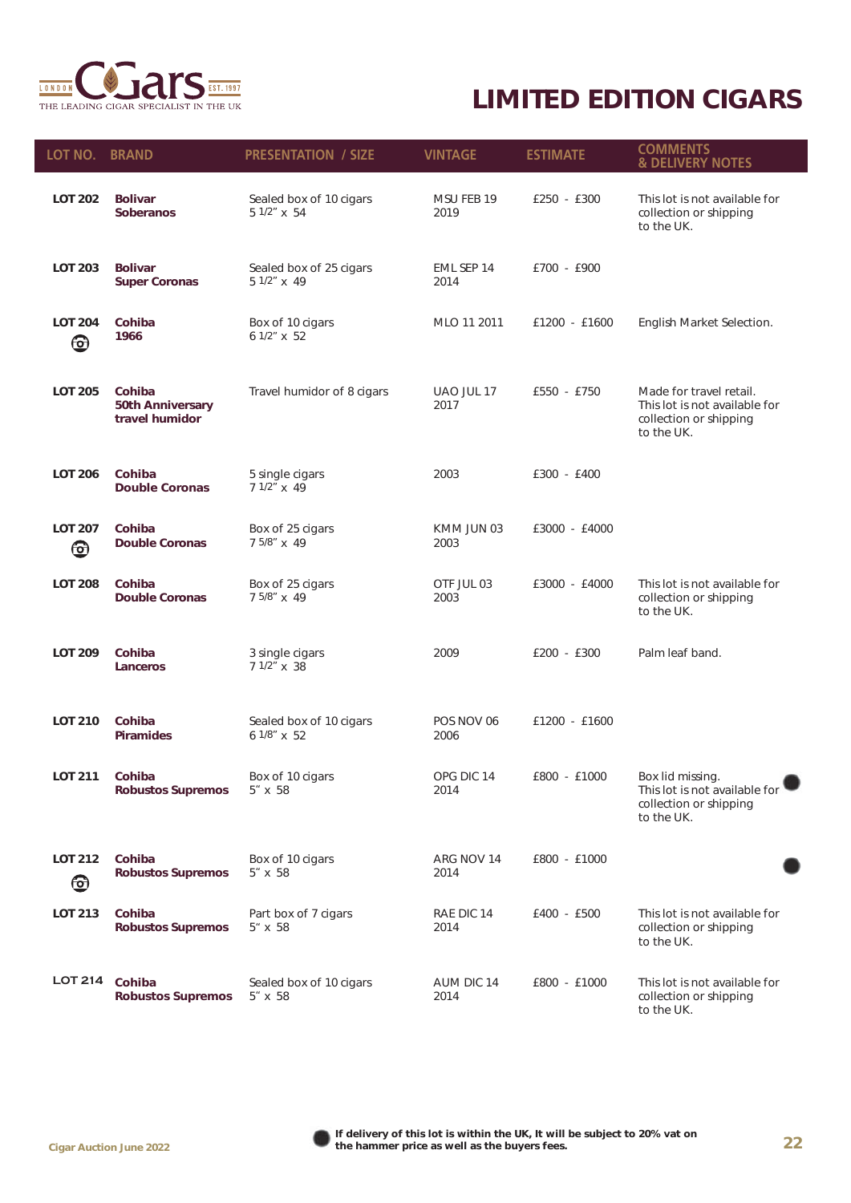# LIMITED EDITION CIGARS

| LOT NO. | BRAND | PRESENTATION / SIZE | VINTAGE | ESTIMATE | COMMENTS & DELIVERY NOTES |
|---|---|---|---|---|---|
| **LOT 202** | **Bolivar Soberanos** | Sealed box of 10 cigars 5 1/2" x 54 | MSU FEB 19 2019 | £250 - £300 | This lot is not available for collection or shipping to the UK. |
| **LOT 203** | **Bolivar Super Coronas** | Sealed box of 25 cigars 5 1/2" x 49 | EML SEP 14 2014 | £700 - £900 | |
| **LOT 204** | **Cohiba 1966** | Box of 10 cigars 6 1/2" x 52 | MLO 11 2011 | £1200 - £1600 | English Market Selection. |
| **LOT 205** | **Cohiba 50th Anniversary travel humidor** | Travel humidor of 8 cigars | UAO JUL 17 2017 | £550 - £750 | Made for travel retail. This lot is not available for collection or shipping to the UK. |
| **LOT 206** | **Cohiba Double Coronas** | 5 single cigars 7 1/2" x 49 | 2003 | £300 - £400 | |
| **LOT 207** | **Cohiba Double Coronas** | Box of 25 cigars 7 5/8" x 49 | KMM JUN 03 2003 | £3000 - £4000 | |
| **LOT 208** | **Cohiba Double Coronas** | Box of 25 cigars 7 5/8" x 49 | OTF JUL 03 2003 | £3000 - £4000 | This lot is not available for collection or shipping to the UK. |
| **LOT 209** | **Cohiba Lanceros** | 3 single cigars 7 1/2" x 38 | 2009 | £200 - £300 | Palm leaf band. |
| **LOT 210** | **Cohiba Piramides** | Sealed box of 10 cigars 6 1/8" x 52 | POS NOV 06 2006 | £1200 - £1600 | |
| **LOT 211** | **Cohiba Robustos Supremos** | Box of 10 cigars 5" x 58 | OPG DIC 14 2014 | £800 - £1000 | Box lid missing. This lot is not available for collection or shipping to the UK. ● |
| **LOT 212** | **Cohiba Robustos Supremos** | Box of 10 cigars 5" x 58 | ARG NOV 14 2014 | £800 - £1000 | ● |
| **LOT 213** | **Cohiba Robustos Supremos** | Part box of 7 cigars 5" x 58 | RAE DIC 14 2014 | £400 - £500 | This lot is not available for collection or shipping to the UK. |
| LOT 214 | **Cohiba Robustos Supremos** | Sealed box of 10 cigars 5" x 58 | AUM DIC 14 2014 | £800 - £1000 | This lot is not available for collection or shipping to the UK. |

● **If delivery of this lot is within the UK, It will be subject to 20% vat on the hammer price as well as the buyers fees.**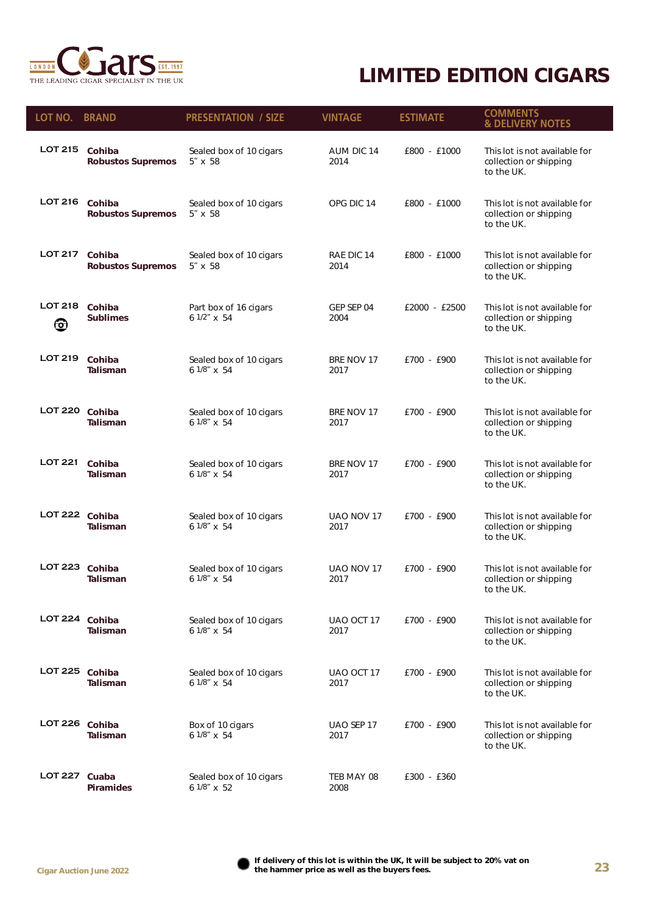# LIMITED EDITION CIGARS

| LOT NO. | BRAND | PRESENTATION / SIZE | VINTAGE | ESTIMATE | COMMENTS & DELIVERY NOTES |
|---|---|---|---|---|---|
| LOT 215 | **Cohiba Robustos Supremos** | Sealed box of 10 cigars 5" x 58 | AUM DIC 14 2014 | £800 - £1000 | This lot is not available for collection or shipping to the UK. |
| LOT 216 | **Cohiba Robustos Supremos** | Sealed box of 10 cigars 5" x 58 | OPG DIC 14 | £800 - £1000 | This lot is not available for collection or shipping to the UK. |
| LOT 217 | **Cohiba Robustos Supremos** | Sealed box of 10 cigars 5" x 58 | RAE DIC 14 2014 | £800 - £1000 | This lot is not available for collection or shipping to the UK. |
| LOT 218 | **Cohiba Sublimes** | Part box of 16 cigars 6 1/2" x 54 | GEP SEP 04 2004 | £2000 - £2500 | This lot is not available for collection or shipping to the UK. |
| LOT 219 | **Cohiba Talisman** | Sealed box of 10 cigars 6 1/8" x 54 | BRE NOV 17 2017 | £700 - £900 | This lot is not available for collection or shipping to the UK. |
| LOT 220 | **Cohiba Talisman** | Sealed box of 10 cigars 6 1/8" x 54 | BRE NOV 17 2017 | £700 - £900 | This lot is not available for collection or shipping to the UK. |
| LOT 221 | **Cohiba Talisman** | Sealed box of 10 cigars 6 1/8" x 54 | BRE NOV 17 2017 | £700 - £900 | This lot is not available for collection or shipping to the UK. |
| LOT 222 | **Cohiba Talisman** | Sealed box of 10 cigars 6 1/8" x 54 | UAO NOV 17 2017 | £700 - £900 | This lot is not available for collection or shipping to the UK. |
| LOT 223 | **Cohiba Talisman** | Sealed box of 10 cigars 6 1/8" x 54 | UAO NOV 17 2017 | £700 - £900 | This lot is not available for collection or shipping to the UK. |
| LOT 224 | **Cohiba Talisman** | Sealed box of 10 cigars 6 1/8" x 54 | UAO OCT 17 2017 | £700 - £900 | This lot is not available for collection or shipping to the UK. |
| LOT 225 | **Cohiba Talisman** | Sealed box of 10 cigars 6 1/8" x 54 | UAO OCT 17 2017 | £700 - £900 | This lot is not available for collection or shipping to the UK. |
| LOT 226 | **Cohiba Talisman** | Box of 10 cigars 6 1/8" x 54 | UAO SEP 17 2017 | £700 - £900 | This lot is not available for collection or shipping to the UK. |
| LOT 227 | **Cuaba Piramides** | Sealed box of 10 cigars 6 1/8" x 52 | TEB MAY 08 2008 | £300 - £360 | |

**If delivery of this lot is within the UK, It will be subject to 20% vat on the hammer price as well as the buyers fees.**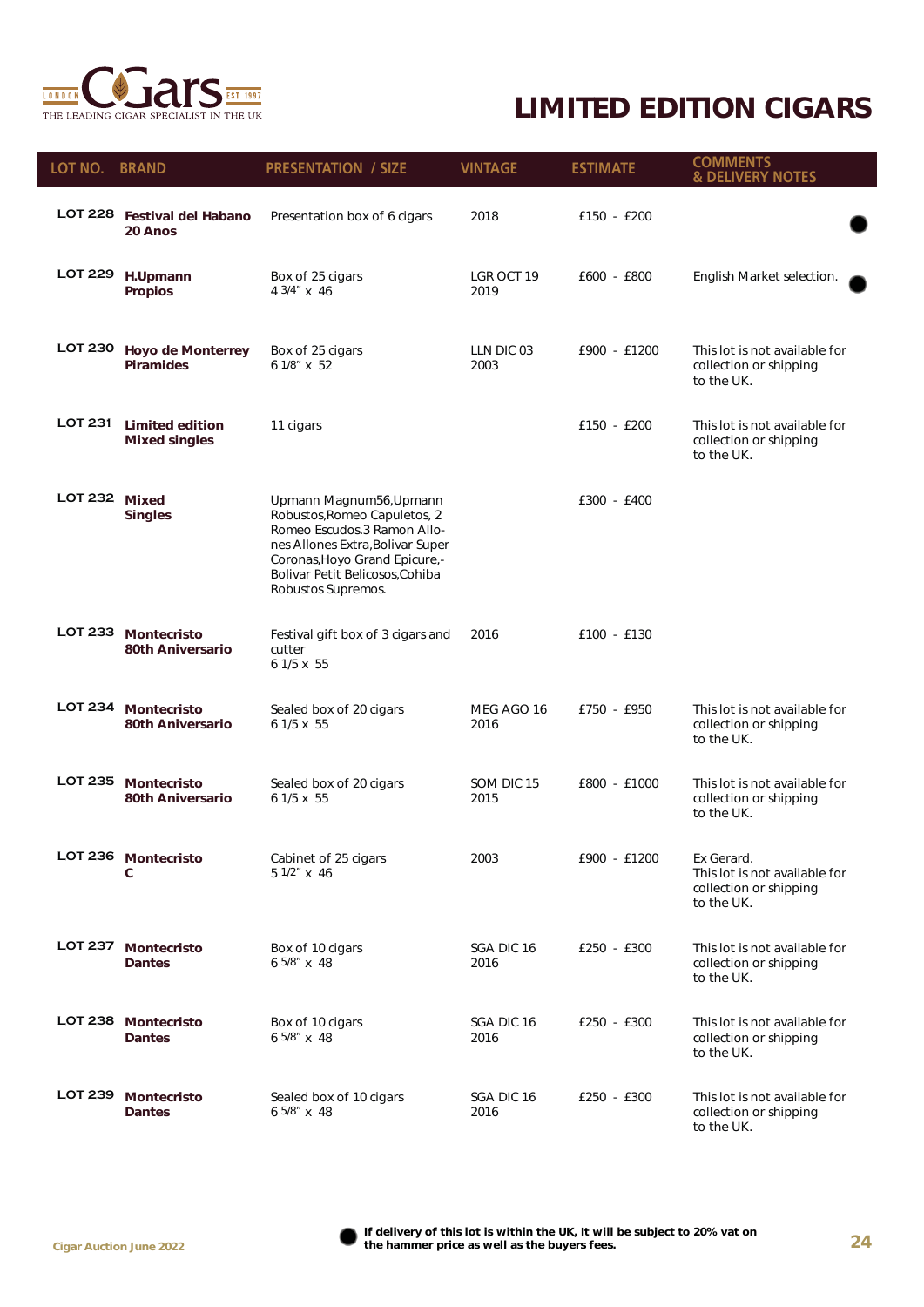# LIMITED EDITION CIGARS

| LOT NO. | BRAND | PRESENTATION / SIZE | VINTAGE | ESTIMATE | COMMENTS & DELIVERY NOTES |
|---|---|---|---|---|---|
| LOT 228 | **Festival del Habano 20 Anos** | Presentation box of 6 cigars | 2018 | £150 - £200 | ● |
| LOT 229 | **H.Upmann Propios** | Box of 25 cigars 4 3/4" x 46 | LGR OCT 19 2019 | £600 - £800 | English Market selection. ● |
| LOT 230 | **Hoyo de Monterrey Piramides** | Box of 25 cigars 6 1/8" x 52 | LLN DIC 03 2003 | £900 - £1200 | This lot is not available for collection or shipping to the UK. |
| LOT 231 | **Limited edition Mixed singles** | 11 cigars | | £150 - £200 | This lot is not available for collection or shipping to the UK. |
| LOT 232 | **Mixed Singles** | Upmann Magnum56,Upmann Robustos,Romeo Capuletos, 2 Romeo Escudos.3 Ramon Allones Allones Extra,Bolivar Super Coronas,Hoyo Grand Epicure,-Bolivar Petit Belicosos,Cohiba Robustos Supremos. | | £300 - £400 | |
| LOT 233 | **Montecristo 80th Aniversario** | Festival gift box of 3 cigars and cutter 6 1/5 x 55 | 2016 | £100 - £130 | |
| LOT 234 | **Montecristo 80th Aniversario** | Sealed box of 20 cigars 6 1/5 x 55 | MEG AGO 16 2016 | £750 - £950 | This lot is not available for collection or shipping to the UK. |
| LOT 235 | **Montecristo 80th Aniversario** | Sealed box of 20 cigars 6 1/5 x 55 | SOM DIC 15 2015 | £800 - £1000 | This lot is not available for collection or shipping to the UK. |
| LOT 236 | **Montecristo C** | Cabinet of 25 cigars 5 1/2" x 46 | 2003 | £900 - £1200 | Ex Gerard. This lot is not available for collection or shipping to the UK. |
| LOT 237 | **Montecristo Dantes** | Box of 10 cigars 6 5/8" x 48 | SGA DIC 16 2016 | £250 - £300 | This lot is not available for collection or shipping to the UK. |
| LOT 238 | **Montecristo Dantes** | Box of 10 cigars 6 5/8" x 48 | SGA DIC 16 2016 | £250 - £300 | This lot is not available for collection or shipping to the UK. |
| LOT 239 | **Montecristo Dantes** | Sealed box of 10 cigars 6 5/8" x 48 | SGA DIC 16 2016 | £250 - £300 | This lot is not available for collection or shipping to the UK. |

● **If delivery of this lot is within the UK, It will be subject to 20% vat on the hammer price as well as the buyers fees.**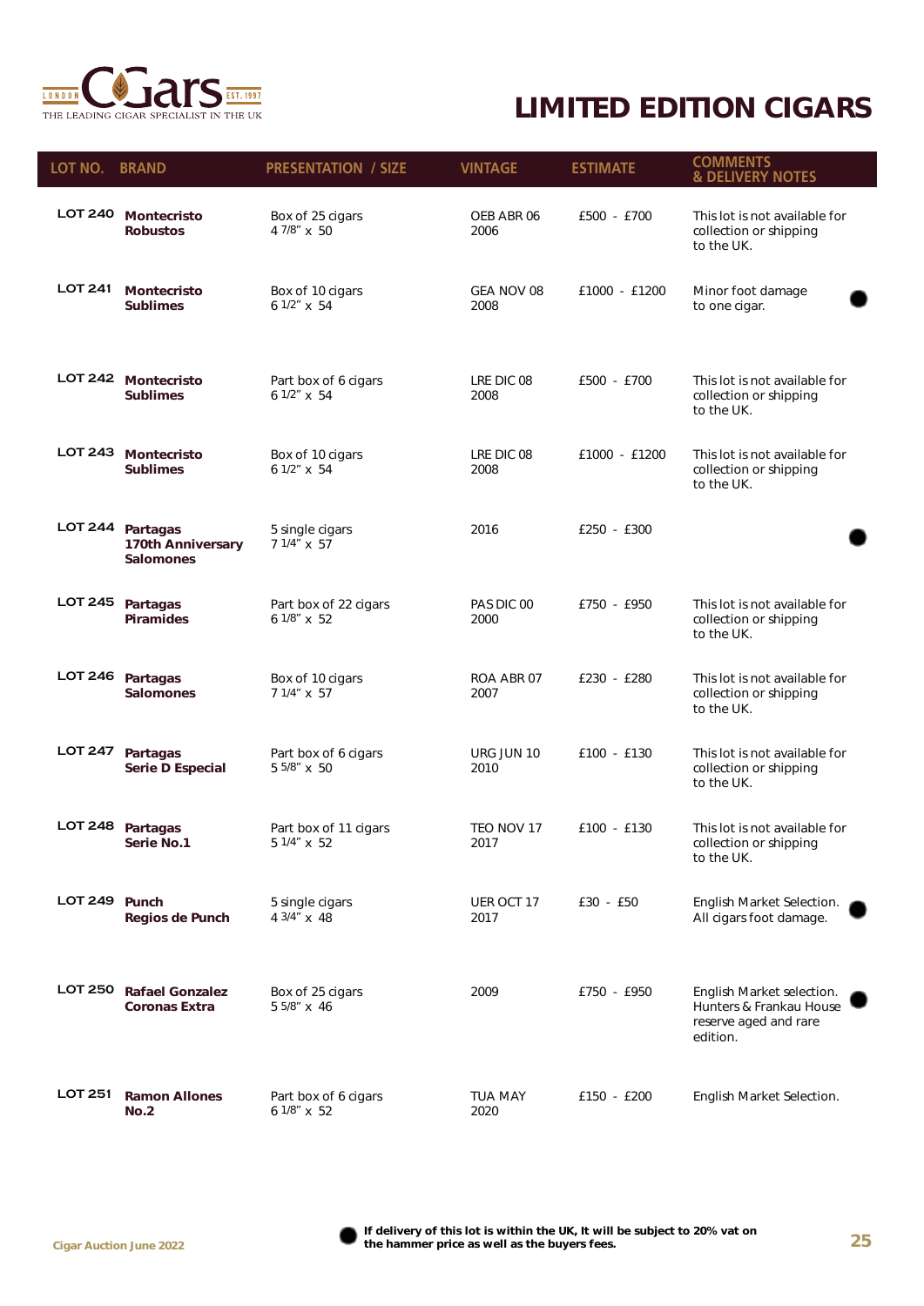# LIMITED EDITION CIGARS

| LOT NO. | BRAND | PRESENTATION / SIZE | VINTAGE | ESTIMATE | COMMENTS & DELIVERY NOTES |
|---|---|---|---|---|---|
| LOT 240 | **Montecristo Robustos** | Box of 25 cigars 4 7/8" x 50 | OEB ABR 06 2006 | £500 - £700 | This lot is not available for collection or shipping to the UK. |
| LOT 241 | **Montecristo Sublimes** | Box of 10 cigars 6 1/2" x 54 | GEA NOV 08 2008 | £1000 - £1200 | Minor foot damage to one cigar. ● |
| LOT 242 | **Montecristo Sublimes** | Part box of 6 cigars 6 1/2" x 54 | LRE DIC 08 2008 | £500 - £700 | This lot is not available for collection or shipping to the UK. |
| LOT 243 | **Montecristo Sublimes** | Box of 10 cigars 6 1/2" x 54 | LRE DIC 08 2008 | £1000 - £1200 | This lot is not available for collection or shipping to the UK. |
| LOT 244 | **Partagas 170th Anniversary Salomones** | 5 single cigars 7 1/4" x 57 | 2016 | £250 - £300 | ● |
| LOT 245 | **Partagas Piramides** | Part box of 22 cigars 6 1/8" x 52 | PAS DIC 00 2000 | £750 - £950 | This lot is not available for collection or shipping to the UK. |
| LOT 246 | **Partagas Salomones** | Box of 10 cigars 7 1/4" x 57 | ROA ABR 07 2007 | £230 - £280 | This lot is not available for collection or shipping to the UK. |
| LOT 247 | **Partagas Serie D Especial** | Part box of 6 cigars 5 5/8" x 50 | URG JUN 10 2010 | £100 - £130 | This lot is not available for collection or shipping to the UK. |
| LOT 248 | **Partagas Serie No.1** | Part box of 11 cigars 5 1/4" x 52 | TEO NOV 17 2017 | £100 - £130 | This lot is not available for collection or shipping to the UK. |
| LOT 249 | **Punch Regios de Punch** | 5 single cigars 4 3/4" x 48 | UER OCT 17 2017 | £30 - £50 | English Market Selection. All cigars foot damage. ● |
| LOT 250 | **Rafael Gonzalez Coronas Extra** | Box of 25 cigars 5 5/8" x 46 | 2009 | £750 - £950 | English Market selection. Hunters & Frankau House reserve aged and rare edition. ● |
| LOT 251 | **Ramon Allones No.2** | Part box of 6 cigars 6 1/8" x 52 | TUA MAY 2020 | £150 - £200 | English Market Selection. |

● **If delivery of this lot is within the UK, It will be subject to 20% vat on the hammer price as well as the buyers fees.**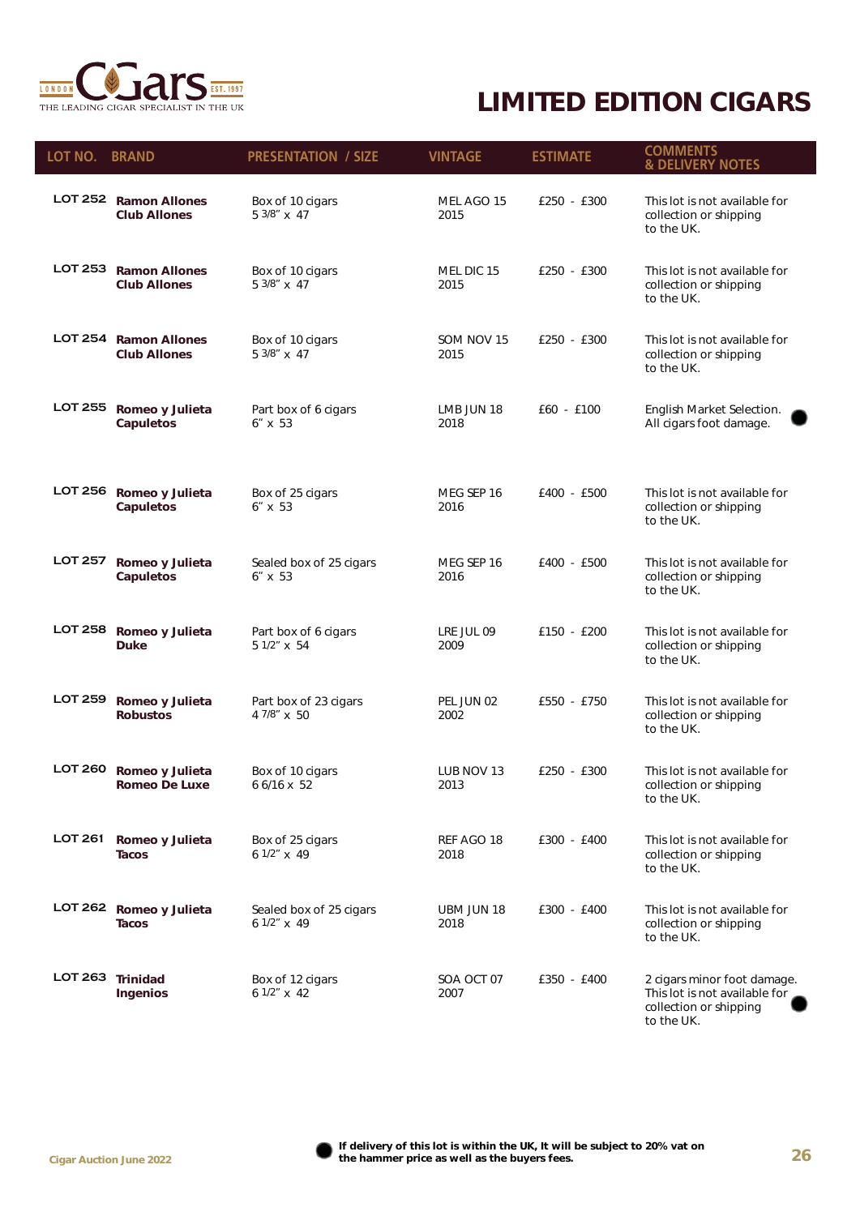# LIMITED EDITION CIGARS

| LOT NO. | BRAND | PRESENTATION / SIZE | VINTAGE | ESTIMATE | COMMENTS & DELIVERY NOTES |
|---|---|---|---|---|---|
| LOT 252 | **Ramon Allones Club Allones** | Box of 10 cigars 5 3/8" x 47 | MEL AGO 15 2015 | £250 - £300 | This lot is not available for collection or shipping to the UK. |
| LOT 253 | **Ramon Allones Club Allones** | Box of 10 cigars 5 3/8" x 47 | MEL DIC 15 2015 | £250 - £300 | This lot is not available for collection or shipping to the UK. |
| LOT 254 | **Ramon Allones Club Allones** | Box of 10 cigars 5 3/8" x 47 | SOM NOV 15 2015 | £250 - £300 | This lot is not available for collection or shipping to the UK. |
| LOT 255 | **Romeo y Julieta Capuletos** | Part box of 6 cigars 6" x 53 | LMB JUN 18 2018 | £60 - £100 | English Market Selection. All cigars foot damage. ● |
| LOT 256 | **Romeo y Julieta Capuletos** | Box of 25 cigars 6" x 53 | MEG SEP 16 2016 | £400 - £500 | This lot is not available for collection or shipping to the UK. |
| LOT 257 | **Romeo y Julieta Capuletos** | Sealed box of 25 cigars 6" x 53 | MEG SEP 16 2016 | £400 - £500 | This lot is not available for collection or shipping to the UK. |
| LOT 258 | **Romeo y Julieta Duke** | Part box of 6 cigars 5 1/2" x 54 | LRE JUL 09 2009 | £150 - £200 | This lot is not available for collection or shipping to the UK. |
| LOT 259 | **Romeo y Julieta Robustos** | Part box of 23 cigars 4 7/8" x 50 | PEL JUN 02 2002 | £550 - £750 | This lot is not available for collection or shipping to the UK. |
| LOT 260 | **Romeo y Julieta Romeo De Luxe** | Box of 10 cigars 6 6/16 x 52 | LUB NOV 13 2013 | £250 - £300 | This lot is not available for collection or shipping to the UK. |
| LOT 261 | **Romeo y Julieta Tacos** | Box of 25 cigars 6 1/2" x 49 | REF AGO 18 2018 | £300 - £400 | This lot is not available for collection or shipping to the UK. |
| LOT 262 | **Romeo y Julieta Tacos** | Sealed box of 25 cigars 6 1/2" x 49 | UBM JUN 18 2018 | £300 - £400 | This lot is not available for collection or shipping to the UK. |
| LOT 263 | **Trinidad Ingenios** | Box of 12 cigars 6 1/2" x 42 | SOA OCT 07 2007 | £350 - £400 | 2 cigars minor foot damage. This lot is not available for collection or shipping to the UK. ● |

● **If delivery of this lot is within the UK, It will be subject to 20% vat on the hammer price as well as the buyers fees.**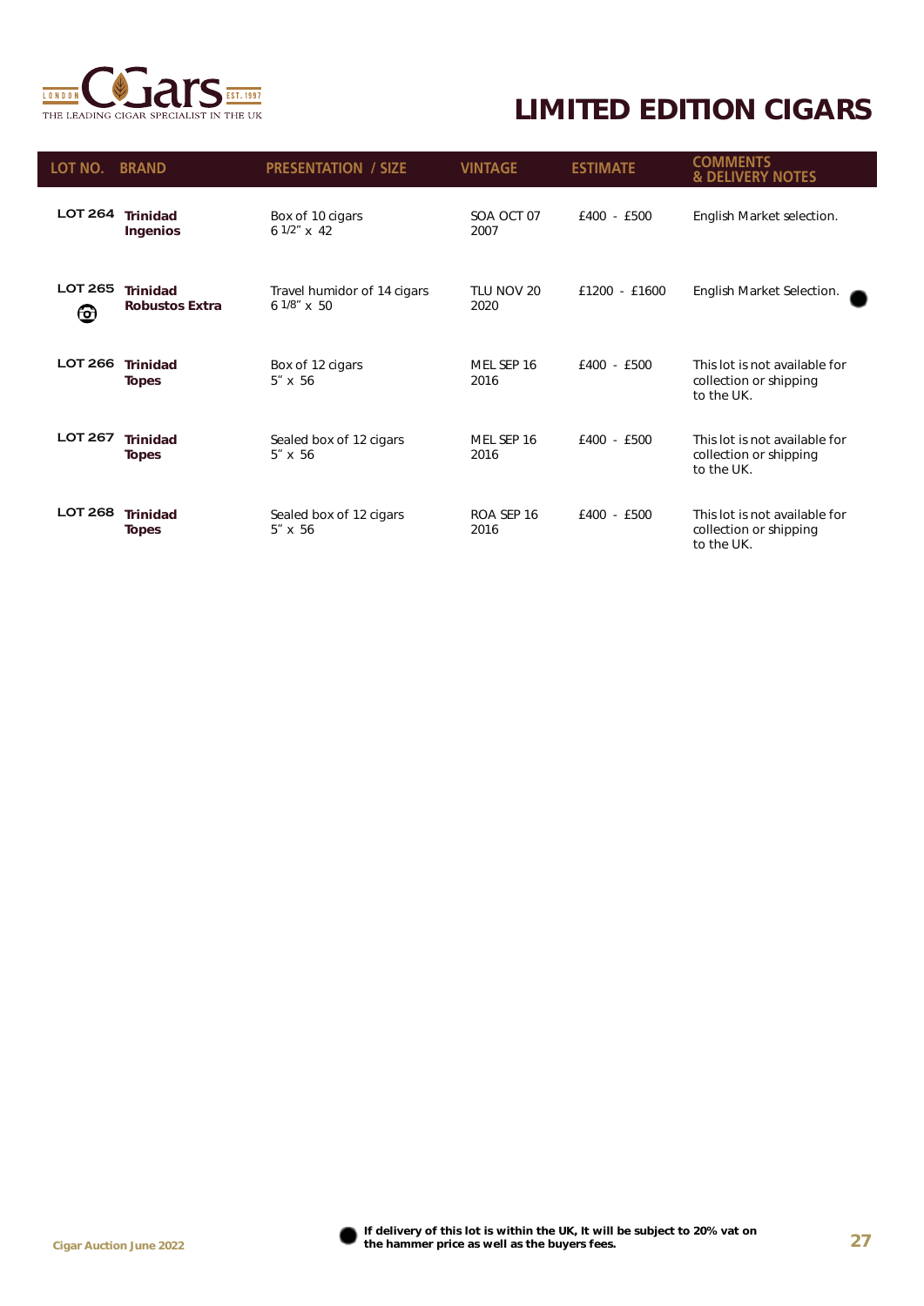# LIMITED EDITION CIGARS

| LOT NO. | BRAND | PRESENTATION / SIZE | VINTAGE | ESTIMATE | COMMENTS & DELIVERY NOTES |
|---|---|---|---|---|---|
| LOT 264 | **Trinidad Ingenios** | Box of 10 cigars 6 1/2" x 42 | SOA OCT 07 2007 | £400 - £500 | English Market selection. |
| LOT 265 | **Trinidad Robustos Extra** | Travel humidor of 14 cigars 6 1/8" x 50 | TLU NOV 20 2020 | £1200 - £1600 | English Market Selection. ● |
| LOT 266 | **Trinidad Topes** | Box of 12 cigars 5" x 56 | MEL SEP 16 2016 | £400 - £500 | This lot is not available for collection or shipping to the UK. |
| LOT 267 | **Trinidad Topes** | Sealed box of 12 cigars 5" x 56 | MEL SEP 16 2016 | £400 - £500 | This lot is not available for collection or shipping to the UK. |
| LOT 268 | **Trinidad Topes** | Sealed box of 12 cigars 5" x 56 | ROA SEP 16 2016 | £400 - £500 | This lot is not available for collection or shipping to the UK. |

● **If delivery of this lot is within the UK, It will be subject to 20% vat on the hammer price as well as the buyers fees.**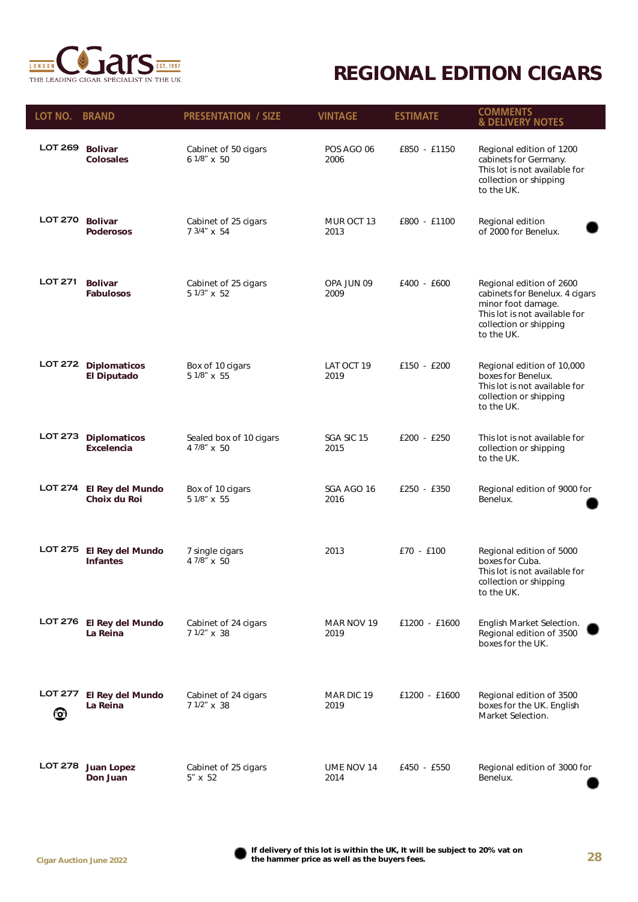# REGIONAL EDITION CIGARS

| LOT NO. | BRAND | PRESENTATION / SIZE | VINTAGE | ESTIMATE | COMMENTS & DELIVERY NOTES |
|---|---|---|---|---|---|
| LOT 269 | **Bolivar Colosales** | Cabinet of 50 cigars 6 1/8" x 50 | POS AGO 06 2006 | £850 - £1150 | Regional edition of 1200 cabinets for Germany. This lot is not available for collection or shipping to the UK. |
| LOT 270 | **Bolivar Poderosos** | Cabinet of 25 cigars 7 3/4" x 54 | MUR OCT 13 2013 | £800 - £1100 | Regional edition of 2000 for Benelux. ● |
| LOT 271 | **Bolivar Fabulosos** | Cabinet of 25 cigars 5 1/3" x 52 | OPA JUN 09 2009 | £400 - £600 | Regional edition of 2600 cabinets for Benelux. 4 cigars minor foot damage. This lot is not available for collection or shipping to the UK. |
| LOT 272 | **Diplomaticos El Diputado** | Box of 10 cigars 5 1/8" x 55 | LAT OCT 19 2019 | £150 - £200 | Regional edition of 10,000 boxes for Benelux. This lot is not available for collection or shipping to the UK. |
| LOT 273 | **Diplomaticos Excelencia** | Sealed box of 10 cigars 4 7/8" x 50 | SGA SIC 15 2015 | £200 - £250 | This lot is not available for collection or shipping to the UK. |
| LOT 274 | **El Rey del Mundo Choix du Roi** | Box of 10 cigars 5 1/8" x 55 | SGA AGO 16 2016 | £250 - £350 | Regional edition of 9000 for Benelux. ● |
| LOT 275 | **El Rey del Mundo Infantes** | 7 single cigars 4 7/8" x 50 | 2013 | £70 - £100 | Regional edition of 5000 boxes for Cuba. This lot is not available for collection or shipping to the UK. |
| LOT 276 | **El Rey del Mundo La Reina** | Cabinet of 24 cigars 7 1/2" x 38 | MAR NOV 19 2019 | £1200 - £1600 | English Market Selection. Regional edition of 3500 boxes for the UK. ● |
| LOT 277 | **El Rey del Mundo La Reina** | Cabinet of 24 cigars 7 1/2" x 38 | MAR DIC 19 2019 | £1200 - £1600 | Regional edition of 3500 boxes for the UK. English Market Selection. |
| LOT 278 | **Juan Lopez Don Juan** | Cabinet of 25 cigars 5" x 52 | UME NOV 14 2014 | £450 - £550 | Regional edition of 3000 for Benelux. ● |

● **If delivery of this lot is within the UK, It will be subject to 20% vat on the hammer price as well as the buyers fees.**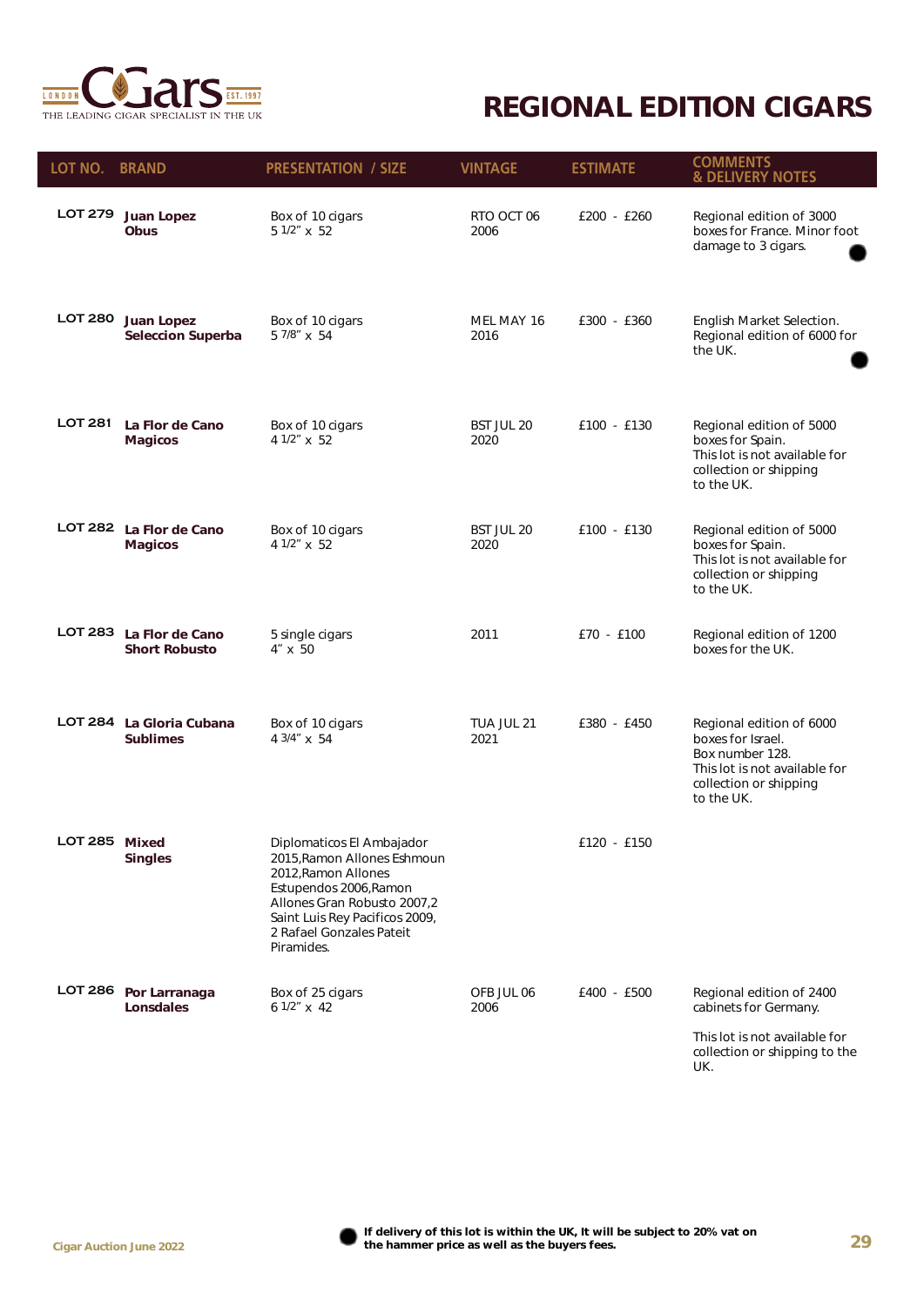# REGIONAL EDITION CIGARS

| LOT NO. | BRAND | PRESENTATION / SIZE | VINTAGE | ESTIMATE | COMMENTS & DELIVERY NOTES |
|---|---|---|---|---|---|
| LOT 279 | **Juan Lopez Obus** | Box of 10 cigars 5 1/2" x 52 | RTO OCT 06 2006 | £200 - £260 | Regional edition of 3000 boxes for France. Minor foot damage to 3 cigars. ● |
| LOT 280 | **Juan Lopez Seleccion Superba** | Box of 10 cigars 5 7/8" x 54 | MEL MAY 16 2016 | £300 - £360 | English Market Selection. Regional edition of 6000 for the UK. ● |
| LOT 281 | **La Flor de Cano Magicos** | Box of 10 cigars 4 1/2" x 52 | BST JUL 20 2020 | £100 - £130 | Regional edition of 5000 boxes for Spain. This lot is not available for collection or shipping to the UK. |
| LOT 282 | **La Flor de Cano Magicos** | Box of 10 cigars 4 1/2" x 52 | BST JUL 20 2020 | £100 - £130 | Regional edition of 5000 boxes for Spain. This lot is not available for collection or shipping to the UK. |
| LOT 283 | **La Flor de Cano Short Robusto** | 5 single cigars 4" x 50 | 2011 | £70 - £100 | Regional edition of 1200 boxes for the UK. |
| LOT 284 | **La Gloria Cubana Sublimes** | Box of 10 cigars 4 3/4" x 54 | TUA JUL 21 2021 | £380 - £450 | Regional edition of 6000 boxes for Israel. Box number 128. This lot is not available for collection or shipping to the UK. |
| LOT 285 | **Mixed Singles** | Diplomaticos El Ambajador 2015,Ramon Allones Eshmoun 2012,Ramon Allones Estupendos 2006,Ramon Allones Gran Robusto 2007,2 Saint Luis Rey Pacificos 2009, 2 Rafael Gonzales Pateit Piramides. | | £120 - £150 | |
| LOT 286 | **Por Larranaga Lonsdales** | Box of 25 cigars 6 1/2" x 42 | OFB JUL 06 2006 | £400 - £500 | Regional edition of 2400 cabinets for Germany. This lot is not available for collection or shipping to the UK. |

● **If delivery of this lot is within the UK, It will be subject to 20% vat on the hammer price as well as the buyers fees.**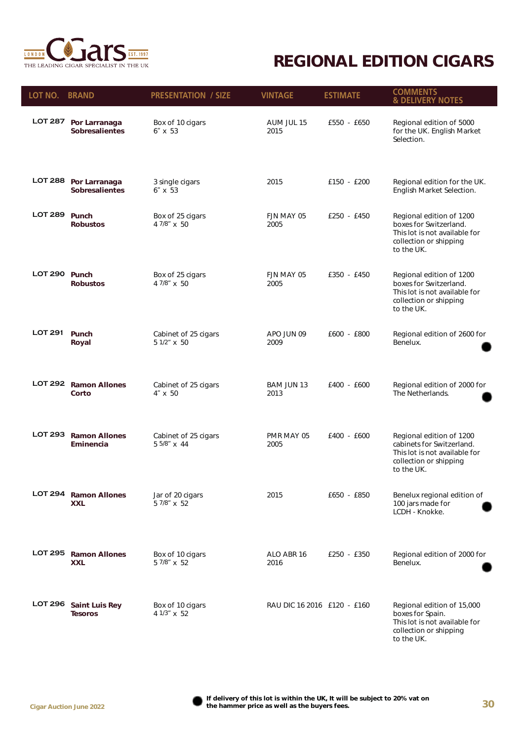# REGIONAL EDITION CIGARS

| LOT NO. | BRAND | PRESENTATION / SIZE | VINTAGE | ESTIMATE | COMMENTS & DELIVERY NOTES |
|---|---|---|---|---|---|
| LOT 287 | **Por Larranaga Sobresalientes** | Box of 10 cigars 6" x 53 | AUM JUL 15 2015 | £550 - £650 | Regional edition of 5000 for the UK. English Market Selection. |
| LOT 288 | **Por Larranaga Sobresalientes** | 3 single cigars 6" x 53 | 2015 | £150 - £200 | Regional edition for the UK. English Market Selection. |
| LOT 289 | **Punch Robustos** | Box of 25 cigars 4 7/8" x 50 | FJN MAY 05 2005 | £250 - £450 | Regional edition of 1200 boxes for Switzerland. This lot is not available for collection or shipping to the UK. |
| LOT 290 | **Punch Robustos** | Box of 25 cigars 4 7/8" x 50 | FJN MAY 05 2005 | £350 - £450 | Regional edition of 1200 boxes for Switzerland. This lot is not available for collection or shipping to the UK. |
| LOT 291 | **Punch Royal** | Cabinet of 25 cigars 5 1/2" x 50 | APO JUN 09 2009 | £600 - £800 | Regional edition of 2600 for Benelux. ● |
| LOT 292 | **Ramon Allones Corto** | Cabinet of 25 cigars 4" x 50 | BAM JUN 13 2013 | £400 - £600 | Regional edition of 2000 for The Netherlands. ● |
| LOT 293 | **Ramon Allones Eminencia** | Cabinet of 25 cigars 5 5/8" x 44 | PMR MAY 05 2005 | £400 - £600 | Regional edition of 1200 cabinets for Switzerland. This lot is not available for collection or shipping to the UK. |
| LOT 294 | **Ramon Allones XXL** | Jar of 20 cigars 5 7/8" x 52 | 2015 | £650 - £850 | Benelux regional edition of 100 jars made for LCDH - Knokke. ● |
| LOT 295 | **Ramon Allones XXL** | Box of 10 cigars 5 7/8" x 52 | ALO ABR 16 2016 | £250 - £350 | Regional edition of 2000 for Benelux. ● |
| LOT 296 | **Saint Luis Rey Tesoros** | Box of 10 cigars 4 1/3" x 52 | RAU DIC 16 2016 | £120 - £160 | Regional edition of 15,000 boxes for Spain. This lot is not available for collection or shipping to the UK. |

● **If delivery of this lot is within the UK, It will be subject to 20% vat on the hammer price as well as the buyers fees.**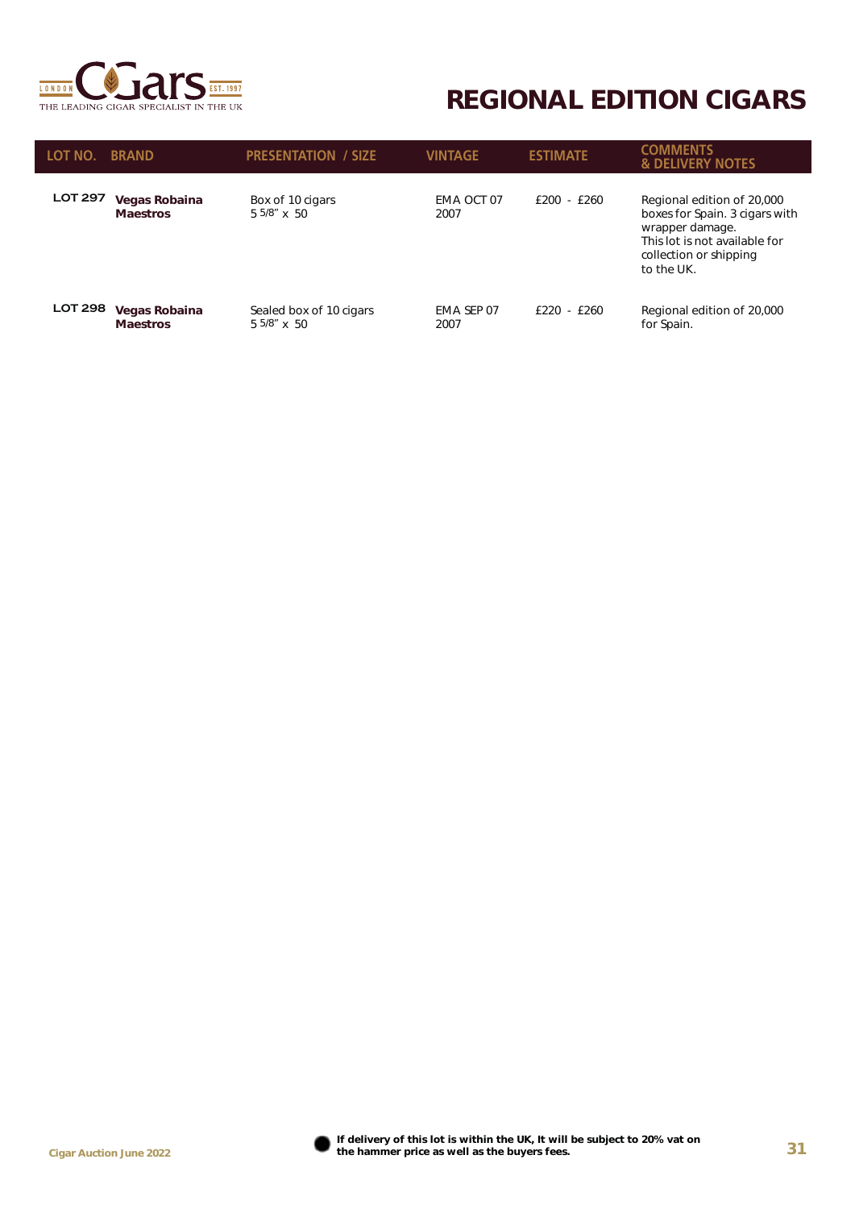# REGIONAL EDITION CIGARS

| LOT NO. | BRAND | PRESENTATION / SIZE | VINTAGE | ESTIMATE | COMMENTS & DELIVERY NOTES |
|---|---|---|---|---|---|
| LOT 297 | **Vegas Robaina Maestros** | Box of 10 cigars 5 5/8" x 50 | EMA OCT 07 2007 | £200 - £260 | Regional edition of 20,000 boxes for Spain. 3 cigars with wrapper damage. This lot is not available for collection or shipping to the UK. |
| LOT 298 | **Vegas Robaina Maestros** | Sealed box of 10 cigars 5 5/8" x 50 | EMA SEP 07 2007 | £220 - £260 | Regional edition of 20,000 for Spain. |

**If delivery of this lot is within the UK, It will be subject to 20% vat on the hammer price as well as the buyers fees.**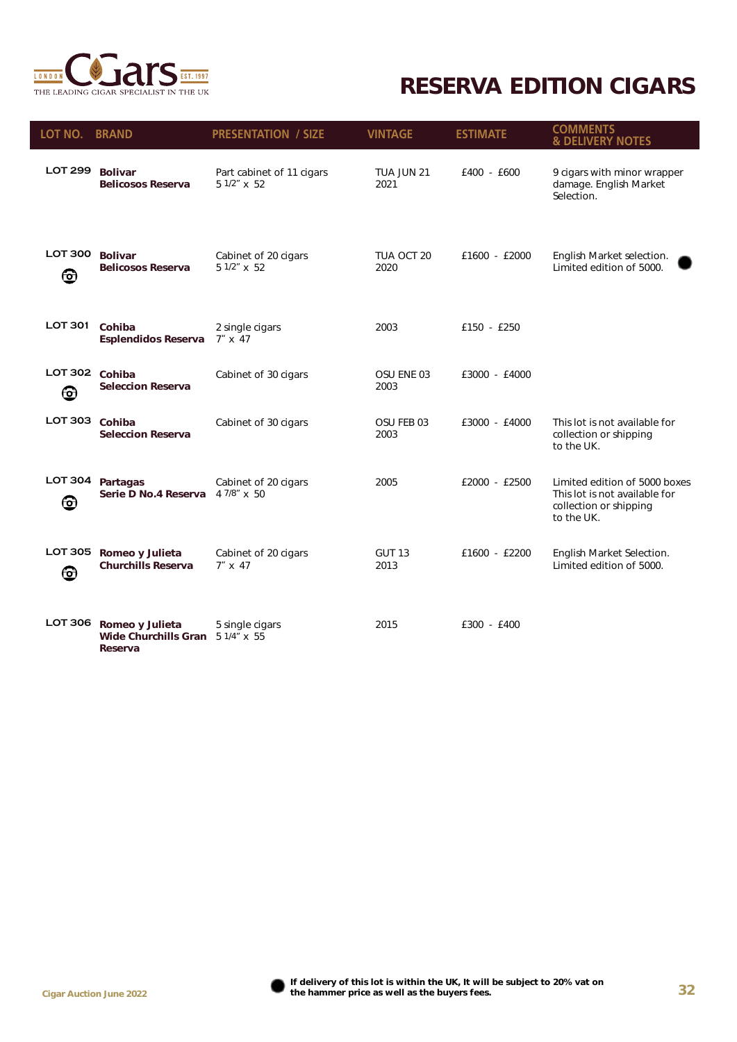# RESERVA EDITION CIGARS

| LOT NO. | BRAND | PRESENTATION / SIZE | VINTAGE | ESTIMATE | COMMENTS & DELIVERY NOTES |
|---|---|---|---|---|---|
| LOT 299 | **Bolivar Belicosos Reserva** | Part cabinet of 11 cigars 5 1/2" x 52 | TUA JUN 21 2021 | £400 - £600 | 9 cigars with minor wrapper damage. English Market Selection. |
| LOT 300 | **Bolivar Belicosos Reserva** | Cabinet of 20 cigars 5 1/2" x 52 | TUA OCT 20 2020 | £1600 - £2000 | English Market selection. Limited edition of 5000. ● |
| LOT 301 | **Cohiba Esplendidos Reserva** | 2 single cigars 7" x 47 | 2003 | £150 - £250 | |
| LOT 302 | **Cohiba Seleccion Reserva** | Cabinet of 30 cigars | OSU ENE 03 2003 | £3000 - £4000 | |
| LOT 303 | **Cohiba Seleccion Reserva** | Cabinet of 30 cigars | OSU FEB 03 2003 | £3000 - £4000 | This lot is not available for collection or shipping to the UK. |
| LOT 304 | **Partagas Serie D No.4 Reserva** | Cabinet of 20 cigars 4 7/8" x 50 | 2005 | £2000 - £2500 | Limited edition of 5000 boxes This lot is not available for collection or shipping to the UK. |
| LOT 305 | **Romeo y Julieta Churchills Reserva** | Cabinet of 20 cigars 7" x 47 | GUT 13 2013 | £1600 - £2200 | English Market Selection. Limited edition of 5000. |
| LOT 306 | **Romeo y Julieta Wide Churchills Gran Reserva** | 5 single cigars 5 1/4" x 55 | 2015 | £300 - £400 | |

● **If delivery of this lot is within the UK, It will be subject to 20% vat on the hammer price as well as the buyers fees.**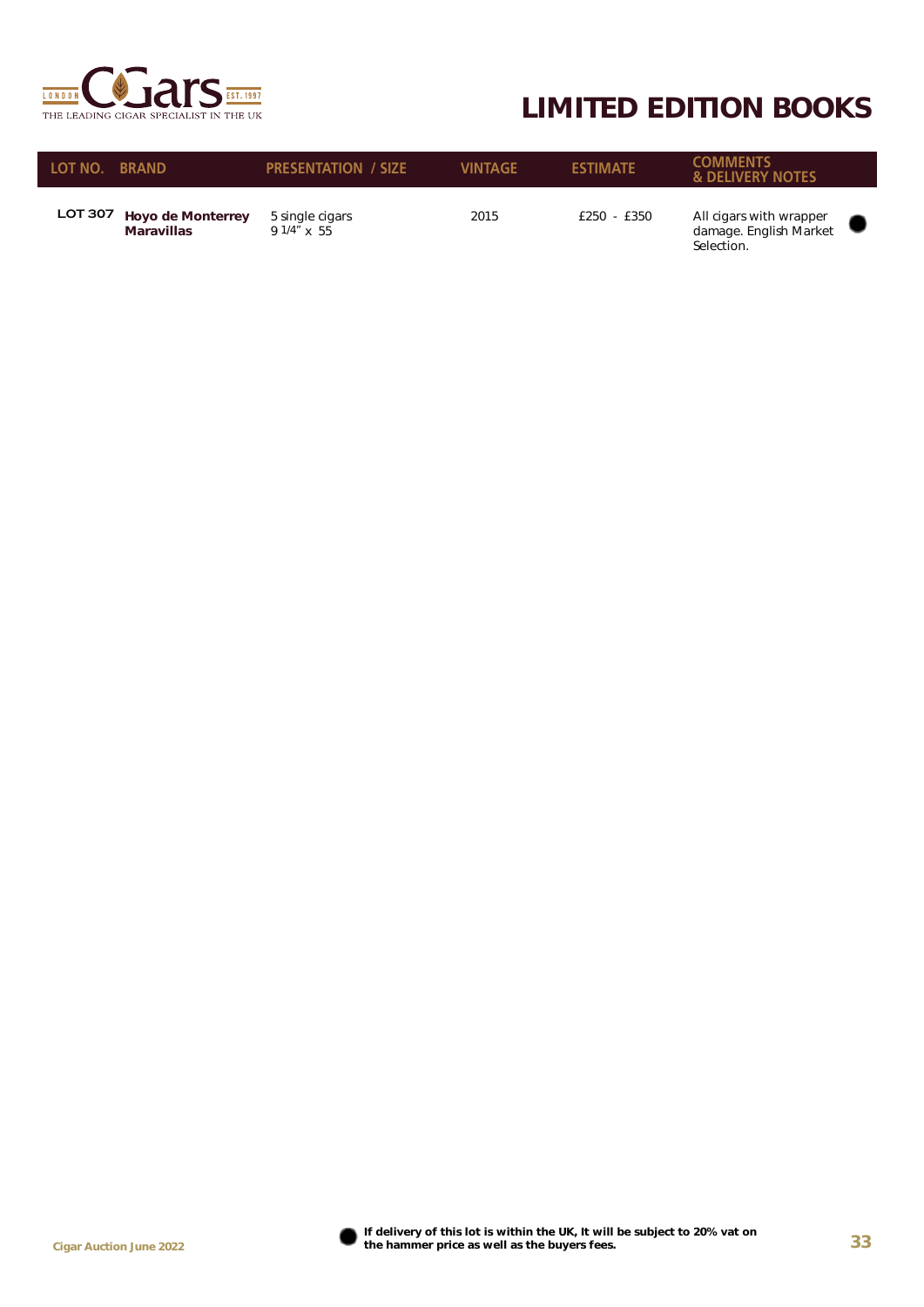# LIMITED EDITION BOOKS

| LOT NO. | BRAND | PRESENTATION / SIZE | VINTAGE | ESTIMATE | COMMENTS & DELIVERY NOTES | |
|---|---|---|---|---|---|---|
| LOT 307 | **Hoyo de Monterrey Maravillas** | 5 single cigars 9 1/4" x 55 | 2015 | £250 - £350 | All cigars with wrapper damage. English Market Selection. | ● |

● **If delivery of this lot is within the UK, It will be subject to 20% vat on the hammer price as well as the buyers fees.**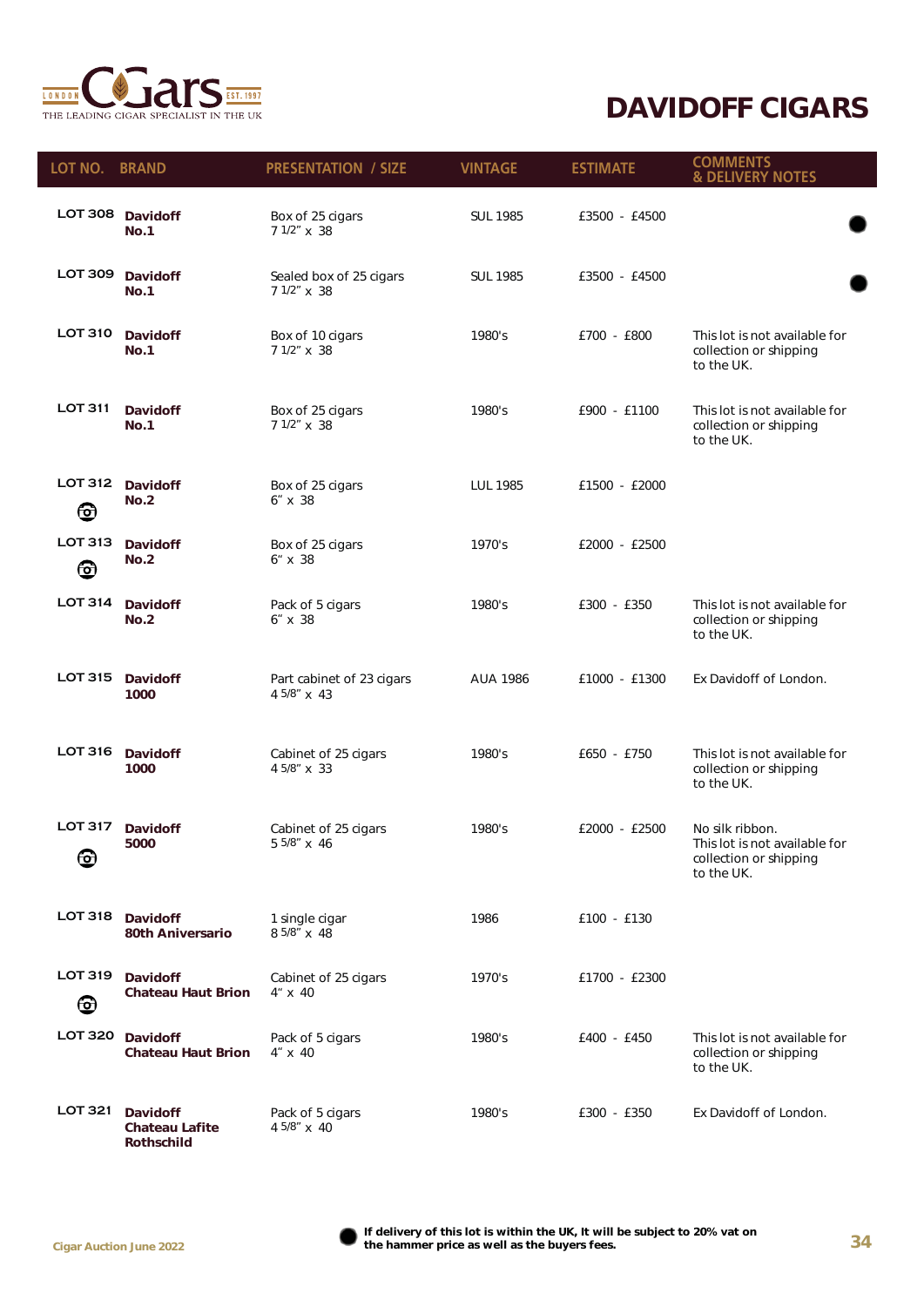# DAVIDOFF CIGARS

| LOT NO. | BRAND | PRESENTATION / SIZE | VINTAGE | ESTIMATE | COMMENTS & DELIVERY NOTES |
|---|---|---|---|---|---|
| LOT 308 | **Davidoff No.1** | Box of 25 cigars 7 1/2" x 38 | SUL 1985 | £3500 - £4500 | ● |
| LOT 309 | **Davidoff No.1** | Sealed box of 25 cigars 7 1/2" x 38 | SUL 1985 | £3500 - £4500 | ● |
| LOT 310 | **Davidoff No.1** | Box of 10 cigars 7 1/2" x 38 | 1980's | £700 - £800 | This lot is not available for collection or shipping to the UK. |
| LOT 311 | **Davidoff No.1** | Box of 25 cigars 7 1/2" x 38 | 1980's | £900 - £1100 | This lot is not available for collection or shipping to the UK. |
| LOT 312 | **Davidoff No.2** | Box of 25 cigars 6" x 38 | LUL 1985 | £1500 - £2000 | |
| LOT 313 | **Davidoff No.2** | Box of 25 cigars 6" x 38 | 1970's | £2000 - £2500 | |
| LOT 314 | **Davidoff No.2** | Pack of 5 cigars 6" x 38 | 1980's | £300 - £350 | This lot is not available for collection or shipping to the UK. |
| LOT 315 | **Davidoff 1000** | Part cabinet of 23 cigars 4 5/8" x 43 | AUA 1986 | £1000 - £1300 | Ex Davidoff of London. |
| LOT 316 | **Davidoff 1000** | Cabinet of 25 cigars 4 5/8" x 33 | 1980's | £650 - £750 | This lot is not available for collection or shipping to the UK. |
| LOT 317 | **Davidoff 5000** | Cabinet of 25 cigars 5 5/8" x 46 | 1980's | £2000 - £2500 | No silk ribbon. This lot is not available for collection or shipping to the UK. |
| LOT 318 | **Davidoff 80th Aniversario** | 1 single cigar 8 5/8" x 48 | 1986 | £100 - £130 | |
| LOT 319 | **Davidoff Chateau Haut Brion** | Cabinet of 25 cigars 4" x 40 | 1970's | £1700 - £2300 | |
| LOT 320 | **Davidoff Chateau Haut Brion** | Pack of 5 cigars 4" x 40 | 1980's | £400 - £450 | This lot is not available for collection or shipping to the UK. |
| LOT 321 | **Davidoff Chateau Lafite Rothschild** | Pack of 5 cigars 4 5/8" x 40 | 1980's | £300 - £350 | Ex Davidoff of London. |

● **If delivery of this lot is within the UK, It will be subject to 20% vat on the hammer price as well as the buyers fees.**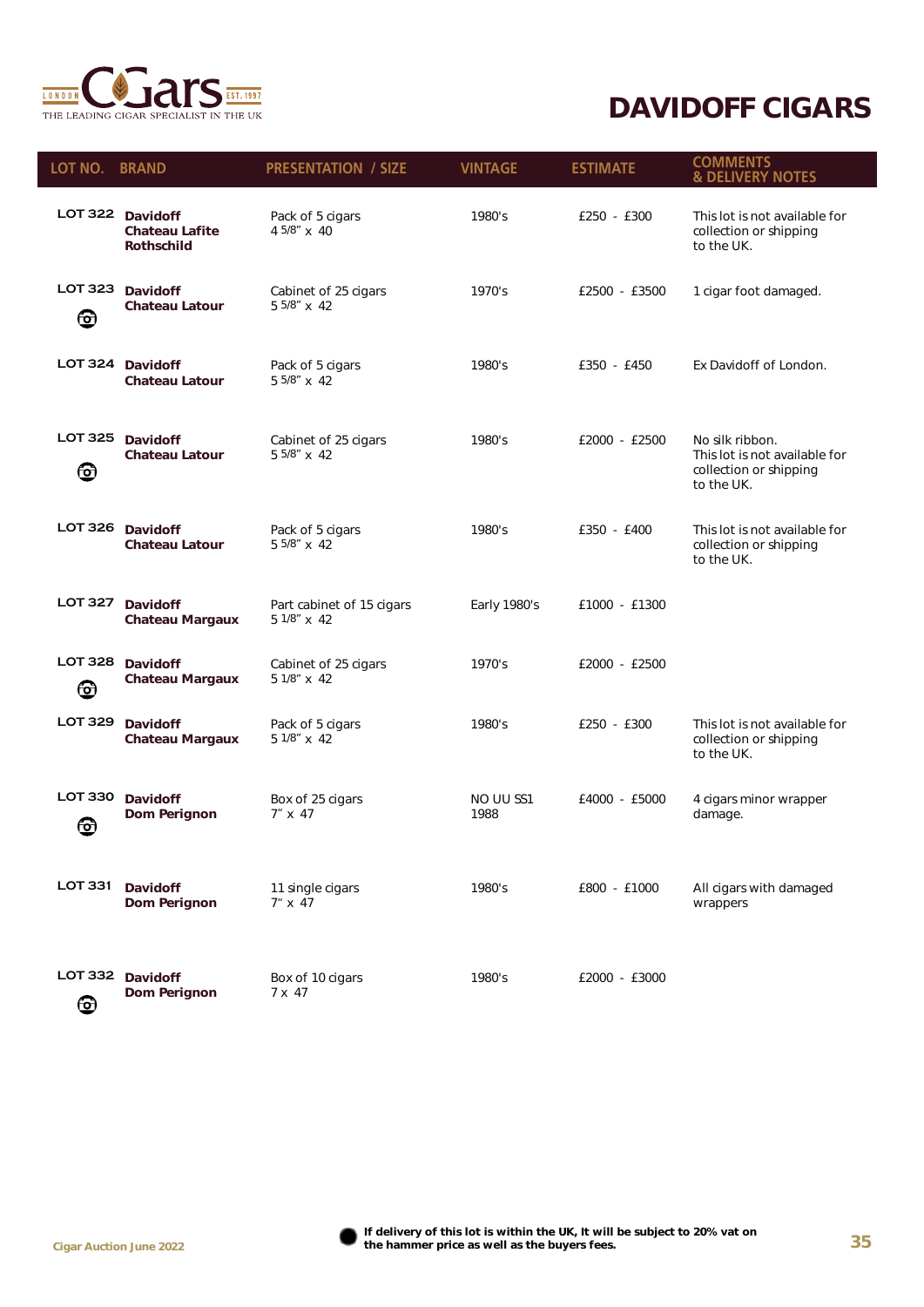# DAVIDOFF CIGARS

| LOT NO. | BRAND | PRESENTATION / SIZE | VINTAGE | ESTIMATE | COMMENTS & DELIVERY NOTES |
|---|---|---|---|---|---|
| LOT 322 | **Davidoff Chateau Lafite Rothschild** | Pack of 5 cigars 4 5/8" x 40 | 1980's | £250 - £300 | This lot is not available for collection or shipping to the UK. |
| LOT 323 | **Davidoff Chateau Latour** | Cabinet of 25 cigars 5 5/8" x 42 | 1970's | £2500 - £3500 | 1 cigar foot damaged. |
| LOT 324 | **Davidoff Chateau Latour** | Pack of 5 cigars 5 5/8" x 42 | 1980's | £350 - £450 | Ex Davidoff of London. |
| LOT 325 | **Davidoff Chateau Latour** | Cabinet of 25 cigars 5 5/8" x 42 | 1980's | £2000 - £2500 | No silk ribbon. This lot is not available for collection or shipping to the UK. |
| LOT 326 | **Davidoff Chateau Latour** | Pack of 5 cigars 5 5/8" x 42 | 1980's | £350 - £400 | This lot is not available for collection or shipping to the UK. |
| LOT 327 | **Davidoff Chateau Margaux** | Part cabinet of 15 cigars 5 1/8" x 42 | Early 1980's | £1000 - £1300 | |
| LOT 328 | **Davidoff Chateau Margaux** | Cabinet of 25 cigars 5 1/8" x 42 | 1970's | £2000 - £2500 | |
| LOT 329 | **Davidoff Chateau Margaux** | Pack of 5 cigars 5 1/8" x 42 | 1980's | £250 - £300 | This lot is not available for collection or shipping to the UK. |
| LOT 330 | **Davidoff Dom Perignon** | Box of 25 cigars 7" x 47 | NO UU SS1 1988 | £4000 - £5000 | 4 cigars minor wrapper damage. |
| LOT 331 | **Davidoff Dom Perignon** | 11 single cigars 7" x 47 | 1980's | £800 - £1000 | All cigars with damaged wrappers |
| LOT 332 | **Davidoff Dom Perignon** | Box of 10 cigars 7 x 47 | 1980's | £2000 - £3000 | |

**If delivery of this lot is within the UK, It will be subject to 20% vat on the hammer price as well as the buyers fees.**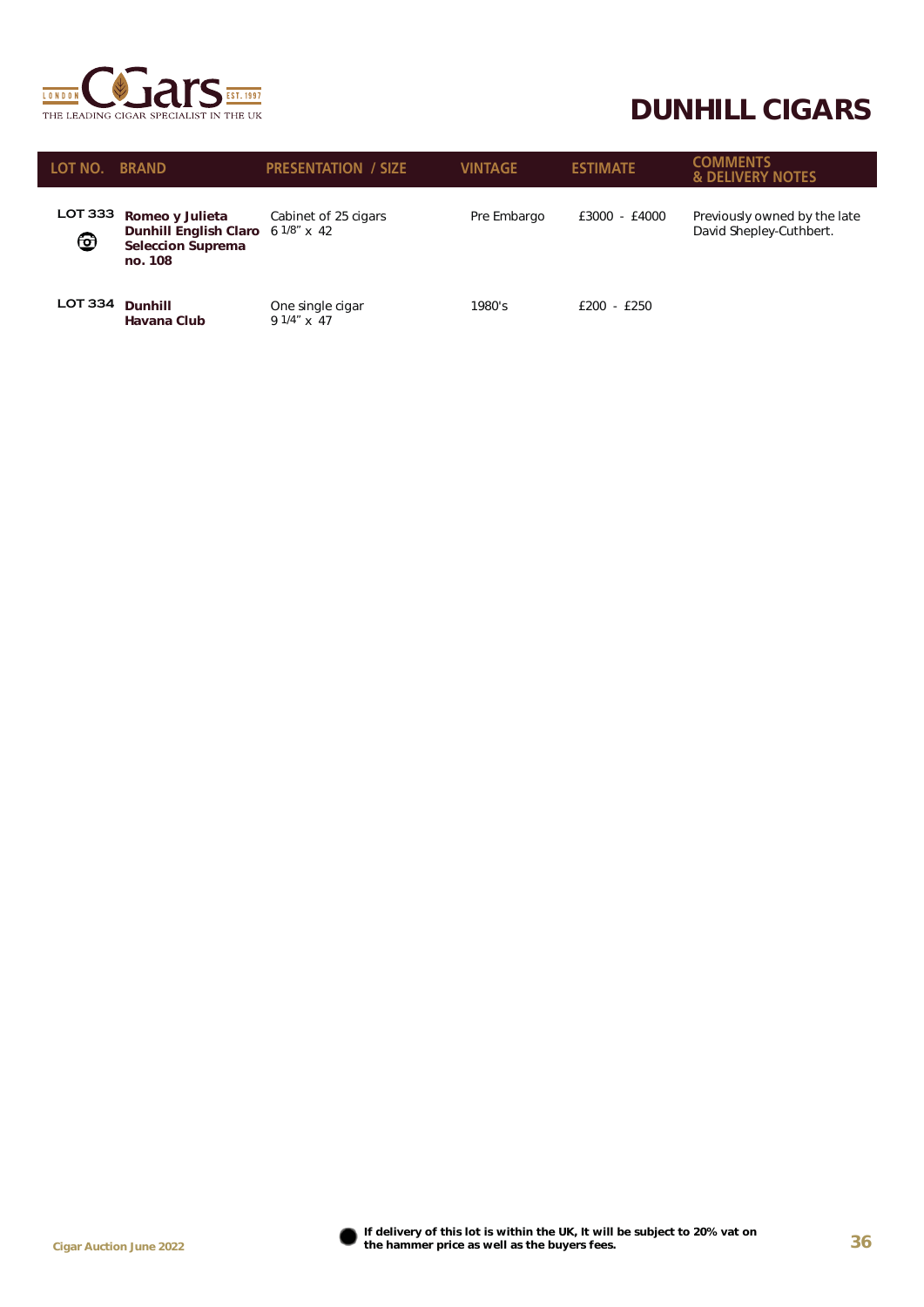# DUNHILL CIGARS

| LOT NO. | BRAND | PRESENTATION / SIZE | VINTAGE | ESTIMATE | COMMENTS & DELIVERY NOTES |
|---|---|---|---|---|---|
| LOT 333 | **Romeo y Julieta Dunhill English Claro Seleccion Suprema no. 108** | Cabinet of 25 cigars 6 1/8" x 42 | Pre Embargo | £3000 - £4000 | Previously owned by the late David Shepley-Cuthbert. |
| LOT 334 | **Dunhill Havana Club** | One single cigar 9 1/4" x 47 | 1980's | £200 - £250 | |

Cigar Auction June 2022

If delivery of this lot is within the UK, It will be subject to 20% vat on the hammer price as well as the buyers fees.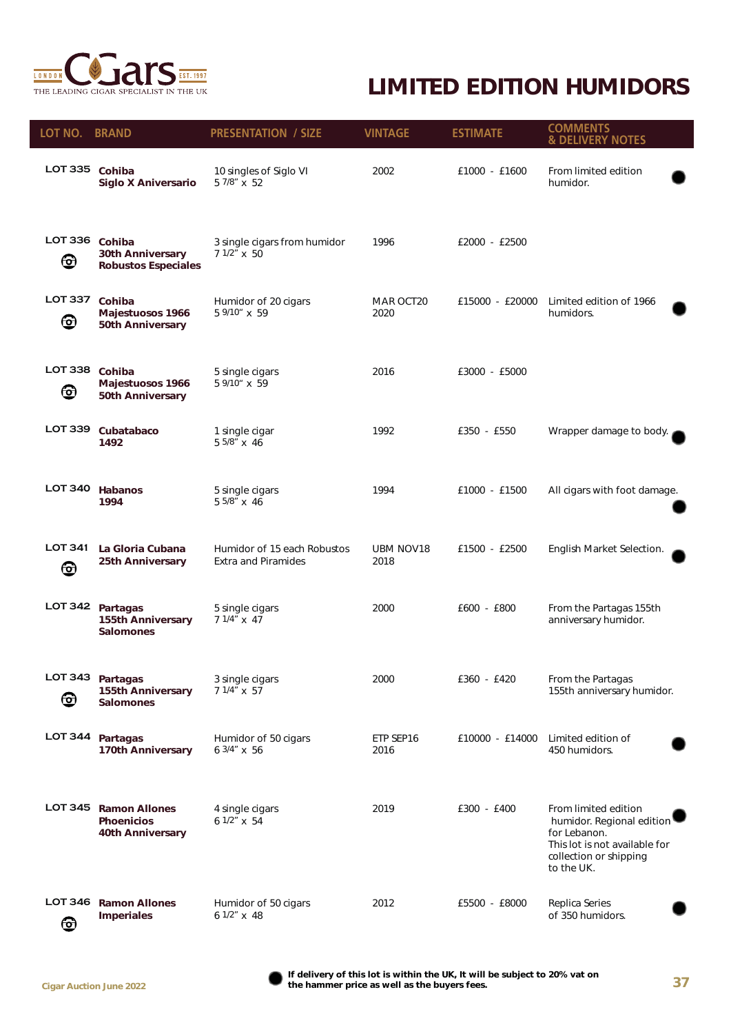# LIMITED EDITION HUMIDORS

| LOT NO. | BRAND | PRESENTATION / SIZE | VINTAGE | ESTIMATE | COMMENTS & DELIVERY NOTES |
|---|---|---|---|---|---|
| LOT 335 | **Cohiba Siglo X Aniversario** | 10 singles of Siglo VI 5 7/8" x 52 | 2002 | £1000 - £1600 | From limited edition humidor. ● |
| LOT 336 | **Cohiba 30th Anniversary Robustos Especiales** | 3 single cigars from humidor 7 1/2" x 50 | 1996 | £2000 - £2500 | |
| LOT 337 | **Cohiba Majestuosos 1966 50th Anniversary** | Humidor of 20 cigars 5 9/10" x 59 | MAR OCT20 2020 | £15000 - £20000 | Limited edition of 1966 humidors. ● |
| LOT 338 | **Cohiba Majestuosos 1966 50th Anniversary** | 5 single cigars 5 9/10" x 59 | 2016 | £3000 - £5000 | |
| LOT 339 | **Cubatabaco 1492** | 1 single cigar 5 5/8" x 46 | 1992 | £350 - £550 | Wrapper damage to body. ● |
| LOT 340 | **Habanos 1994** | 5 single cigars 5 5/8" x 46 | 1994 | £1000 - £1500 | All cigars with foot damage. ● |
| LOT 341 | **La Gloria Cubana 25th Anniversary** | Humidor of 15 each Robustos Extra and Piramides | UBM NOV18 2018 | £1500 - £2500 | English Market Selection. ● |
| LOT 342 | **Partagas 155th Anniversary Salomones** | 5 single cigars 7 1/4" x 47 | 2000 | £600 - £800 | From the Partagas 155th anniversary humidor. |
| LOT 343 | **Partagas 155th Anniversary Salomones** | 3 single cigars 7 1/4" x 57 | 2000 | £360 - £420 | From the Partagas 155th anniversary humidor. |
| LOT 344 | **Partagas 170th Anniversary** | Humidor of 50 cigars 6 3/4" x 56 | ETP SEP16 2016 | £10000 - £14000 | Limited edition of 450 humidors. ● |
| LOT 345 | **Ramon Allones Phoenicios 40th Anniversary** | 4 single cigars 6 1/2" x 54 | 2019 | £300 - £400 | From limited edition humidor. Regional edition for Lebanon. This lot is not available for collection or shipping to the UK. ● |
| LOT 346 | **Ramon Allones Imperiales** | Humidor of 50 cigars 6 1/2" x 48 | 2012 | £5500 - £8000 | Replica Series of 350 humidors. ● |

● **If delivery of this lot is within the UK, It will be subject to 20% vat on the hammer price as well as the buyers fees.**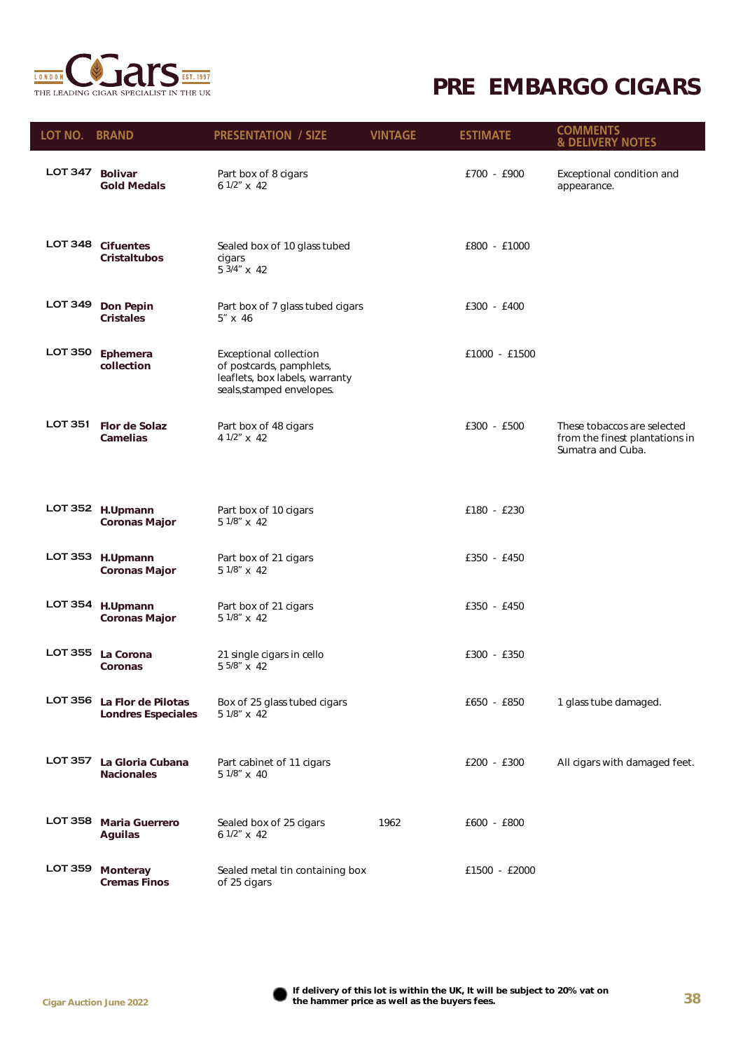# PRE EMBARGO CIGARS

| LOT NO. | BRAND | PRESENTATION / SIZE | VINTAGE | ESTIMATE | COMMENTS & DELIVERY NOTES |
|---|---|---|---|---|---|
| LOT 347 | **Bolivar Gold Medals** | Part box of 8 cigars 6 1/2" x 42 | | £700 - £900 | Exceptional condition and appearance. |
| LOT 348 | **Cifuentes Cristaltubos** | Sealed box of 10 glass tubed cigars 5 3/4" x 42 | | £800 - £1000 | |
| LOT 349 | **Don Pepin Cristales** | Part box of 7 glass tubed cigars 5" x 46 | | £300 - £400 | |
| LOT 350 | **Ephemera collection** | Exceptional collection of postcards, pamphlets, leaflets, box labels, warranty seals,stamped envelopes. | | £1000 - £1500 | |
| LOT 351 | **Flor de Solaz Camelias** | Part box of 48 cigars 4 1/2" x 42 | | £300 - £500 | These tobaccos are selected from the finest plantations in Sumatra and Cuba. |
| LOT 352 | **H.Upmann Coronas Major** | Part box of 10 cigars 5 1/8" x 42 | | £180 - £230 | |
| LOT 353 | **H.Upmann Coronas Major** | Part box of 21 cigars 5 1/8" x 42 | | £350 - £450 | |
| LOT 354 | **H.Upmann Coronas Major** | Part box of 21 cigars 5 1/8" x 42 | | £350 - £450 | |
| LOT 355 | **La Corona Coronas** | 21 single cigars in cello 5 5/8" x 42 | | £300 - £350 | |
| LOT 356 | **La Flor de Pilotas Londres Especiales** | Box of 25 glass tubed cigars 5 1/8" x 42 | | £650 - £850 | 1 glass tube damaged. |
| LOT 357 | **La Gloria Cubana Nacionales** | Part cabinet of 11 cigars 5 1/8" x 40 | | £200 - £300 | All cigars with damaged feet. |
| LOT 358 | **Maria Guerrero Aguilas** | Sealed box of 25 cigars 6 1/2" x 42 | 1962 | £600 - £800 | |
| LOT 359 | **Monteray Cremas Finos** | Sealed metal tin containing box of 25 cigars | | £1500 - £2000 | |

**If delivery of this lot is within the UK, It will be subject to 20% vat on the hammer price as well as the buyers fees.**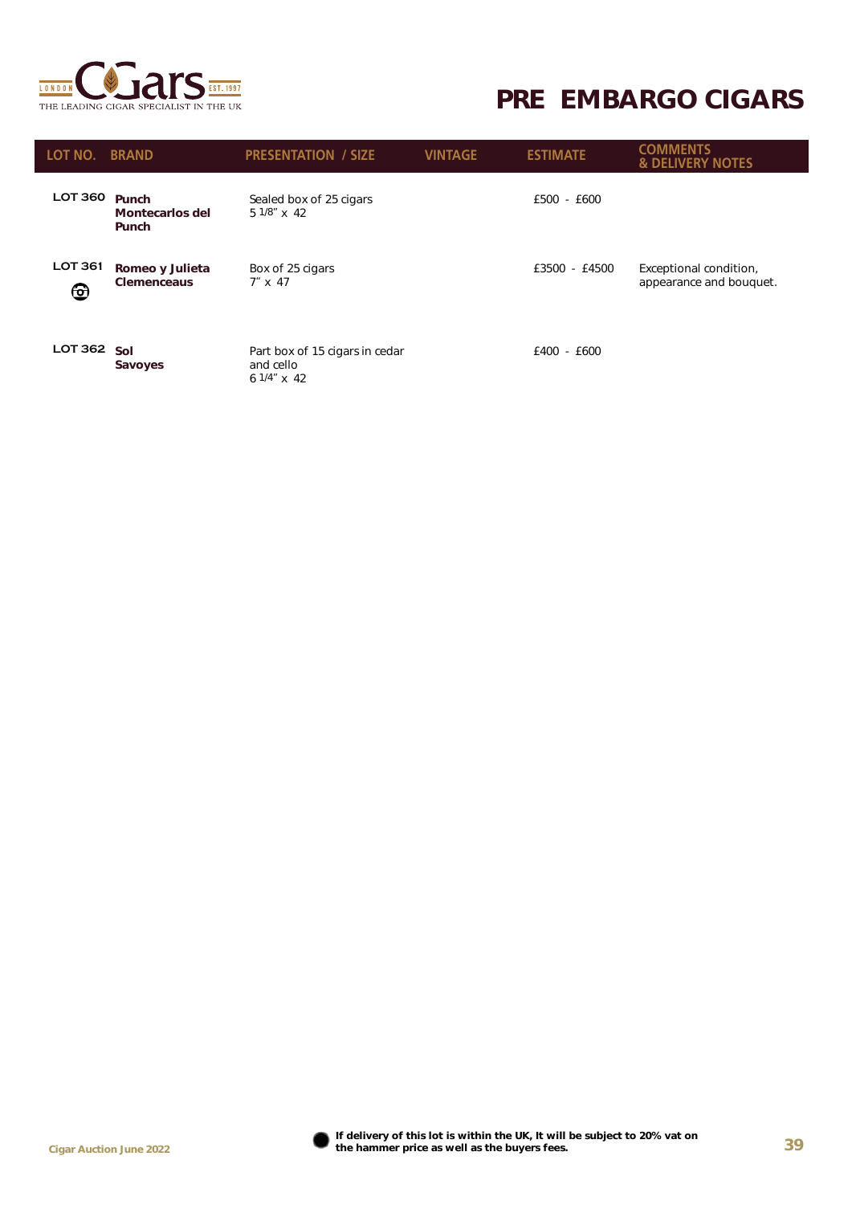# PRE EMBARGO CIGARS

| LOT NO. | BRAND | PRESENTATION / SIZE | VINTAGE | ESTIMATE | COMMENTS & DELIVERY NOTES |
|---|---|---|---|---|---|
| LOT 360 | **Punch Montecarlos del Punch** | Sealed box of 25 cigars 5 1/8" x 42 | | £500 - £600 | |
| LOT 361 | **Romeo y Julieta Clemenceaus** | Box of 25 cigars 7" x 47 | | £3500 - £4500 | Exceptional condition, appearance and bouquet. |
| LOT 362 | **Sol Savoyes** | Part box of 15 cigars in cedar and cello 6 1/4" x 42 | | £400 - £600 | |

**If delivery of this lot is within the UK, It will be subject to 20% vat on the hammer price as well as the buyers fees.**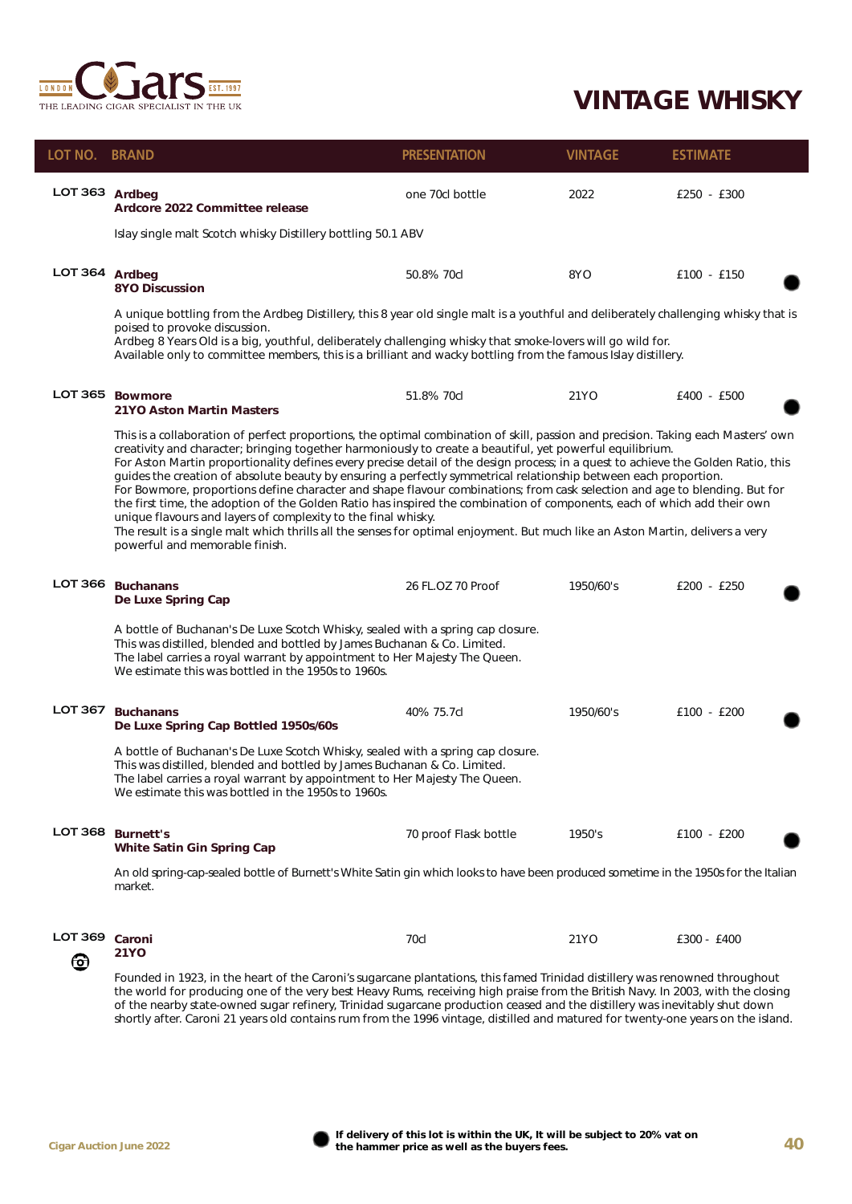# VINTAGE WHISKY

| LOT NO. | BRAND | PRESENTATION | VINTAGE | ESTIMATE |
|---|---|---|---|---|
| LOT 363 | **Ardbeg Ardcore 2022 Committee release** | one 70cl bottle | 2022 | £250 - £300 |

Islay single malt Scotch whisky Distillery bottling 50.1 ABV

| LOT NO. | BRAND | PRESENTATION | VINTAGE | ESTIMATE |
|---|---|---|---|---|
| LOT 364 | **Ardbeg 8YO Discussion** | 50.8% 70cl | 8YO | £100 - £150 ● |

A unique bottling from the Ardbeg Distillery, this 8 year old single malt is a youthful and deliberately challenging whisky that is poised to provoke discussion.
Ardbeg 8 Years Old is a big, youthful, deliberately challenging whisky that smoke-lovers will go wild for.
Available only to committee members, this is a brilliant and wacky bottling from the famous Islay distillery.

| LOT NO. | BRAND | PRESENTATION | VINTAGE | ESTIMATE |
|---|---|---|---|---|
| LOT 365 | **Bowmore 21YO Aston Martin Masters** | 51.8% 70cl | 21YO | £400 - £500 ● |

This is a collaboration of perfect proportions, the optimal combination of skill, passion and precision. Taking each Masters' own creativity and character; bringing together harmoniously to create a beautiful, yet powerful equilibrium.
For Aston Martin proportionality defines every precise detail of the design process; in a quest to achieve the Golden Ratio, this guides the creation of absolute beauty by ensuring a perfectly symmetrical relationship between each proportion.
For Bowmore, proportions define character and shape flavour combinations; from cask selection and age to blending. But for the first time, the adoption of the Golden Ratio has inspired the combination of components, each of which add their own unique flavours and layers of complexity to the final whisky.
The result is a single malt which thrills all the senses for optimal enjoyment. But much like an Aston Martin, delivers a very powerful and memorable finish.

| LOT NO. | BRAND | PRESENTATION | VINTAGE | ESTIMATE |
|---|---|---|---|---|
| LOT 366 | **Buchanans De Luxe Spring Cap** | 26 FL.OZ 70 Proof | 1950/60's | £200 - £250 ● |

A bottle of Buchanan's De Luxe Scotch Whisky, sealed with a spring cap closure.
This was distilled, blended and bottled by James Buchanan & Co. Limited.
The label carries a royal warrant by appointment to Her Majesty The Queen.
We estimate this was bottled in the 1950s to 1960s.

| LOT NO. | BRAND | PRESENTATION | VINTAGE | ESTIMATE |
|---|---|---|---|---|
| LOT 367 | **Buchanans De Luxe Spring Cap Bottled 1950s/60s** | 40% 75.7cl | 1950/60's | £100 - £200 ● |

A bottle of Buchanan's De Luxe Scotch Whisky, sealed with a spring cap closure.
This was distilled, blended and bottled by James Buchanan & Co. Limited.
The label carries a royal warrant by appointment to Her Majesty The Queen.
We estimate this was bottled in the 1950s to 1960s.

| LOT NO. | BRAND | PRESENTATION | VINTAGE | ESTIMATE |
|---|---|---|---|---|
| LOT 368 | **Burnett's White Satin Gin Spring Cap** | 70 proof Flask bottle | 1950's | £100 - £200 ● |

An old spring-cap-sealed bottle of Burnett's White Satin gin which looks to have been produced sometime in the 1950s for the Italian market.

| LOT NO. | BRAND | PRESENTATION | VINTAGE | ESTIMATE |
|---|---|---|---|---|
| LOT 369 | **Caroni 21YO** | 70cl | 21YO | £300 - £400 |

Founded in 1923, in the heart of the Caroni's sugarcane plantations, this famed Trinidad distillery was renowned throughout the world for producing one of the very best Heavy Rums, receiving high praise from the British Navy. In 2003, with the closing of the nearby state-owned sugar refinery, Trinidad sugarcane production ceased and the distillery was inevitably shut down shortly after. Caroni 21 years old contains rum from the 1996 vintage, distilled and matured for twenty-one years on the island.

● **If delivery of this lot is within the UK, It will be subject to 20% vat on the hammer price as well as the buyers fees.**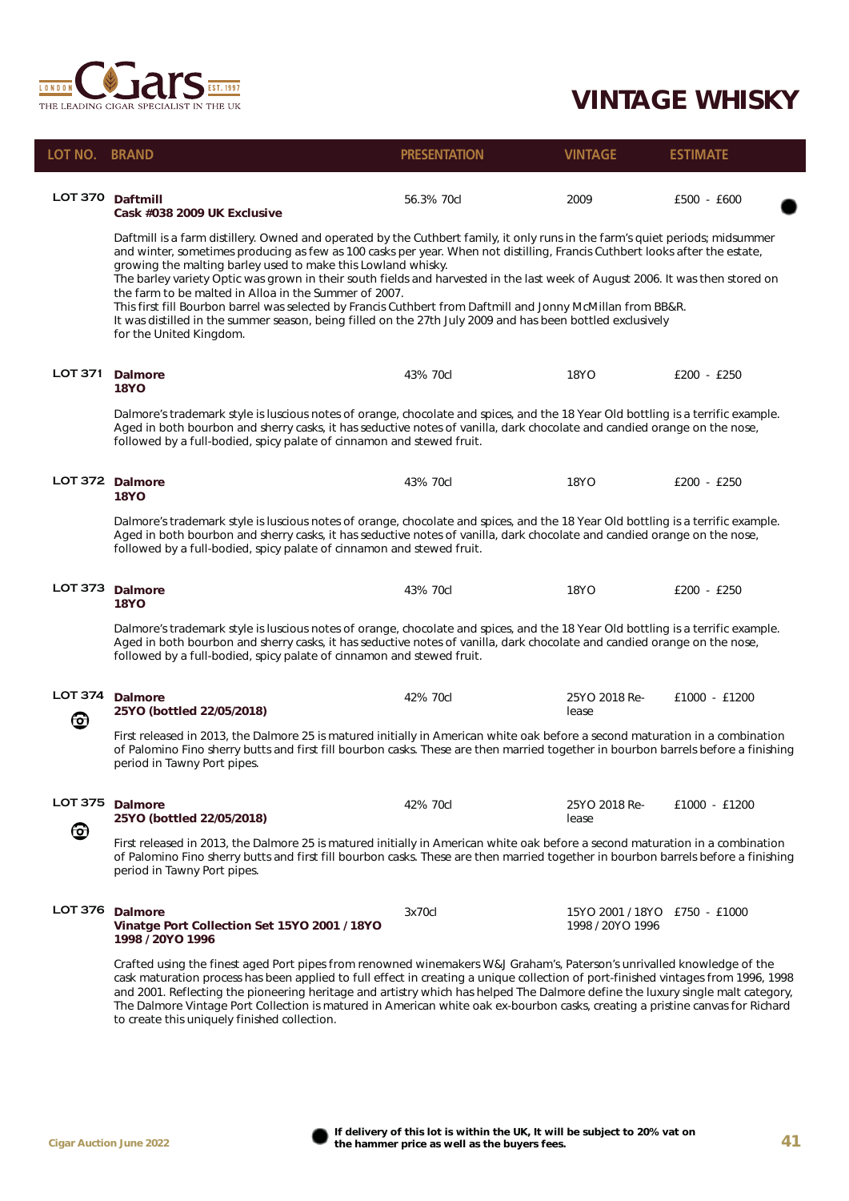# VINTAGE WHISKY

| LOT NO. | BRAND | PRESENTATION | VINTAGE | ESTIMATE |
|---|---|---|---|---|
| LOT 370 | **Daftmill** **Cask #038 2009 UK Exclusive** | 56.3% 70cl | 2009 | £500 - £600 ● |

Daftmill is a farm distillery. Owned and operated by the Cuthbert family, it only runs in the farm's quiet periods; midsummer and winter, sometimes producing as few as 100 casks per year. When not distilling, Francis Cuthbert looks after the estate, growing the malting barley used to make this Lowland whisky.
The barley variety Optic was grown in their south fields and harvested in the last week of August 2006. It was then stored on the farm to be malted in Alloa in the Summer of 2007.
This first fill Bourbon barrel was selected by Francis Cuthbert from Daftmill and Jonny McMillan from BB&R.
It was distilled in the summer season, being filled on the 27th July 2009 and has been bottled exclusively for the United Kingdom.

| LOT NO. | BRAND | PRESENTATION | VINTAGE | ESTIMATE |
|---|---|---|---|---|
| LOT 371 | **Dalmore** **18YO** | 43% 70cl | 18YO | £200 - £250 |

Dalmore's trademark style is luscious notes of orange, chocolate and spices, and the 18 Year Old bottling is a terrific example. Aged in both bourbon and sherry casks, it has seductive notes of vanilla, dark chocolate and candied orange on the nose, followed by a full-bodied, spicy palate of cinnamon and stewed fruit.

| LOT NO. | BRAND | PRESENTATION | VINTAGE | ESTIMATE |
|---|---|---|---|---|
| LOT 372 | **Dalmore** **18YO** | 43% 70cl | 18YO | £200 - £250 |

Dalmore's trademark style is luscious notes of orange, chocolate and spices, and the 18 Year Old bottling is a terrific example. Aged in both bourbon and sherry casks, it has seductive notes of vanilla, dark chocolate and candied orange on the nose, followed by a full-bodied, spicy palate of cinnamon and stewed fruit.

| LOT NO. | BRAND | PRESENTATION | VINTAGE | ESTIMATE |
|---|---|---|---|---|
| LOT 373 | **Dalmore** **18YO** | 43% 70cl | 18YO | £200 - £250 |

Dalmore's trademark style is luscious notes of orange, chocolate and spices, and the 18 Year Old bottling is a terrific example. Aged in both bourbon and sherry casks, it has seductive notes of vanilla, dark chocolate and candied orange on the nose, followed by a full-bodied, spicy palate of cinnamon and stewed fruit.

| LOT NO. | BRAND | PRESENTATION | VINTAGE | ESTIMATE |
|---|---|---|---|---|
| LOT 374 | **Dalmore** **25YO (bottled 22/05/2018)** | 42% 70cl | 25YO 2018 Re-lease | £1000 - £1200 |

First released in 2013, the Dalmore 25 is matured initially in American white oak before a second maturation in a combination of Palomino Fino sherry butts and first fill bourbon casks. These are then married together in bourbon barrels before a finishing period in Tawny Port pipes.

| LOT NO. | BRAND | PRESENTATION | VINTAGE | ESTIMATE |
|---|---|---|---|---|
| LOT 375 | **Dalmore** **25YO (bottled 22/05/2018)** | 42% 70cl | 25YO 2018 Re-lease | £1000 - £1200 |

First released in 2013, the Dalmore 25 is matured initially in American white oak before a second maturation in a combination of Palomino Fino sherry butts and first fill bourbon casks. These are then married together in bourbon barrels before a finishing period in Tawny Port pipes.

| LOT NO. | BRAND | PRESENTATION | VINTAGE | ESTIMATE |
|---|---|---|---|---|
| LOT 376 | **Dalmore** **Vinatge Port Collection Set 15YO 2001 / 18YO 1998 / 20YO 1996** | 3x70cl | 15YO 2001 / 18YO 1998 / 20YO 1996 | £750 - £1000 |

Crafted using the finest aged Port pipes from renowned winemakers W&J Graham's, Paterson's unrivalled knowledge of the cask maturation process has been applied to full effect in creating a unique collection of port-finished vintages from 1996, 1998 and 2001. Reflecting the pioneering heritage and artistry which has helped The Dalmore define the luxury single malt category, The Dalmore Vintage Port Collection is matured in American white oak ex-bourbon casks, creating a pristine canvas for Richard to create this uniquely finished collection.

● **If delivery of this lot is within the UK, It will be subject to 20% vat on the hammer price as well as the buyers fees.**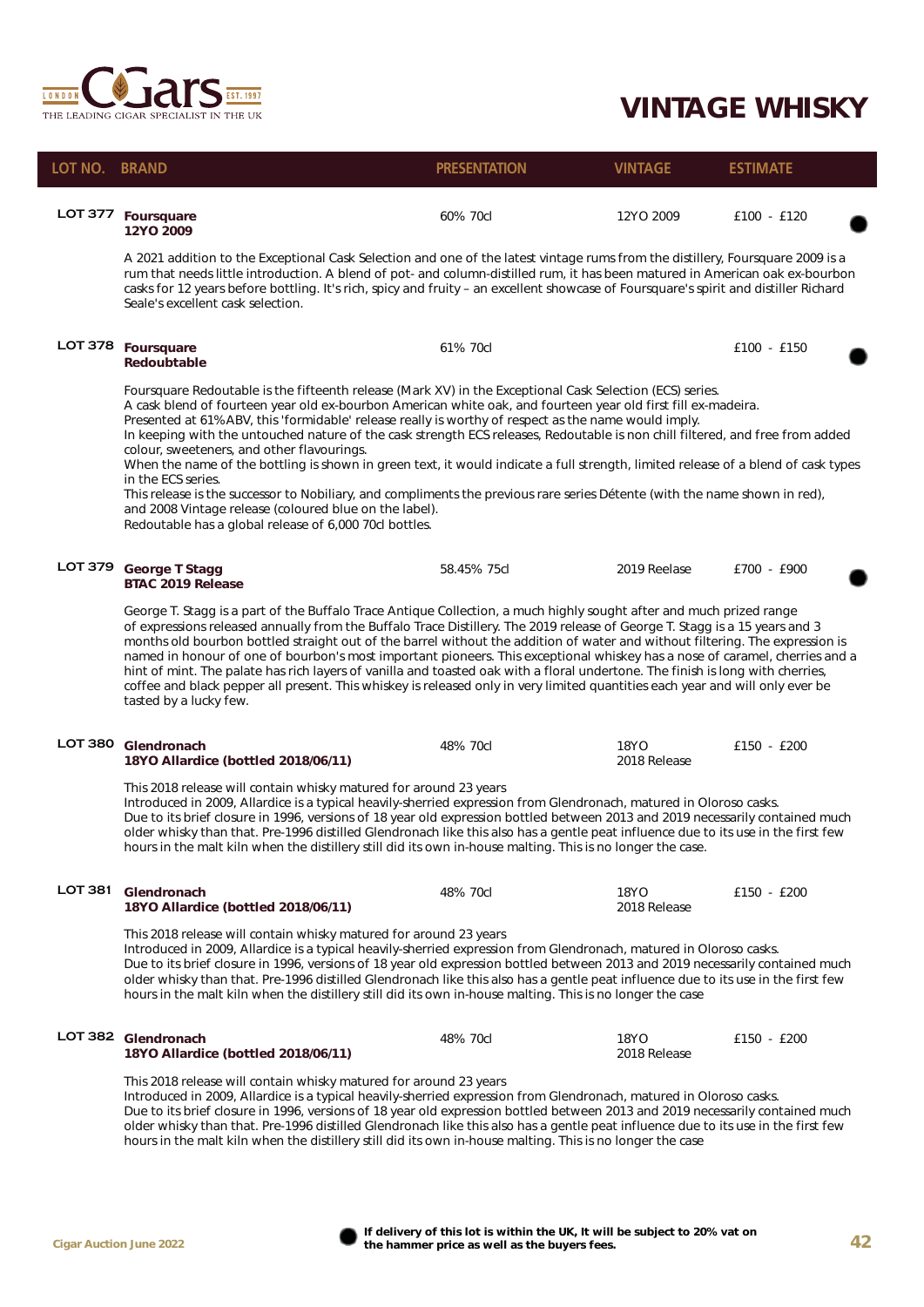# VINTAGE WHISKY

| LOT NO. | BRAND | PRESENTATION | VINTAGE | ESTIMATE | |
|---|---|---|---|---|---|
| LOT 377 | **Foursquare 12YO 2009** | 60% 70cl | 12YO 2009 | £100 - £120 | ● |

A 2021 addition to the Exceptional Cask Selection and one of the latest vintage rums from the distillery, Foursquare 2009 is a rum that needs little introduction. A blend of pot- and column-distilled rum, it has been matured in American oak ex-bourbon casks for 12 years before bottling. It's rich, spicy and fruity – an excellent showcase of Foursquare's spirit and distiller Richard Seale's excellent cask selection.

| LOT NO. | BRAND | PRESENTATION | VINTAGE | ESTIMATE | |
|---|---|---|---|---|---|
| LOT 378 | **Foursquare Redoubtable** | 61% 70cl | | £100 - £150 | ● |

Foursquare Redoutable is the fifteenth release (Mark XV) in the Exceptional Cask Selection (ECS) series.
A cask blend of fourteen year old ex-bourbon American white oak, and fourteen year old first fill ex-madeira.
Presented at 61% ABV, this 'formidable' release really is worthy of respect as the name would imply.
In keeping with the untouched nature of the cask strength ECS releases, Redoutable is non chill filtered, and free from added colour, sweeteners, and other flavourings.
When the name of the bottling is shown in green text, it would indicate a full strength, limited release of a blend of cask types in the ECS series.
This release is the successor to Nobiliary, and compliments the previous rare series Détente (with the name shown in red), and 2008 Vintage release (coloured blue on the label).
Redoutable has a global release of 6,000 70cl bottles.

| LOT NO. | BRAND | PRESENTATION | VINTAGE | ESTIMATE | |
|---|---|---|---|---|---|
| LOT 379 | **George T Stagg BTAC 2019 Release** | 58.45% 75cl | 2019 Reelase | £700 - £900 | ● |

George T. Stagg is a part of the Buffalo Trace Antique Collection, a much highly sought after and much prized range of expressions released annually from the Buffalo Trace Distillery. The 2019 release of George T. Stagg is a 15 years and 3 months old bourbon bottled straight out of the barrel without the addition of water and without filtering. The expression is named in honour of one of bourbon's most important pioneers. This exceptional whiskey has a nose of caramel, cherries and a hint of mint. The palate has rich layers of vanilla and toasted oak with a floral undertone. The finish is long with cherries, coffee and black pepper all present. This whiskey is released only in very limited quantities each year and will only ever be tasted by a lucky few.

| LOT NO. | BRAND | PRESENTATION | VINTAGE | ESTIMATE |
|---|---|---|---|---|
| LOT 380 | **Glendronach 18YO Allardice (bottled 2018/06/11)** | 48% 70cl | 18YO 2018 Release | £150 - £200 |

This 2018 release will contain whisky matured for around 23 years
Introduced in 2009, Allardice is a typical heavily-sherried expression from Glendronach, matured in Oloroso casks.
Due to its brief closure in 1996, versions of 18 year old expression bottled between 2013 and 2019 necessarily contained much older whisky than that. Pre-1996 distilled Glendronach like this also has a gentle peat influence due to its use in the first few hours in the malt kiln when the distillery still did its own in-house malting. This is no longer the case.

| LOT NO. | BRAND | PRESENTATION | VINTAGE | ESTIMATE |
|---|---|---|---|---|
| LOT 381 | **Glendronach 18YO Allardice (bottled 2018/06/11)** | 48% 70cl | 18YO 2018 Release | £150 - £200 |

This 2018 release will contain whisky matured for around 23 years
Introduced in 2009, Allardice is a typical heavily-sherried expression from Glendronach, matured in Oloroso casks.
Due to its brief closure in 1996, versions of 18 year old expression bottled between 2013 and 2019 necessarily contained much older whisky than that. Pre-1996 distilled Glendronach like this also has a gentle peat influence due to its use in the first few hours in the malt kiln when the distillery still did its own in-house malting. This is no longer the case

| LOT NO. | BRAND | PRESENTATION | VINTAGE | ESTIMATE |
|---|---|---|---|---|
| LOT 382 | **Glendronach 18YO Allardice (bottled 2018/06/11)** | 48% 70cl | 18YO 2018 Release | £150 - £200 |

This 2018 release will contain whisky matured for around 23 years
Introduced in 2009, Allardice is a typical heavily-sherried expression from Glendronach, matured in Oloroso casks.
Due to its brief closure in 1996, versions of 18 year old expression bottled between 2013 and 2019 necessarily contained much older whisky than that. Pre-1996 distilled Glendronach like this also has a gentle peat influence due to its use in the first few hours in the malt kiln when the distillery still did its own in-house malting. This is no longer the case

● **If delivery of this lot is within the UK, It will be subject to 20% vat on the hammer price as well as the buyers fees.**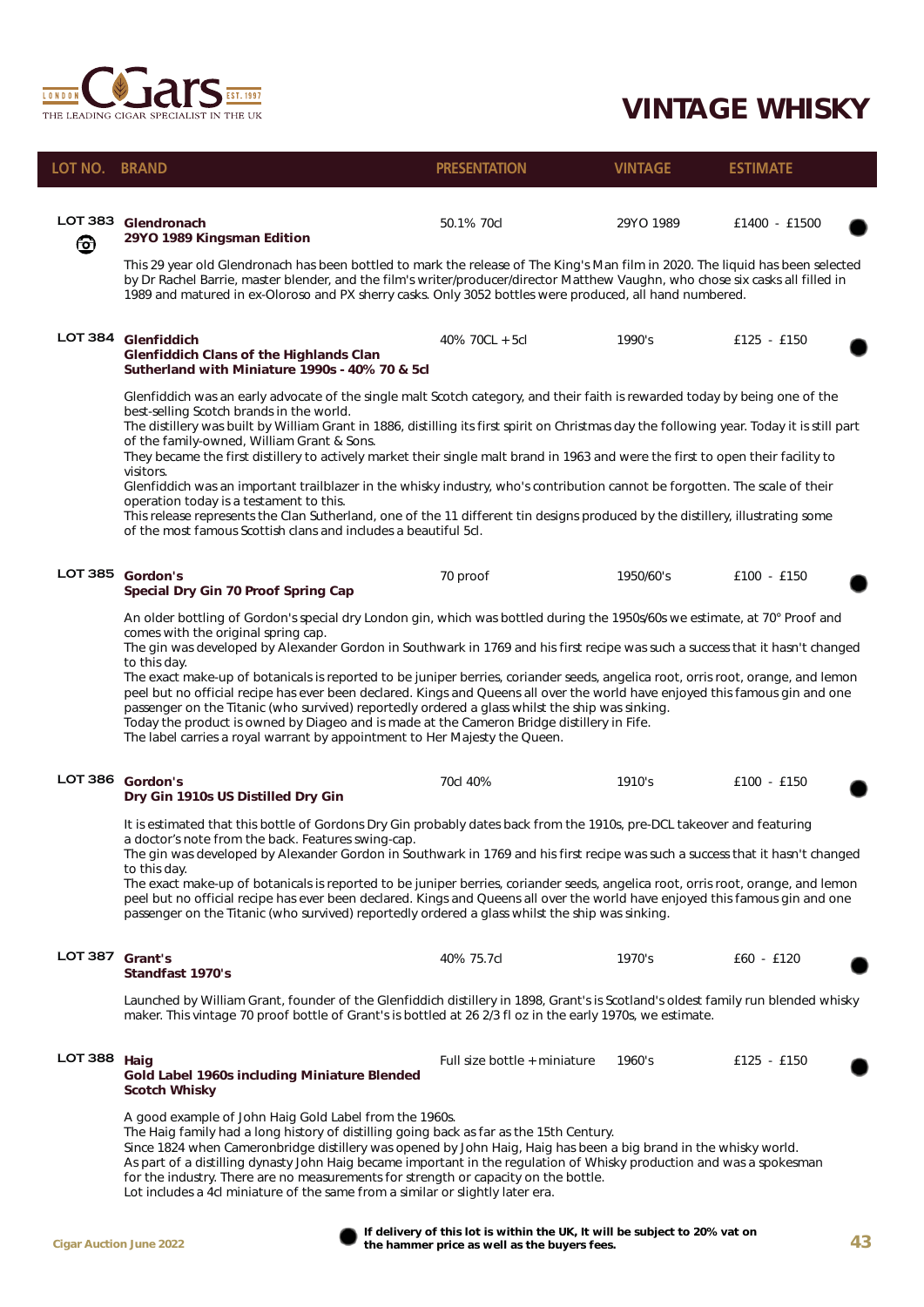# VINTAGE WHISKY

| LOT NO. | BRAND | PRESENTATION | VINTAGE | ESTIMATE |
|---|---|---|---|---|
| LOT 383 | **Glendronach 29YO 1989 Kingsman Edition** | 50.1% 70cl | 29YO 1989 | £1400 - £1500 |

This 29 year old Glendronach has been bottled to mark the release of The King's Man film in 2020. The liquid has been selected by Dr Rachel Barrie, master blender, and the film's writer/producer/director Matthew Vaughn, who chose six casks all filled in 1989 and matured in ex-Oloroso and PX sherry casks. Only 3052 bottles were produced, all hand numbered.

| LOT NO. | BRAND | PRESENTATION | VINTAGE | ESTIMATE |
|---|---|---|---|---|
| LOT 384 | **Glenfiddich Glenfiddich Clans of the Highlands Clan Sutherland with Miniature 1990s - 40% 70 & 5cl** | 40% 70CL + 5cl | 1990's | £125 - £150 |

Glenfiddich was an early advocate of the single malt Scotch category, and their faith is rewarded today by being one of the best-selling Scotch brands in the world.
The distillery was built by William Grant in 1886, distilling its first spirit on Christmas day the following year. Today it is still part of the family-owned, William Grant & Sons.
They became the first distillery to actively market their single malt brand in 1963 and were the first to open their facility to visitors.
Glenfiddich was an important trailblazer in the whisky industry, who's contribution cannot be forgotten. The scale of their operation today is a testament to this.
This release represents the Clan Sutherland, one of the 11 different tin designs produced by the distillery, illustrating some of the most famous Scottish clans and includes a beautiful 5cl.

| LOT NO. | BRAND | PRESENTATION | VINTAGE | ESTIMATE |
|---|---|---|---|---|
| LOT 385 | **Gordon's Special Dry Gin 70 Proof Spring Cap** | 70 proof | 1950/60's | £100 - £150 |

An older bottling of Gordon's special dry London gin, which was bottled during the 1950s/60s we estimate, at 70° Proof and comes with the original spring cap.
The gin was developed by Alexander Gordon in Southwark in 1769 and his first recipe was such a success that it hasn't changed to this day.
The exact make-up of botanicals is reported to be juniper berries, coriander seeds, angelica root, orris root, orange, and lemon peel but no official recipe has ever been declared. Kings and Queens all over the world have enjoyed this famous gin and one passenger on the Titanic (who survived) reportedly ordered a glass whilst the ship was sinking.
Today the product is owned by Diageo and is made at the Cameron Bridge distillery in Fife.
The label carries a royal warrant by appointment to Her Majesty the Queen.

| LOT NO. | BRAND | PRESENTATION | VINTAGE | ESTIMATE |
|---|---|---|---|---|
| LOT 386 | **Gordon's Dry Gin 1910s US Distilled Dry Gin** | 70cl 40% | 1910's | £100 - £150 |

It is estimated that this bottle of Gordons Dry Gin probably dates back from the 1910s, pre-DCL takeover and featuring a doctor's note from the back. Features swing-cap.
The gin was developed by Alexander Gordon in Southwark in 1769 and his first recipe was such a success that it hasn't changed to this day.
The exact make-up of botanicals is reported to be juniper berries, coriander seeds, angelica root, orris root, orange, and lemon peel but no official recipe has ever been declared. Kings and Queens all over the world have enjoyed this famous gin and one passenger on the Titanic (who survived) reportedly ordered a glass whilst the ship was sinking.

| LOT NO. | BRAND | PRESENTATION | VINTAGE | ESTIMATE |
|---|---|---|---|---|
| LOT 387 | **Grant's Standfast 1970's** | 40% 75.7cl | 1970's | £60 - £120 |

Launched by William Grant, founder of the Glenfiddich distillery in 1898, Grant's is Scotland's oldest family run blended whisky maker. This vintage 70 proof bottle of Grant's is bottled at 26 2/3 fl oz in the early 1970s, we estimate.

| LOT NO. | BRAND | PRESENTATION | VINTAGE | ESTIMATE |
|---|---|---|---|---|
| LOT 388 | **Haig Gold Label 1960s including Miniature Blended Scotch Whisky** | Full size bottle + miniature | 1960's | £125 - £150 |

A good example of John Haig Gold Label from the 1960s.
The Haig family had a long history of distilling going back as far as the 15th Century.
Since 1824 when Cameronbridge distillery was opened by John Haig, Haig has been a big brand in the whisky world.
As part of a distilling dynasty John Haig became important in the regulation of Whisky production and was a spokesman for the industry. There are no measurements for strength or capacity on the bottle.
Lot includes a 4cl miniature of the same from a similar or slightly later era.

● **If delivery of this lot is within the UK, It will be subject to 20% vat on the hammer price as well as the buyers fees.**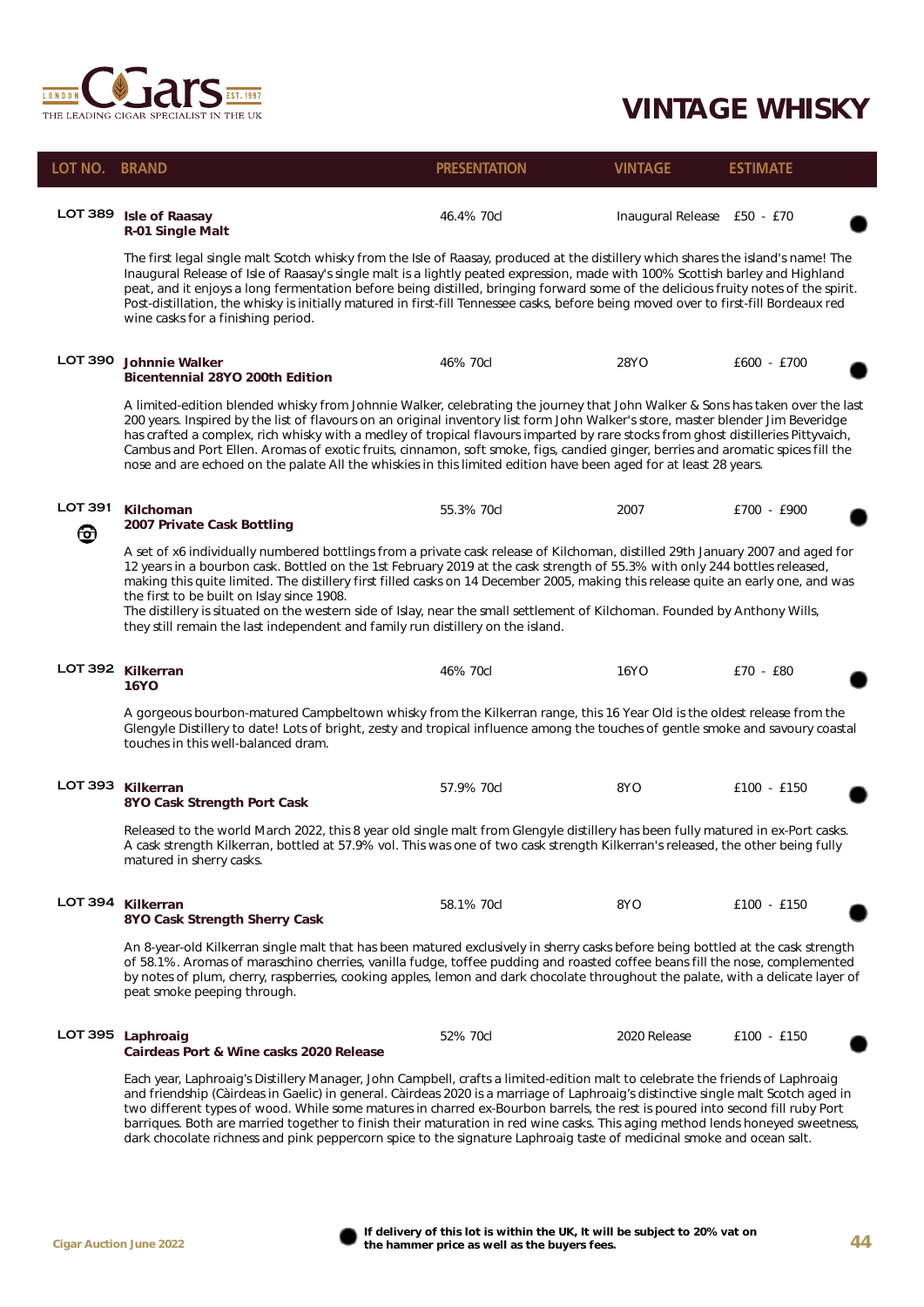# VINTAGE WHISKY

| LOT NO. | BRAND | PRESENTATION | VINTAGE | ESTIMATE |
|---|---|---|---|---|
| LOT 389 | **Isle of Raasay R-01 Single Malt** | 46.4% 70cl | Inaugural Release | £50 - £70 ● |

The first legal single malt Scotch whisky from the Isle of Raasay, produced at the distillery which shares the island's name! The Inaugural Release of Isle of Raasay's single malt is a lightly peated expression, made with 100% Scottish barley and Highland peat, and it enjoys a long fermentation before being distilled, bringing forward some of the delicious fruity notes of the spirit. Post-distillation, the whisky is initially matured in first-fill Tennessee casks, before being moved over to first-fill Bordeaux red wine casks for a finishing period.

| LOT NO. | BRAND | PRESENTATION | VINTAGE | ESTIMATE |
|---|---|---|---|---|
| LOT 390 | **Johnnie Walker Bicentennial 28YO 200th Edition** | 46% 70cl | 28YO | £600 - £700 ● |

A limited-edition blended whisky from Johnnie Walker, celebrating the journey that John Walker & Sons has taken over the last 200 years. Inspired by the list of flavours on an original inventory list form John Walker's store, master blender Jim Beveridge has crafted a complex, rich whisky with a medley of tropical flavours imparted by rare stocks from ghost distilleries Pittyvaich, Cambus and Port Ellen. Aromas of exotic fruits, cinnamon, soft smoke, figs, candied ginger, berries and aromatic spices fill the nose and are echoed on the palate All the whiskies in this limited edition have been aged for at least 28 years.

| LOT NO. | BRAND | PRESENTATION | VINTAGE | ESTIMATE |
|---|---|---|---|---|
| LOT 391 | **Kilchoman 2007 Private Cask Bottling** | 55.3% 70cl | 2007 | £700 - £900 ● |

A set of x6 individually numbered bottlings from a private cask release of Kilchoman, distilled 29th January 2007 and aged for 12 years in a bourbon cask. Bottled on the 1st February 2019 at the cask strength of 55.3% with only 244 bottles released, making this quite limited. The distillery first filled casks on 14 December 2005, making this release quite an early one, and was the first to be built on Islay since 1908.

The distillery is situated on the western side of Islay, near the small settlement of Kilchoman. Founded by Anthony Wills, they still remain the last independent and family run distillery on the island.

| LOT NO. | BRAND | PRESENTATION | VINTAGE | ESTIMATE |
|---|---|---|---|---|
| LOT 392 | **Kilkerran 16YO** | 46% 70cl | 16YO | £70 - £80 ● |

A gorgeous bourbon-matured Campbeltown whisky from the Kilkerran range, this 16 Year Old is the oldest release from the Glengyle Distillery to date! Lots of bright, zesty and tropical influence among the touches of gentle smoke and savoury coastal touches in this well-balanced dram.

| LOT NO. | BRAND | PRESENTATION | VINTAGE | ESTIMATE |
|---|---|---|---|---|
| LOT 393 | **Kilkerran 8YO Cask Strength Port Cask** | 57.9% 70cl | 8YO | £100 - £150 ● |

Released to the world March 2022, this 8 year old single malt from Glengyle distillery has been fully matured in ex-Port casks. A cask strength Kilkerran, bottled at 57.9% vol. This was one of two cask strength Kilkerran's released, the other being fully matured in sherry casks.

| LOT NO. | BRAND | PRESENTATION | VINTAGE | ESTIMATE |
|---|---|---|---|---|
| LOT 394 | **Kilkerran 8YO Cask Strength Sherry Cask** | 58.1% 70cl | 8YO | £100 - £150 ● |

An 8-year-old Kilkerran single malt that has been matured exclusively in sherry casks before being bottled at the cask strength of 58.1%. Aromas of maraschino cherries, vanilla fudge, toffee pudding and roasted coffee beans fill the nose, complemented by notes of plum, cherry, raspberries, cooking apples, lemon and dark chocolate throughout the palate, with a delicate layer of peat smoke peeping through.

| LOT NO. | BRAND | PRESENTATION | VINTAGE | ESTIMATE |
|---|---|---|---|---|
| LOT 395 | **Laphroaig Cairdeas Port & Wine casks 2020 Release** | 52% 70cl | 2020 Release | £100 - £150 ● |

Each year, Laphroaig's Distillery Manager, John Campbell, crafts a limited-edition malt to celebrate the friends of Laphroaig and friendship (Càirdeas in Gaelic) in general. Càirdeas 2020 is a marriage of Laphroaig's distinctive single malt Scotch aged in two different types of wood. While some matures in charred ex-Bourbon barrels, the rest is poured into second fill ruby Port barriques. Both are married together to finish their maturation in red wine casks. This aging method lends honeyed sweetness, dark chocolate richness and pink peppercorn spice to the signature Laphroaig taste of medicinal smoke and ocean salt.

● **If delivery of this lot is within the UK, It will be subject to 20% vat on the hammer price as well as the buyers fees.**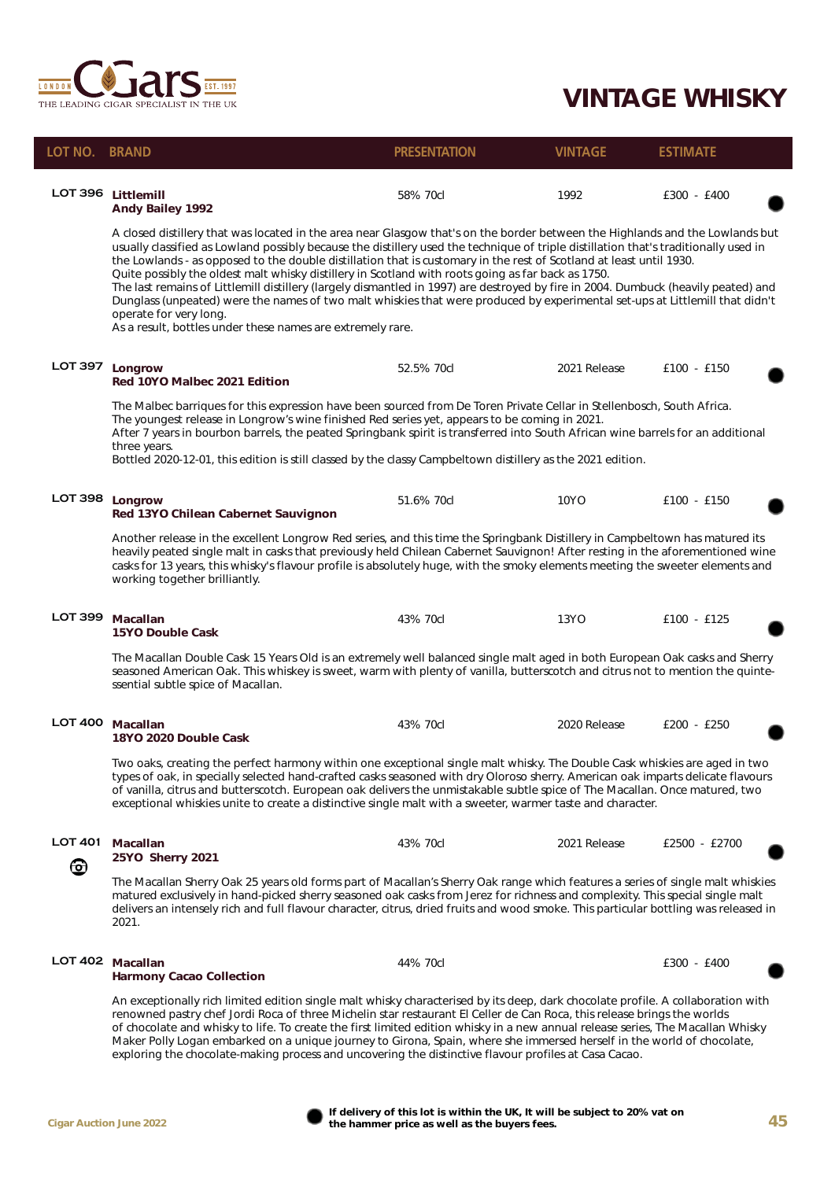# VINTAGE WHISKY

| LOT NO. | BRAND | PRESENTATION | VINTAGE | ESTIMATE |
|---|---|---|---|---|
| LOT 396 | **Littlemill** **Andy Bailey 1992** | 58% 70cl | 1992 | £300 - £400 ● |

A closed distillery that was located in the area near Glasgow that's on the border between the Highlands and the Lowlands but usually classified as Lowland possibly because the distillery used the technique of triple distillation that's traditionally used in the Lowlands - as opposed to the double distillation that is customary in the rest of Scotland at least until 1930.
Quite possibly the oldest malt whisky distillery in Scotland with roots going as far back as 1750.
The last remains of Littlemill distillery (largely dismantled in 1997) are destroyed by fire in 2004. Dumbuck (heavily peated) and Dunglass (unpeated) were the names of two malt whiskies that were produced by experimental set-ups at Littlemill that didn't operate for very long.
As a result, bottles under these names are extremely rare.

| LOT NO. | BRAND | PRESENTATION | VINTAGE | ESTIMATE |
|---|---|---|---|---|
| LOT 397 | **Longrow** **Red 10YO Malbec 2021 Edition** | 52.5% 70cl | 2021 Release | £100 - £150 ● |

The Malbec barriques for this expression have been sourced from De Toren Private Cellar in Stellenbosch, South Africa.
The youngest release in Longrow's wine finished Red series yet, appears to be coming in 2021.
After 7 years in bourbon barrels, the peated Springbank spirit is transferred into South African wine barrels for an additional three years.
Bottled 2020-12-01, this edition is still classed by the classy Campbeltown distillery as the 2021 edition.

| LOT NO. | BRAND | PRESENTATION | VINTAGE | ESTIMATE |
|---|---|---|---|---|
| LOT 398 | **Longrow** **Red 13YO Chilean Cabernet Sauvignon** | 51.6% 70cl | 10YO | £100 - £150 ● |

Another release in the excellent Longrow Red series, and this time the Springbank Distillery in Campbeltown has matured its heavily peated single malt in casks that previously held Chilean Cabernet Sauvignon! After resting in the aforementioned wine casks for 13 years, this whisky's flavour profile is absolutely huge, with the smoky elements meeting the sweeter elements and working together brilliantly.

| LOT NO. | BRAND | PRESENTATION | VINTAGE | ESTIMATE |
|---|---|---|---|---|
| LOT 399 | **Macallan** **15YO Double Cask** | 43% 70cl | 13YO | £100 - £125 ● |

The Macallan Double Cask 15 Years Old is an extremely well balanced single malt aged in both European Oak casks and Sherry seasoned American Oak. This whiskey is sweet, warm with plenty of vanilla, butterscotch and citrus not to mention the quinte-ssential subtle spice of Macallan.

| LOT NO. | BRAND | PRESENTATION | VINTAGE | ESTIMATE |
|---|---|---|---|---|
| LOT 400 | **Macallan** **18YO 2020 Double Cask** | 43% 70cl | 2020 Release | £200 - £250 ● |

Two oaks, creating the perfect harmony within one exceptional single malt whisky. The Double Cask whiskies are aged in two types of oak, in specially selected hand-crafted casks seasoned with dry Oloroso sherry. American oak imparts delicate flavours of vanilla, citrus and butterscotch. European oak delivers the unmistakable subtle spice of The Macallan. Once matured, two exceptional whiskies unite to create a distinctive single malt with a sweeter, warmer taste and character.

| LOT NO. | BRAND | PRESENTATION | VINTAGE | ESTIMATE |
|---|---|---|---|---|
| LOT 401 | **Macallan** **25YO Sherry 2021** | 43% 70cl | 2021 Release | £2500 - £2700 ● |

The Macallan Sherry Oak 25 years old forms part of Macallan's Sherry Oak range which features a series of single malt whiskies matured exclusively in hand-picked sherry seasoned oak casks from Jerez for richness and complexity. This special single malt delivers an intensely rich and full flavour character, citrus, dried fruits and wood smoke. This particular bottling was released in 2021.

| LOT NO. | BRAND | PRESENTATION | VINTAGE | ESTIMATE |
|---|---|---|---|---|
| LOT 402 | **Macallan** **Harmony Cacao Collection** | 44% 70cl | | £300 - £400 ● |

An exceptionally rich limited edition single malt whisky characterised by its deep, dark chocolate profile. A collaboration with renowned pastry chef Jordi Roca of three Michelin star restaurant El Celler de Can Roca, this release brings the worlds of chocolate and whisky to life. To create the first limited edition whisky in a new annual release series, The Macallan Whisky Maker Polly Logan embarked on a unique journey to Girona, Spain, where she immersed herself in the world of chocolate, exploring the chocolate-making process and uncovering the distinctive flavour profiles at Casa Cacao.

● **If delivery of this lot is within the UK, It will be subject to 20% vat on the hammer price as well as the buyers fees.**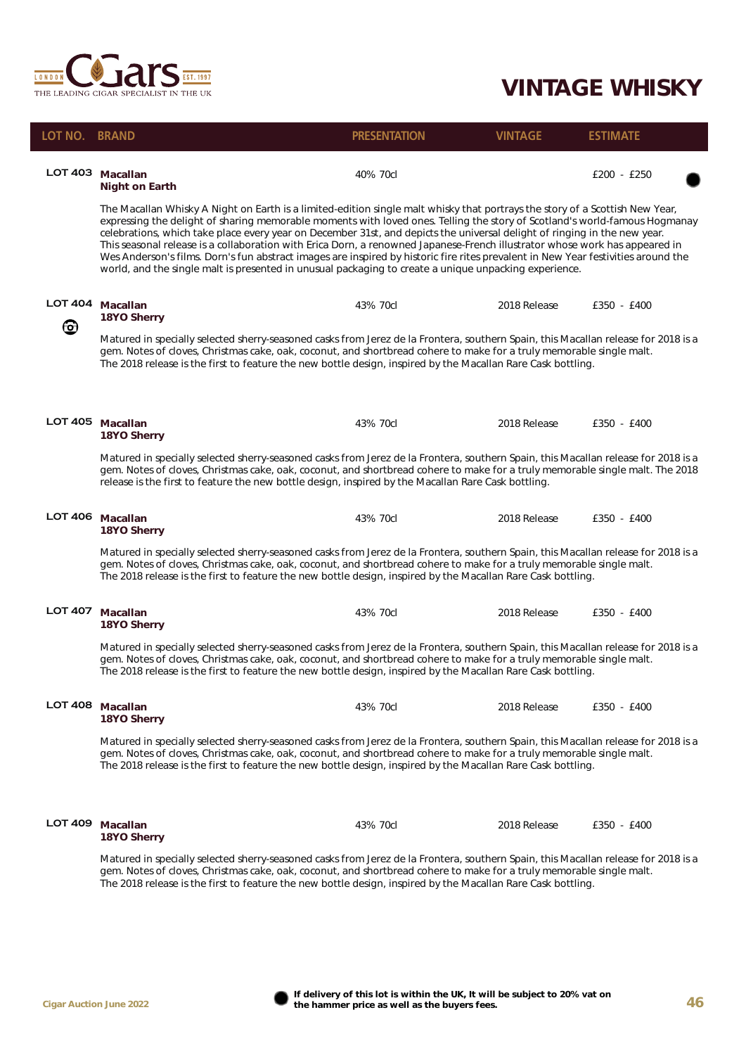# VINTAGE WHISKY

| LOT NO. | BRAND | PRESENTATION | VINTAGE | ESTIMATE |
|---|---|---|---|---|
| LOT 403 | **Macallan Night on Earth** | 40% 70cl | | £200 - £250 ● |

The Macallan Whisky A Night on Earth is a limited-edition single malt whisky that portrays the story of a Scottish New Year, expressing the delight of sharing memorable moments with loved ones. Telling the story of Scotland's world-famous Hogmanay celebrations, which take place every year on December 31st, and depicts the universal delight of ringing in the new year. This seasonal release is a collaboration with Erica Dorn, a renowned Japanese-French illustrator whose work has appeared in Wes Anderson's films. Dorn's fun abstract images are inspired by historic fire rites prevalent in New Year festivities around the world, and the single malt is presented in unusual packaging to create a unique unpacking experience.

| LOT NO. | BRAND | PRESENTATION | VINTAGE | ESTIMATE |
|---|---|---|---|---|
| LOT 404 | **Macallan 18YO Sherry** | 43% 70cl | 2018 Release | £350 - £400 |

Matured in specially selected sherry-seasoned casks from Jerez de la Frontera, southern Spain, this Macallan release for 2018 is a gem. Notes of cloves, Christmas cake, oak, coconut, and shortbread cohere to make for a truly memorable single malt. The 2018 release is the first to feature the new bottle design, inspired by the Macallan Rare Cask bottling.

| LOT NO. | BRAND | PRESENTATION | VINTAGE | ESTIMATE |
|---|---|---|---|---|
| LOT 405 | **Macallan 18YO Sherry** | 43% 70cl | 2018 Release | £350 - £400 |

Matured in specially selected sherry-seasoned casks from Jerez de la Frontera, southern Spain, this Macallan release for 2018 is a gem. Notes of cloves, Christmas cake, oak, coconut, and shortbread cohere to make for a truly memorable single malt. The 2018 release is the first to feature the new bottle design, inspired by the Macallan Rare Cask bottling.

| LOT NO. | BRAND | PRESENTATION | VINTAGE | ESTIMATE |
|---|---|---|---|---|
| LOT 406 | **Macallan 18YO Sherry** | 43% 70cl | 2018 Release | £350 - £400 |

Matured in specially selected sherry-seasoned casks from Jerez de la Frontera, southern Spain, this Macallan release for 2018 is a gem. Notes of cloves, Christmas cake, oak, coconut, and shortbread cohere to make for a truly memorable single malt. The 2018 release is the first to feature the new bottle design, inspired by the Macallan Rare Cask bottling.

| LOT NO. | BRAND | PRESENTATION | VINTAGE | ESTIMATE |
|---|---|---|---|---|
| LOT 407 | **Macallan 18YO Sherry** | 43% 70cl | 2018 Release | £350 - £400 |

Matured in specially selected sherry-seasoned casks from Jerez de la Frontera, southern Spain, this Macallan release for 2018 is a gem. Notes of cloves, Christmas cake, oak, coconut, and shortbread cohere to make for a truly memorable single malt. The 2018 release is the first to feature the new bottle design, inspired by the Macallan Rare Cask bottling.

| LOT NO. | BRAND | PRESENTATION | VINTAGE | ESTIMATE |
|---|---|---|---|---|
| LOT 408 | **Macallan 18YO Sherry** | 43% 70cl | 2018 Release | £350 - £400 |

Matured in specially selected sherry-seasoned casks from Jerez de la Frontera, southern Spain, this Macallan release for 2018 is a gem. Notes of cloves, Christmas cake, oak, coconut, and shortbread cohere to make for a truly memorable single malt. The 2018 release is the first to feature the new bottle design, inspired by the Macallan Rare Cask bottling.

| LOT NO. | BRAND | PRESENTATION | VINTAGE | ESTIMATE |
|---|---|---|---|---|
| LOT 409 | **Macallan 18YO Sherry** | 43% 70cl | 2018 Release | £350 - £400 |

Matured in specially selected sherry-seasoned casks from Jerez de la Frontera, southern Spain, this Macallan release for 2018 is a gem. Notes of cloves, Christmas cake, oak, coconut, and shortbread cohere to make for a truly memorable single malt. The 2018 release is the first to feature the new bottle design, inspired by the Macallan Rare Cask bottling.

● **If delivery of this lot is within the UK, It will be subject to 20% vat on the hammer price as well as the buyers fees.**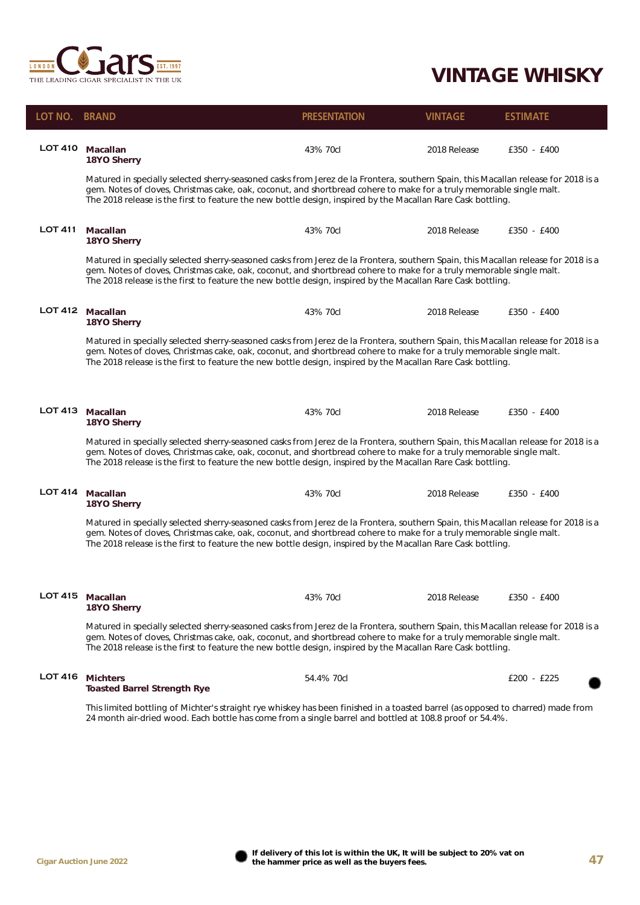# VINTAGE WHISKY

| LOT NO. | BRAND | PRESENTATION | VINTAGE | ESTIMATE |
|---|---|---|---|---|
| LOT 410 | **Macallan 18YO Sherry** | 43% 70cl | 2018 Release | £350 - £400 |

Matured in specially selected sherry-seasoned casks from Jerez de la Frontera, southern Spain, this Macallan release for 2018 is a gem. Notes of cloves, Christmas cake, oak, coconut, and shortbread cohere to make for a truly memorable single malt. The 2018 release is the first to feature the new bottle design, inspired by the Macallan Rare Cask bottling.

| LOT NO. | BRAND | PRESENTATION | VINTAGE | ESTIMATE |
|---|---|---|---|---|
| LOT 411 | **Macallan 18YO Sherry** | 43% 70cl | 2018 Release | £350 - £400 |

Matured in specially selected sherry-seasoned casks from Jerez de la Frontera, southern Spain, this Macallan release for 2018 is a gem. Notes of cloves, Christmas cake, oak, coconut, and shortbread cohere to make for a truly memorable single malt. The 2018 release is the first to feature the new bottle design, inspired by the Macallan Rare Cask bottling.

| LOT NO. | BRAND | PRESENTATION | VINTAGE | ESTIMATE |
|---|---|---|---|---|
| LOT 412 | **Macallan 18YO Sherry** | 43% 70cl | 2018 Release | £350 - £400 |

Matured in specially selected sherry-seasoned casks from Jerez de la Frontera, southern Spain, this Macallan release for 2018 is a gem. Notes of cloves, Christmas cake, oak, coconut, and shortbread cohere to make for a truly memorable single malt. The 2018 release is the first to feature the new bottle design, inspired by the Macallan Rare Cask bottling.

| LOT NO. | BRAND | PRESENTATION | VINTAGE | ESTIMATE |
|---|---|---|---|---|
| LOT 413 | **Macallan 18YO Sherry** | 43% 70cl | 2018 Release | £350 - £400 |

Matured in specially selected sherry-seasoned casks from Jerez de la Frontera, southern Spain, this Macallan release for 2018 is a gem. Notes of cloves, Christmas cake, oak, coconut, and shortbread cohere to make for a truly memorable single malt. The 2018 release is the first to feature the new bottle design, inspired by the Macallan Rare Cask bottling.

| LOT NO. | BRAND | PRESENTATION | VINTAGE | ESTIMATE |
|---|---|---|---|---|
| LOT 414 | **Macallan 18YO Sherry** | 43% 70cl | 2018 Release | £350 - £400 |

Matured in specially selected sherry-seasoned casks from Jerez de la Frontera, southern Spain, this Macallan release for 2018 is a gem. Notes of cloves, Christmas cake, oak, coconut, and shortbread cohere to make for a truly memorable single malt. The 2018 release is the first to feature the new bottle design, inspired by the Macallan Rare Cask bottling.

| LOT NO. | BRAND | PRESENTATION | VINTAGE | ESTIMATE |
|---|---|---|---|---|
| LOT 415 | **Macallan 18YO Sherry** | 43% 70cl | 2018 Release | £350 - £400 |

Matured in specially selected sherry-seasoned casks from Jerez de la Frontera, southern Spain, this Macallan release for 2018 is a gem. Notes of cloves, Christmas cake, oak, coconut, and shortbread cohere to make for a truly memorable single malt. The 2018 release is the first to feature the new bottle design, inspired by the Macallan Rare Cask bottling.

| LOT NO. | BRAND | PRESENTATION | VINTAGE | ESTIMATE |
|---|---|---|---|---|
| LOT 416 | **Michters Toasted Barrel Strength Rye** | 54.4% 70cl | | £200 - £225 ● |

This limited bottling of Michter's straight rye whiskey has been finished in a toasted barrel (as opposed to charred) made from 24 month air-dried wood. Each bottle has come from a single barrel and bottled at 108.8 proof or 54.4%.

● **If delivery of this lot is within the UK, It will be subject to 20% vat on the hammer price as well as the buyers fees.**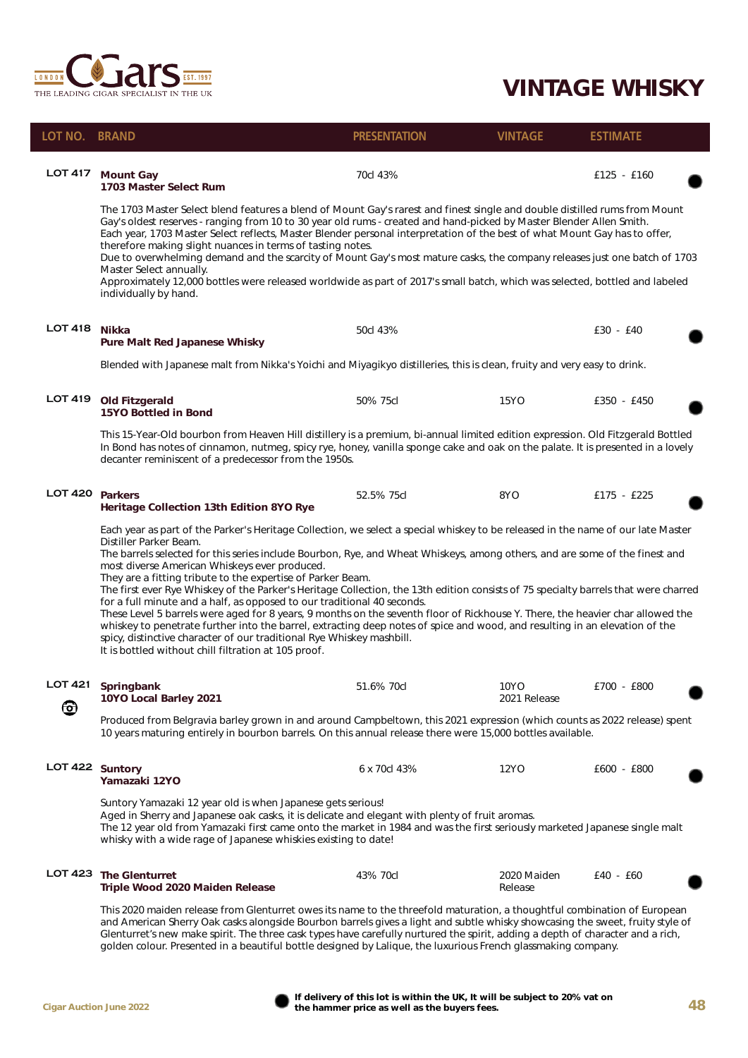# VINTAGE WHISKY

| LOT NO. | BRAND | PRESENTATION | VINTAGE | ESTIMATE |
|---|---|---|---|---|
| LOT 417 | **Mount Gay** **1703 Master Select Rum** | 70cl 43% | | £125 - £160 ● |

The 1703 Master Select blend features a blend of Mount Gay's rarest and finest single and double distilled rums from Mount Gay's oldest reserves - ranging from 10 to 30 year old rums - created and hand-picked by Master Blender Allen Smith. Each year, 1703 Master Select reflects, Master Blender personal interpretation of the best of what Mount Gay has to offer, therefore making slight nuances in terms of tasting notes.
Due to overwhelming demand and the scarcity of Mount Gay's most mature casks, the company releases just one batch of 1703 Master Select annually.
Approximately 12,000 bottles were released worldwide as part of 2017's small batch, which was selected, bottled and labeled individually by hand.

| LOT NO. | BRAND | PRESENTATION | VINTAGE | ESTIMATE |
|---|---|---|---|---|
| LOT 418 | **Nikka** **Pure Malt Red Japanese Whisky** | 50cl 43% | | £30 - £40 ● |

Blended with Japanese malt from Nikka's Yoichi and Miyagikyo distilleries, this is clean, fruity and very easy to drink.

| LOT NO. | BRAND | PRESENTATION | VINTAGE | ESTIMATE |
|---|---|---|---|---|
| LOT 419 | **Old Fitzgerald** **15YO Bottled in Bond** | 50% 75cl | 15YO | £350 - £450 ● |

This 15-Year-Old bourbon from Heaven Hill distillery is a premium, bi-annual limited edition expression. Old Fitzgerald Bottled In Bond has notes of cinnamon, nutmeg, spicy rye, honey, vanilla sponge cake and oak on the palate. It is presented in a lovely decanter reminiscent of a predecessor from the 1950s.

| LOT NO. | BRAND | PRESENTATION | VINTAGE | ESTIMATE |
|---|---|---|---|---|
| LOT 420 | **Parkers** **Heritage Collection 13th Edition 8YO Rye** | 52.5% 75cl | 8YO | £175 - £225 ● |

Each year as part of the Parker's Heritage Collection, we select a special whiskey to be released in the name of our late Master Distiller Parker Beam.
The barrels selected for this series include Bourbon, Rye, and Wheat Whiskeys, among others, and are some of the finest and most diverse American Whiskeys ever produced.
They are a fitting tribute to the expertise of Parker Beam.
The first ever Rye Whiskey of the Parker's Heritage Collection, the 13th edition consists of 75 specialty barrels that were charred for a full minute and a half, as opposed to our traditional 40 seconds.
These Level 5 barrels were aged for 8 years, 9 months on the seventh floor of Rickhouse Y. There, the heavier char allowed the whiskey to penetrate further into the barrel, extracting deep notes of spice and wood, and resulting in an elevation of the spicy, distinctive character of our traditional Rye Whiskey mashbill.
It is bottled without chill filtration at 105 proof.

| LOT NO. | BRAND | PRESENTATION | VINTAGE | ESTIMATE |
|---|---|---|---|---|
| LOT 421 | **Springbank** **10YO Local Barley 2021** | 51.6% 70cl | 10YO 2021 Release | £700 - £800 ● |

Produced from Belgravia barley grown in and around Campbeltown, this 2021 expression (which counts as 2022 release) spent 10 years maturing entirely in bourbon barrels. On this annual release there were 15,000 bottles available.

| LOT NO. | BRAND | PRESENTATION | VINTAGE | ESTIMATE |
|---|---|---|---|---|
| LOT 422 | **Suntory** **Yamazaki 12YO** | 6 x 70cl 43% | 12YO | £600 - £800 ● |

Suntory Yamazaki 12 year old is when Japanese gets serious!
Aged in Sherry and Japanese oak casks, it is delicate and elegant with plenty of fruit aromas.
The 12 year old from Yamazaki first came onto the market in 1984 and was the first seriously marketed Japanese single malt whisky with a wide rage of Japanese whiskies existing to date!

| LOT NO. | BRAND | PRESENTATION | VINTAGE | ESTIMATE |
|---|---|---|---|---|
| LOT 423 | **The Glenturret** **Triple Wood 2020 Maiden Release** | 43% 70cl | 2020 Maiden Release | £40 - £60 ● |

This 2020 maiden release from Glenturret owes its name to the threefold maturation, a thoughtful combination of European and American Sherry Oak casks alongside Bourbon barrels gives a light and subtle whisky showcasing the sweet, fruity style of Glenturret's new make spirit. The three cask types have carefully nurtured the spirit, adding a depth of character and a rich, golden colour. Presented in a beautiful bottle designed by Lalique, the luxurious French glassmaking company.

● **If delivery of this lot is within the UK, It will be subject to 20% vat on the hammer price as well as the buyers fees.**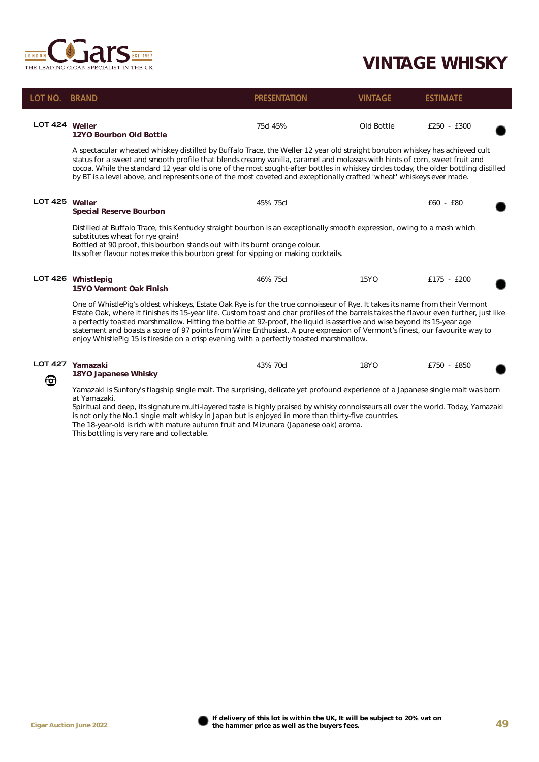# VINTAGE WHISKY

| LOT NO. | BRAND | PRESENTATION | VINTAGE | ESTIMATE |
|---|---|---|---|---|
| LOT 424 | **Weller** **12YO Bourbon Old Bottle** | 75cl 45% | Old Bottle | £250 - £300 |

A spectacular wheated whiskey distilled by Buffalo Trace, the Weller 12 year old straight borubon whiskey has achieved cult status for a sweet and smooth profile that blends creamy vanilla, caramel and molasses with hints of corn, sweet fruit and cocoa. While the standard 12 year old is one of the most sought-after bottles in whiskey circles today, the older bottling distilled by BT is a level above, and represents one of the most coveted and exceptionally crafted 'wheat' whiskeys ever made.

| LOT NO. | BRAND | PRESENTATION | VINTAGE | ESTIMATE |
|---|---|---|---|---|
| LOT 425 | **Weller** **Special Reserve Bourbon** | 45% 75cl | | £60 - £80 |

Distilled at Buffalo Trace, this Kentucky straight bourbon is an exceptionally smooth expression, owing to a mash which substitutes wheat for rye grain!
Bottled at 90 proof, this bourbon stands out with its burnt orange colour.
Its softer flavour notes make this bourbon great for sipping or making cocktails.

| LOT NO. | BRAND | PRESENTATION | VINTAGE | ESTIMATE |
|---|---|---|---|---|
| LOT 426 | **Whistlepig** **15YO Vermont Oak Finish** | 46% 75cl | 15YO | £175 - £200 |

One of WhistlePig's oldest whiskeys, Estate Oak Rye is for the true connoisseur of Rye. It takes its name from their Vermont Estate Oak, where it finishes its 15-year life. Custom toast and char profiles of the barrels takes the flavour even further, just like a perfectly toasted marshmallow. Hitting the bottle at 92-proof, the liquid is assertive and wise beyond its 15-year age statement and boasts a score of 97 points from Wine Enthusiast. A pure expression of Vermont's finest, our favourite way to enjoy WhistlePig 15 is fireside on a crisp evening with a perfectly toasted marshmallow.

| LOT NO. | BRAND | PRESENTATION | VINTAGE | ESTIMATE |
|---|---|---|---|---|
| LOT 427 | **Yamazaki** **18YO Japanese Whisky** | 43% 70cl | 18YO | £750 - £850 |

Yamazaki is Suntory's flagship single malt. The surprising, delicate yet profound experience of a Japanese single malt was born at Yamazaki.
Spiritual and deep, its signature multi-layered taste is highly praised by whisky connoisseurs all over the world. Today, Yamazaki is not only the No.1 single malt whisky in Japan but is enjoyed in more than thirty-five countries.
The 18-year-old is rich with mature autumn fruit and Mizunara (Japanese oak) aroma.
This bottling is very rare and collectable.

● **If delivery of this lot is within the UK, It will be subject to 20% vat on the hammer price as well as the buyers fees.**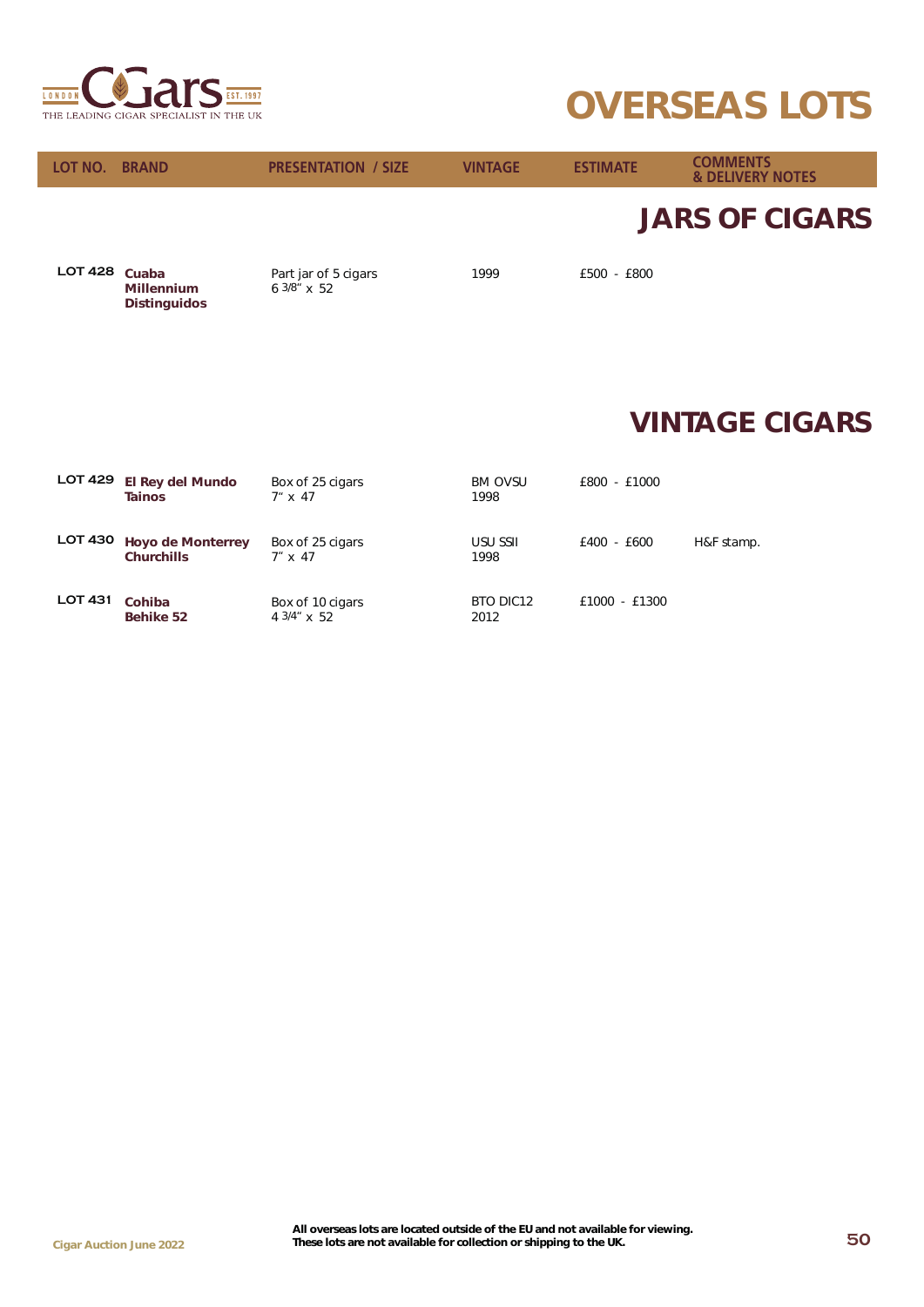# OVERSEAS LOTS

| LOT NO. | BRAND | PRESENTATION / SIZE | VINTAGE | ESTIMATE | COMMENTS & DELIVERY NOTES |
|---|---|---|---|---|---|

## JARS OF CIGARS

| LOT NO. | BRAND | PRESENTATION / SIZE | VINTAGE | ESTIMATE | COMMENTS & DELIVERY NOTES |
|---|---|---|---|---|---|
| LOT 428 | **Cuaba Millennium Distinguidos** | Part jar of 5 cigars 6 3/8" x 52 | 1999 | £500 - £800 | |

## VINTAGE CIGARS

| LOT NO. | BRAND | PRESENTATION / SIZE | VINTAGE | ESTIMATE | COMMENTS & DELIVERY NOTES |
|---|---|---|---|---|---|
| LOT 429 | **El Rey del Mundo Tainos** | Box of 25 cigars 7" x 47 | BM OVSU 1998 | £800 - £1000 | |
| LOT 430 | **Hoyo de Monterrey Churchills** | Box of 25 cigars 7" x 47 | USU SSII 1998 | £400 - £600 | H&F stamp. |
| LOT 431 | **Cohiba Behike 52** | Box of 10 cigars 4 3/4" x 52 | BTO DIC12 2012 | £1000 - £1300 | |

**All overseas lots are located outside of the EU and not available for viewing. These lots are not available for collection or shipping to the UK.**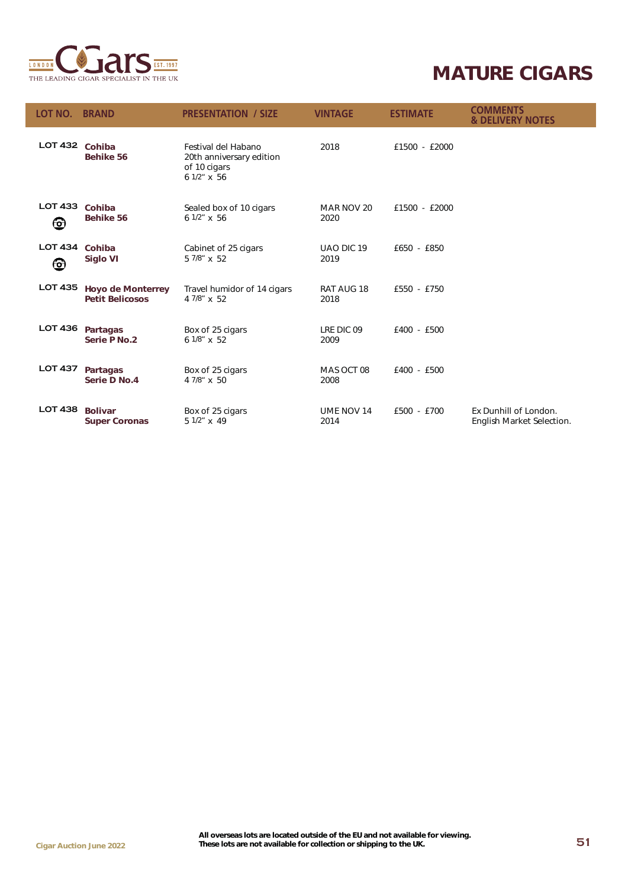# MATURE CIGARS

| LOT NO. | BRAND | PRESENTATION / SIZE | VINTAGE | ESTIMATE | COMMENTS & DELIVERY NOTES |
|---|---|---|---|---|---|
| LOT 432 | **Cohiba Behike 56** | Festival del Habano 20th anniversary edition of 10 cigars 6 1/2" x 56 | 2018 | £1500 - £2000 | |
| LOT 433 | **Cohiba Behike 56** | Sealed box of 10 cigars 6 1/2" x 56 | MAR NOV 20 2020 | £1500 - £2000 | |
| LOT 434 | **Cohiba Siglo VI** | Cabinet of 25 cigars 5 7/8" x 52 | UAO DIC 19 2019 | £650 - £850 | |
| LOT 435 | **Hoyo de Monterrey Petit Belicosos** | Travel humidor of 14 cigars 4 7/8" x 52 | RAT AUG 18 2018 | £550 - £750 | |
| LOT 436 | **Partagas Serie P No.2** | Box of 25 cigars 6 1/8" x 52 | LRE DIC 09 2009 | £400 - £500 | |
| LOT 437 | **Partagas Serie D No.4** | Box of 25 cigars 4 7/8" x 50 | MAS OCT 08 2008 | £400 - £500 | |
| LOT 438 | **Bolivar Super Coronas** | Box of 25 cigars 5 1/2" x 49 | UME NOV 14 2014 | £500 - £700 | Ex Dunhill of London. English Market Selection. |

**All overseas lots are located outside of the EU and not available for viewing. These lots are not available for collection or shipping to the UK.**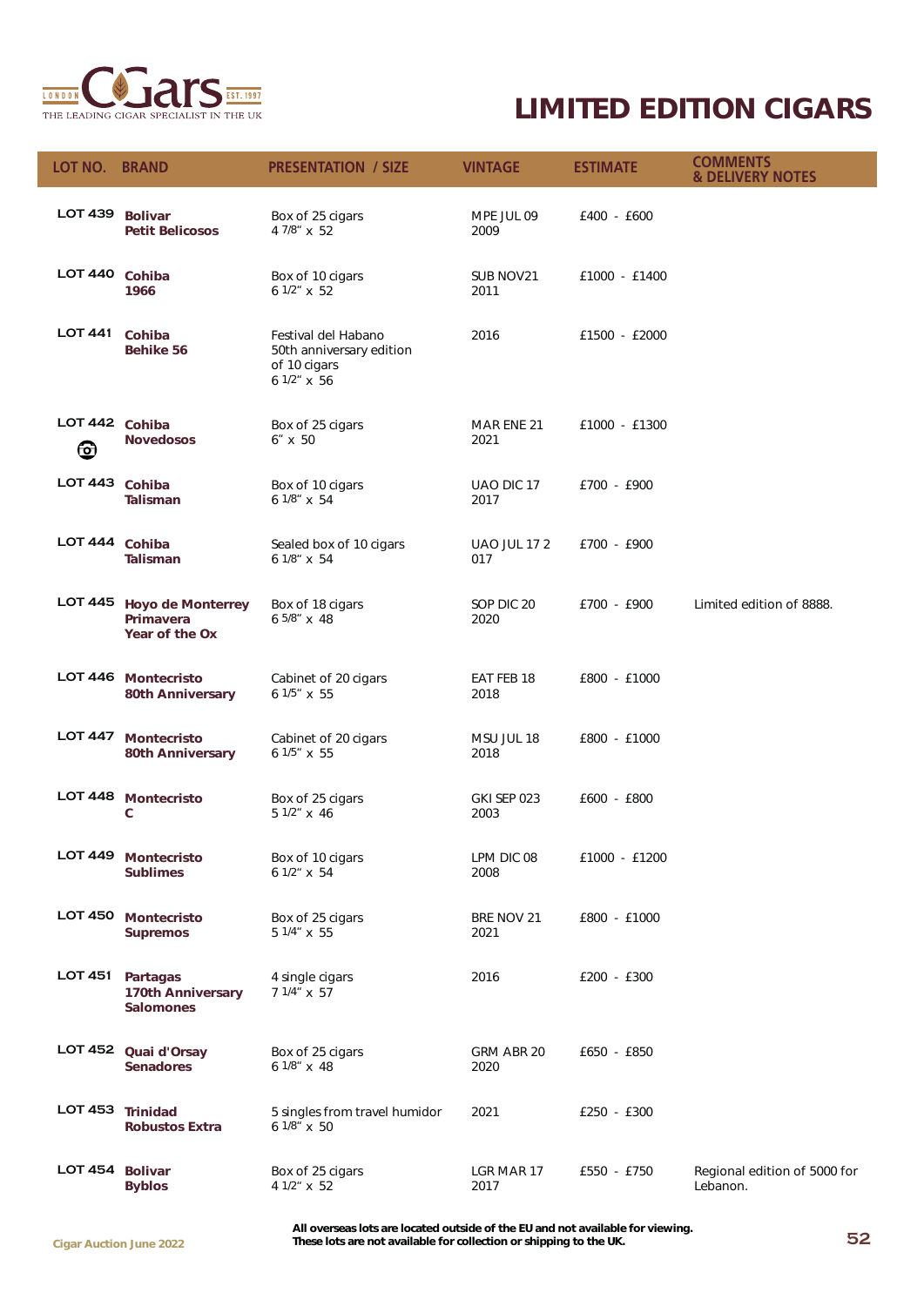# LIMITED EDITION CIGARS

| LOT NO. | BRAND | PRESENTATION / SIZE | VINTAGE | ESTIMATE | COMMENTS & DELIVERY NOTES |
|---|---|---|---|---|---|
| LOT 439 | **Bolivar Petit Belicosos** | Box of 25 cigars 4 7/8" x 52 | MPE JUL 09 2009 | £400 - £600 | |
| LOT 440 | **Cohiba 1966** | Box of 10 cigars 6 1/2" x 52 | SUB NOV21 2011 | £1000 - £1400 | |
| LOT 441 | **Cohiba Behike 56** | Festival del Habano 50th anniversary edition of 10 cigars 6 1/2" x 56 | 2016 | £1500 - £2000 | |
| LOT 442 | **Cohiba Novedosos** | Box of 25 cigars 6" x 50 | MAR ENE 21 2021 | £1000 - £1300 | |
| LOT 443 | **Cohiba Talisman** | Box of 10 cigars 6 1/8" x 54 | UAO DIC 17 2017 | £700 - £900 | |
| LOT 444 | **Cohiba Talisman** | Sealed box of 10 cigars 6 1/8" x 54 | UAO JUL 17 2 017 | £700 - £900 | |
| LOT 445 | **Hoyo de Monterrey Primavera Year of the Ox** | Box of 18 cigars 6 5/8" x 48 | SOP DIC 20 2020 | £700 - £900 | Limited edition of 8888. |
| LOT 446 | **Montecristo 80th Anniversary** | Cabinet of 20 cigars 6 1/5" x 55 | EAT FEB 18 2018 | £800 - £1000 | |
| LOT 447 | **Montecristo 80th Anniversary** | Cabinet of 20 cigars 6 1/5" x 55 | MSU JUL 18 2018 | £800 - £1000 | |
| LOT 448 | **Montecristo C** | Box of 25 cigars 5 1/2" x 46 | GKI SEP 023 2003 | £600 - £800 | |
| LOT 449 | **Montecristo Sublimes** | Box of 10 cigars 6 1/2" x 54 | LPM DIC 08 2008 | £1000 - £1200 | |
| LOT 450 | **Montecristo Supremos** | Box of 25 cigars 5 1/4" x 55 | BRE NOV 21 2021 | £800 - £1000 | |
| LOT 451 | **Partagas 170th Anniversary Salomones** | 4 single cigars 7 1/4" x 57 | 2016 | £200 - £300 | |
| LOT 452 | **Quai d'Orsay Senadores** | Box of 25 cigars 6 1/8" x 48 | GRM ABR 20 2020 | £650 - £850 | |
| LOT 453 | **Trinidad Robustos Extra** | 5 singles from travel humidor 6 1/8" x 50 | 2021 | £250 - £300 | |
| LOT 454 | **Bolivar Byblos** | Box of 25 cigars 4 1/2" x 52 | LGR MAR 17 2017 | £550 - £750 | Regional edition of 5000 for Lebanon. |

**All overseas lots are located outside of the EU and not available for viewing. These lots are not available for collection or shipping to the UK.**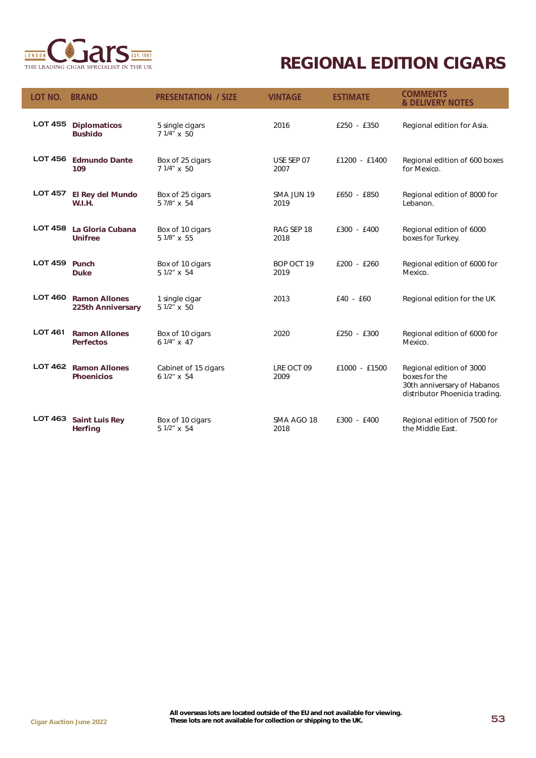# REGIONAL EDITION CIGARS

| LOT NO. | BRAND | PRESENTATION / SIZE | VINTAGE | ESTIMATE | COMMENTS & DELIVERY NOTES |
|---|---|---|---|---|---|
| LOT 455 | **Diplomaticos Bushido** | 5 single cigars 7 1/4" x 50 | 2016 | £250 - £350 | Regional edition for Asia. |
| LOT 456 | **Edmundo Dante 109** | Box of 25 cigars 7 1/4" x 50 | USE SEP 07 2007 | £1200 - £1400 | Regional edition of 600 boxes for Mexico. |
| LOT 457 | **El Rey del Mundo W.I.H.** | Box of 25 cigars 5 7/8" x 54 | SMA JUN 19 2019 | £650 - £850 | Regional edition of 8000 for Lebanon. |
| LOT 458 | **La Gloria Cubana Unifree** | Box of 10 cigars 5 1/8" x 55 | RAG SEP 18 2018 | £300 - £400 | Regional edition of 6000 boxes for Turkey. |
| LOT 459 | **Punch Duke** | Box of 10 cigars 5 1/2" x 54 | BOP OCT 19 2019 | £200 - £260 | Regional edition of 6000 for Mexico. |
| LOT 460 | **Ramon Allones 225th Anniversary** | 1 single cigar 5 1/2" x 50 | 2013 | £40 - £60 | Regional edition for the UK |
| LOT 461 | **Ramon Allones Perfectos** | Box of 10 cigars 6 1/4" x 47 | 2020 | £250 - £300 | Regional edition of 6000 for Mexico. |
| LOT 462 | **Ramon Allones Phoenicios** | Cabinet of 15 cigars 6 1/2" x 54 | LRE OCT 09 2009 | £1000 - £1500 | Regional edition of 3000 boxes for the 30th anniversary of Habanos distributor Phoenicia trading. |
| LOT 463 | **Saint Luis Rey Herfing** | Box of 10 cigars 5 1/2" x 54 | SMA AGO 18 2018 | £300 - £400 | Regional edition of 7500 for the Middle East. |

**All overseas lots are located outside of the EU and not available for viewing. These lots are not available for collection or shipping to the UK.**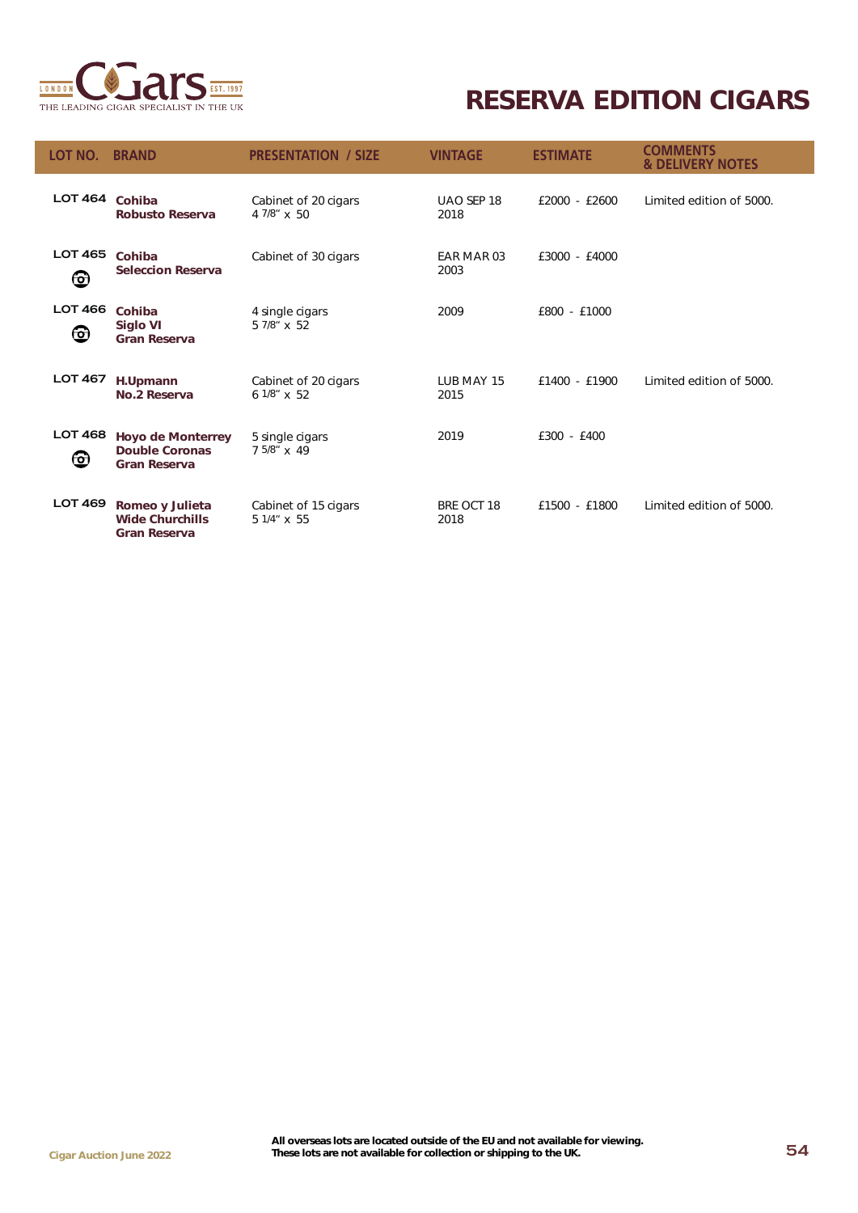# RESERVA EDITION CIGARS

| LOT NO. | BRAND | PRESENTATION / SIZE | VINTAGE | ESTIMATE | COMMENTS & DELIVERY NOTES |
|---|---|---|---|---|---|
| LOT 464 | **Cohiba Robusto Reserva** | Cabinet of 20 cigars 4 7/8" x 50 | UAO SEP 18 2018 | £2000 - £2600 | Limited edition of 5000. |
| LOT 465 | **Cohiba Seleccion Reserva** | Cabinet of 30 cigars | EAR MAR 03 2003 | £3000 - £4000 | |
| LOT 466 | **Cohiba Siglo VI Gran Reserva** | 4 single cigars 5 7/8" x 52 | 2009 | £800 - £1000 | |
| LOT 467 | **H.Upmann No.2 Reserva** | Cabinet of 20 cigars 6 1/8" x 52 | LUB MAY 15 2015 | £1400 - £1900 | Limited edition of 5000. |
| LOT 468 | **Hoyo de Monterrey Double Coronas Gran Reserva** | 5 single cigars 7 5/8" x 49 | 2019 | £300 - £400 | |
| LOT 469 | **Romeo y Julieta Wide Churchills Gran Reserva** | Cabinet of 15 cigars 5 1/4" x 55 | BRE OCT 18 2018 | £1500 - £1800 | Limited edition of 5000. |

**All overseas lots are located outside of the EU and not available for viewing. These lots are not available for collection or shipping to the UK.**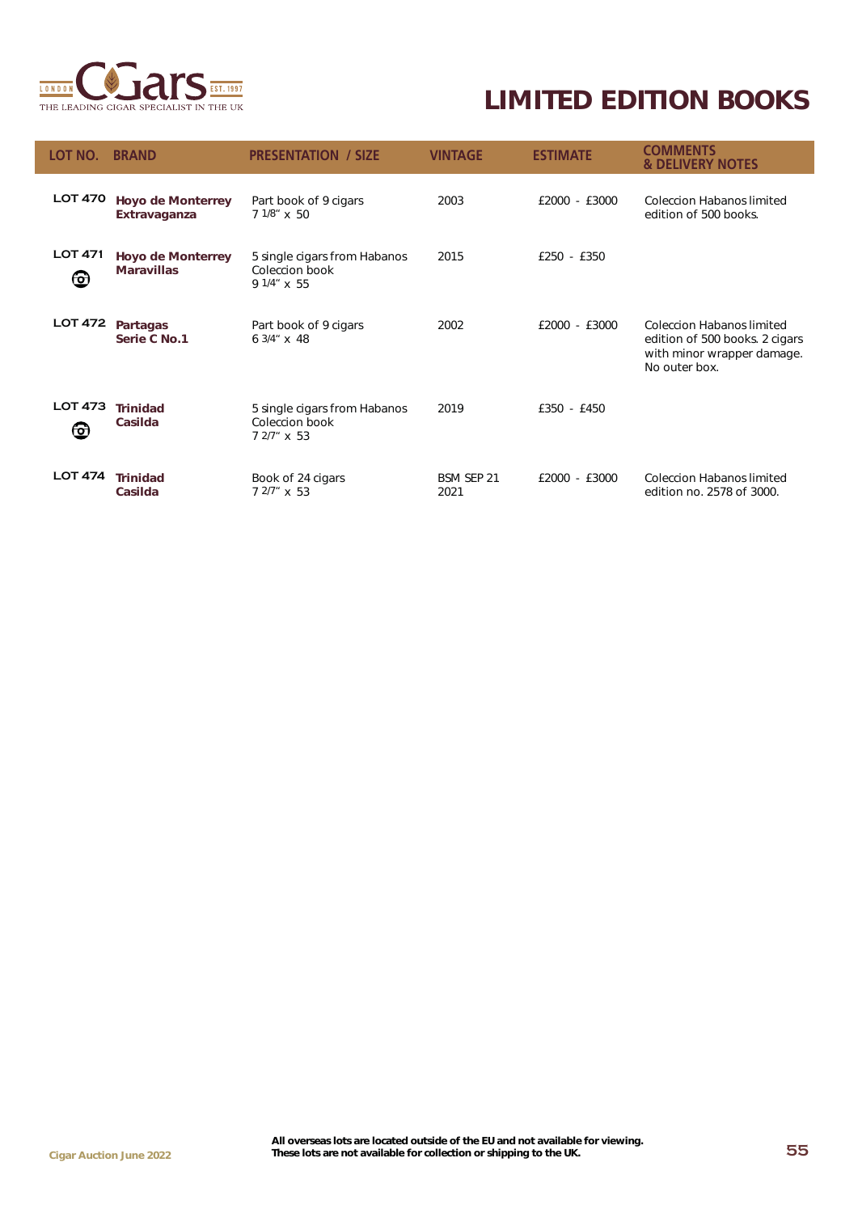# LIMITED EDITION BOOKS

| LOT NO. | BRAND | PRESENTATION / SIZE | VINTAGE | ESTIMATE | COMMENTS & DELIVERY NOTES |
|---|---|---|---|---|---|
| LOT 470 | **Hoyo de Monterrey Extravaganza** | Part book of 9 cigars 7 1/8" x 50 | 2003 | £2000 - £3000 | Coleccion Habanos limited edition of 500 books. |
| LOT 471 | **Hoyo de Monterrey Maravillas** | 5 single cigars from Habanos Coleccion book 9 1/4" x 55 | 2015 | £250 - £350 | |
| LOT 472 | **Partagas Serie C No.1** | Part book of 9 cigars 6 3/4" x 48 | 2002 | £2000 - £3000 | Coleccion Habanos limited edition of 500 books. 2 cigars with minor wrapper damage. No outer box. |
| LOT 473 | **Trinidad Casilda** | 5 single cigars from Habanos Coleccion book 7 2/7" x 53 | 2019 | £350 - £450 | |
| LOT 474 | **Trinidad Casilda** | Book of 24 cigars 7 2/7" x 53 | BSM SEP 21 2021 | £2000 - £3000 | Coleccion Habanos limited edition no. 2578 of 3000. |

**All overseas lots are located outside of the EU and not available for viewing. These lots are not available for collection or shipping to the UK.**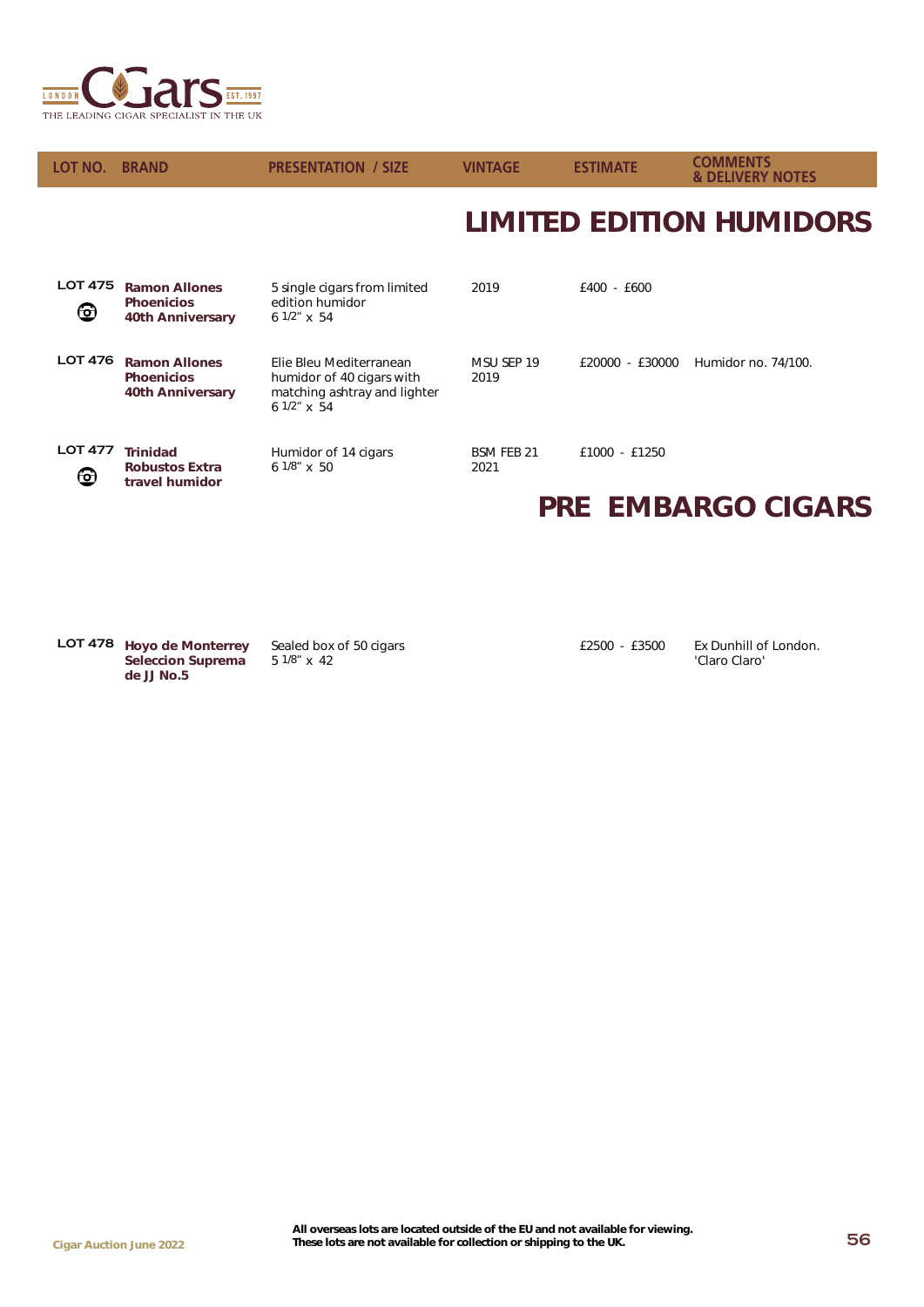| LOT NO. | BRAND | PRESENTATION / SIZE | VINTAGE | ESTIMATE | COMMENTS & DELIVERY NOTES |
|---|---|---|---|---|---|

## LIMITED EDITION HUMIDORS

| LOT NO. | BRAND | PRESENTATION / SIZE | VINTAGE | ESTIMATE | COMMENTS & DELIVERY NOTES |
|---|---|---|---|---|---|
| LOT 475 | **Ramon Allones Phoenicios 40th Anniversary** | 5 single cigars from limited edition humidor 6 1/2" x 54 | 2019 | £400 - £600 | |
| LOT 476 | **Ramon Allones Phoenicios 40th Anniversary** | Elie Bleu Mediterranean humidor of 40 cigars with matching ashtray and lighter 6 1/2" x 54 | MSU SEP 19 2019 | £20000 - £30000 | Humidor no. 74/100. |
| LOT 477 | **Trinidad Robustos Extra travel humidor** | Humidor of 14 cigars 6 1/8" x 50 | BSM FEB 21 2021 | £1000 - £1250 | |

## PRE EMBARGO CIGARS

| LOT NO. | BRAND | PRESENTATION / SIZE | VINTAGE | ESTIMATE | COMMENTS & DELIVERY NOTES |
|---|---|---|---|---|---|
| LOT 478 | **Hoyo de Monterrey Seleccion Suprema de JJ No.5** | Sealed box of 50 cigars 5 1/8" x 42 | | £2500 - £3500 | Ex Dunhill of London. 'Claro Claro' |

**All overseas lots are located outside of the EU and not available for viewing. These lots are not available for collection or shipping to the UK.**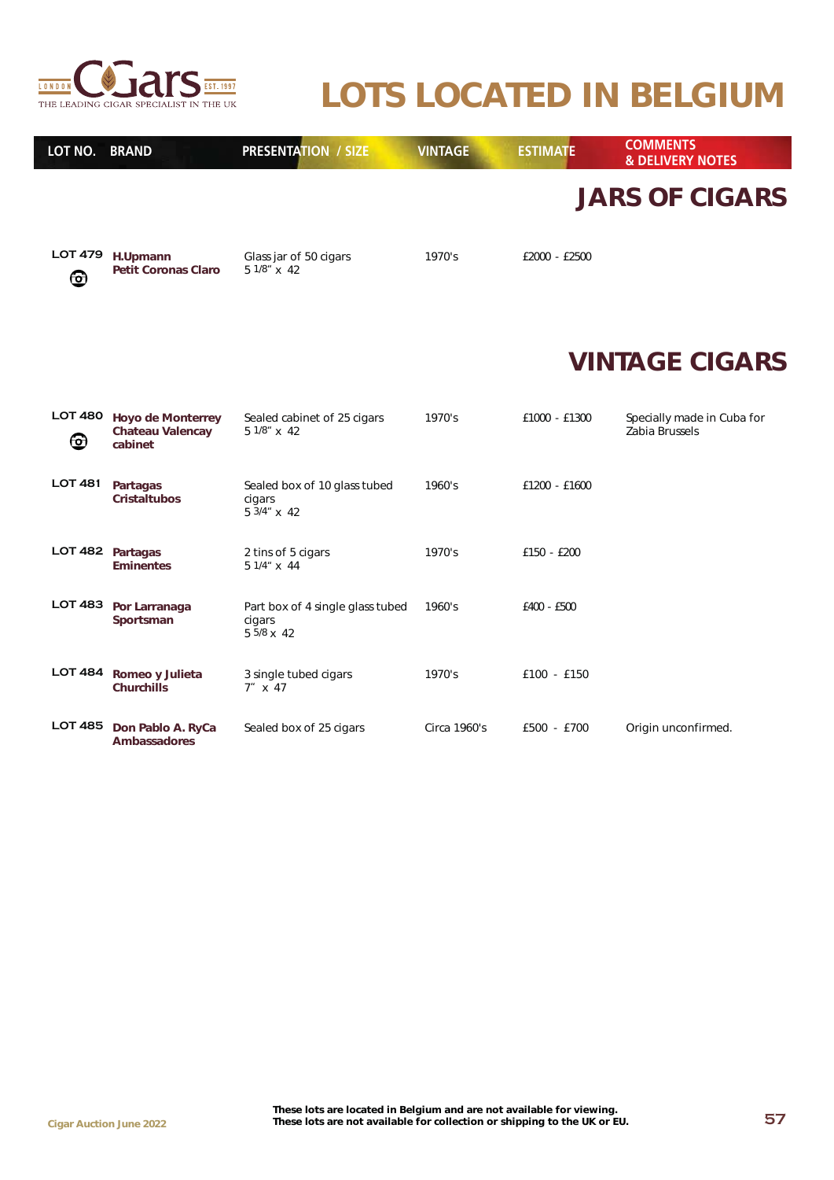# LOTS LOCATED IN BELGIUM

| LOT NO. | BRAND | PRESENTATION / SIZE | VINTAGE | ESTIMATE | COMMENTS & DELIVERY NOTES |
|---|---|---|---|---|---|

## JARS OF CIGARS

| LOT NO. | BRAND | PRESENTATION / SIZE | VINTAGE | ESTIMATE | COMMENTS & DELIVERY NOTES |
|---|---|---|---|---|---|
| LOT 479 | **H.Upmann Petit Coronas Claro** | Glass jar of 50 cigars 5 1/8" x 42 | 1970's | £2000 - £2500 | |

## VINTAGE CIGARS

| LOT NO. | BRAND | PRESENTATION / SIZE | VINTAGE | ESTIMATE | COMMENTS & DELIVERY NOTES |
|---|---|---|---|---|---|
| LOT 480 | **Hoyo de Monterrey Chateau Valencay cabinet** | Sealed cabinet of 25 cigars 5 1/8" x 42 | 1970's | £1000 - £1300 | Specially made in Cuba for Zabia Brussels |
| LOT 481 | **Partagas Cristaltubos** | Sealed box of 10 glass tubed cigars 5 3/4" x 42 | 1960's | £1200 - £1600 | |
| LOT 482 | **Partagas Eminentes** | 2 tins of 5 cigars 5 1/4" x 44 | 1970's | £150 - £200 | |
| LOT 483 | **Por Larranaga Sportsman** | Part box of 4 single glass tubed cigars 5 5/8 x 42 | 1960's | £400 - £500 | |
| LOT 484 | **Romeo y Julieta Churchills** | 3 single tubed cigars 7" x 47 | 1970's | £100 - £150 | |
| LOT 485 | **Don Pablo A. RyCa Ambassadores** | Sealed box of 25 cigars | Circa 1960's | £500 - £700 | Origin unconfirmed. |

**These lots are located in Belgium and are not available for viewing.**
**These lots are not available for collection or shipping to the UK or EU.**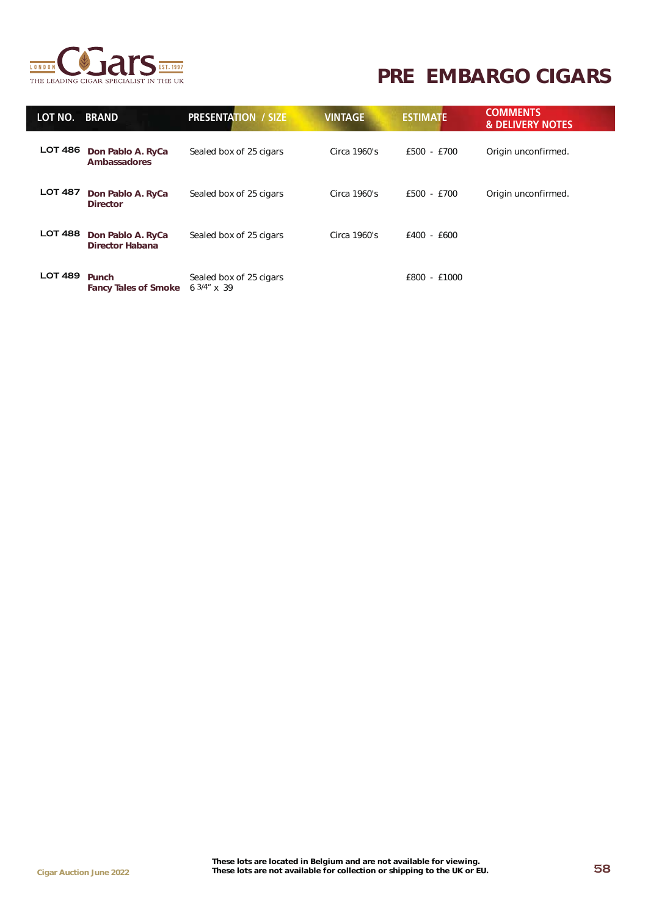# PRE EMBARGO CIGARS

| LOT NO. | BRAND | PRESENTATION / SIZE | VINTAGE | ESTIMATE | COMMENTS & DELIVERY NOTES |
|---|---|---|---|---|---|
| LOT 486 | **Don Pablo A. RyCa Ambassadores** | Sealed box of 25 cigars | Circa 1960's | £500 - £700 | Origin unconfirmed. |
| LOT 487 | **Don Pablo A. RyCa Director** | Sealed box of 25 cigars | Circa 1960's | £500 - £700 | Origin unconfirmed. |
| LOT 488 | **Don Pablo A. RyCa Director Habana** | Sealed box of 25 cigars | Circa 1960's | £400 - £600 | |
| LOT 489 | **Punch Fancy Tales of Smoke** | Sealed box of 25 cigars 6 3/4" x 39 | | £800 - £1000 | |

**These lots are located in Belgium and are not available for viewing.**
**These lots are not available for collection or shipping to the UK or EU.**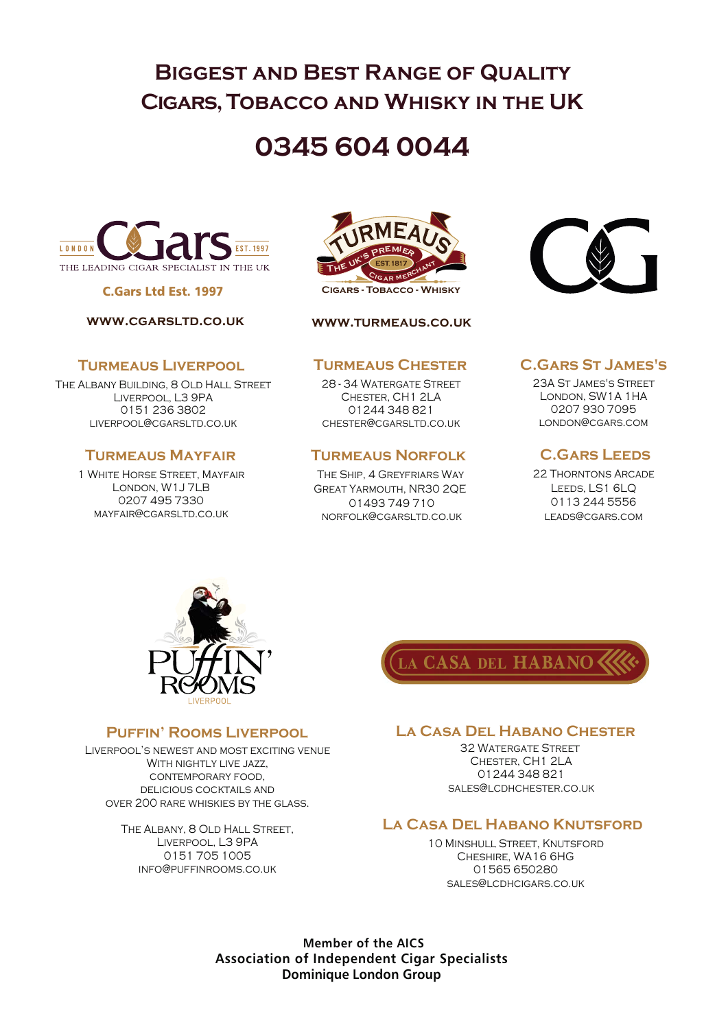# Biggest and Best Range of Quality Cigars, Tobacco and Whisky in the UK

# 0345 604 0044

C.Gars Ltd Est. 1997

WWW.CGARSLTD.CO.UK

WWW.TURMEAUS.CO.UK

### Turmeaus Liverpool

The Albany Building, 8 Old Hall Street
Liverpool, L3 9PA
0151 236 3802
liverpool@cgarsltd.co.uk

### Turmeaus Mayfair

1 White Horse Street, Mayfair
London, W1J 7LB
0207 495 7330
mayfair@cgarsltd.co.uk

### Turmeaus Chester

28 - 34 Watergate Street
Chester, CH1 2LA
01244 348 821
chester@cgarsltd.co.uk

### Turmeaus Norfolk

The Ship, 4 Greyfriars Way
Great Yarmouth, NR30 2QE
01493 749 710
norfolk@cgarsltd.co.uk

### C.Gars St James's

23A St James's Street
London, SW1A 1HA
0207 930 7095
london@cgars.com

### C.Gars Leeds

22 Thorntons Arcade
Leeds, LS1 6LQ
0113 244 5556
leads@cgars.com

### Puffin' Rooms Liverpool

Liverpool's newest and most exciting venue
With nightly live jazz,
contemporary food,
delicious cocktails and
over 200 rare whiskies by the glass.

The Albany, 8 Old Hall Street,
Liverpool, L3 9PA
0151 705 1005
info@puffinrooms.co.uk

### La Casa Del Habano Chester

32 Watergate Street
Chester, CH1 2LA
01244 348 821
sales@lcdhchester.co.uk

### La Casa Del Habano Knutsford

10 Minshull Street, Knutsford
Cheshire, WA16 6HG
01565 650280
sales@lcdhcigars.co.uk

**Member of the AICS**
**Association of Independent Cigar Specialists**
**Dominique London Group**